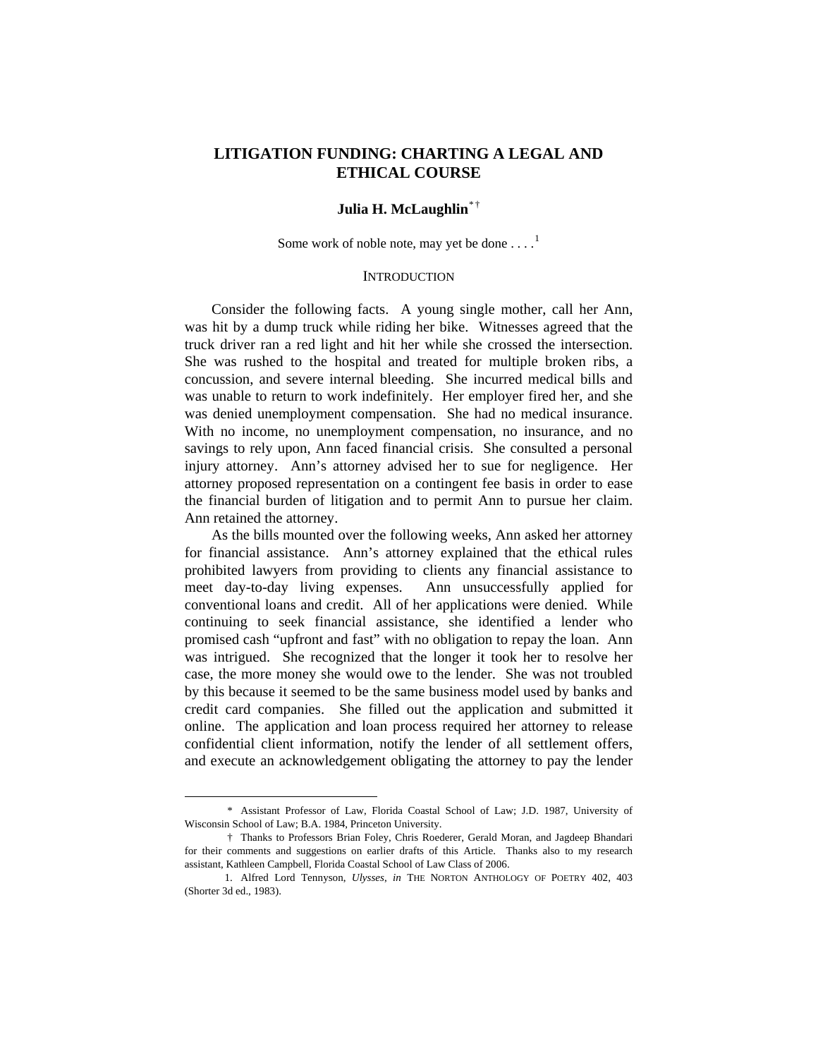# LITIGATION FUNDING: CHARTING A LEGAL AND ETHICAL COURSE

**Julia H. McLaughlin**[*] [†]

Some work of noble note, may yet be done . . . .[1]

## INTRODUCTION

Consider the following facts. A young single mother, call her Ann, was hit by a dump truck while riding her bike. Witnesses agreed that the truck driver ran a red light and hit her while she crossed the intersection. She was rushed to the hospital and treated for multiple broken ribs, a concussion, and severe internal bleeding. She incurred medical bills and was unable to return to work indefinitely. Her employer fired her, and she was denied unemployment compensation. She had no medical insurance. With no income, no unemployment compensation, no insurance, and no savings to rely upon, Ann faced financial crisis. She consulted a personal injury attorney. Ann's attorney advised her to sue for negligence. Her attorney proposed representation on a contingent fee basis in order to ease the financial burden of litigation and to permit Ann to pursue her claim. Ann retained the attorney.

As the bills mounted over the following weeks, Ann asked her attorney for financial assistance. Ann's attorney explained that the ethical rules prohibited lawyers from providing to clients any financial assistance to meet day-to-day living expenses. Ann unsuccessfully applied for conventional loans and credit. All of her applications were denied. While continuing to seek financial assistance, she identified a lender who promised cash "upfront and fast" with no obligation to repay the loan. Ann was intrigued. She recognized that the longer it took her to resolve her case, the more money she would owe to the lender. She was not troubled by this because it seemed to be the same business model used by banks and credit card companies. She filled out the application and submitted it online. The application and loan process required her attorney to release confidential client information, notify the lender of all settlement offers, and execute an acknowledgement obligating the attorney to pay the lender

---

[*] Assistant Professor of Law, Florida Coastal School of Law; J.D. 1987, University of Wisconsin School of Law; B.A. 1984, Princeton University.

[†] Thanks to Professors Brian Foley, Chris Roederer, Gerald Moran, and Jagdeep Bhandari for their comments and suggestions on earlier drafts of this Article. Thanks also to my research assistant, Kathleen Campbell, Florida Coastal School of Law Class of 2006.

1. Alfred Lord Tennyson, *Ulysses*, *in* THE NORTON ANTHOLOGY OF POETRY 402, 403 (Shorter 3d ed., 1983).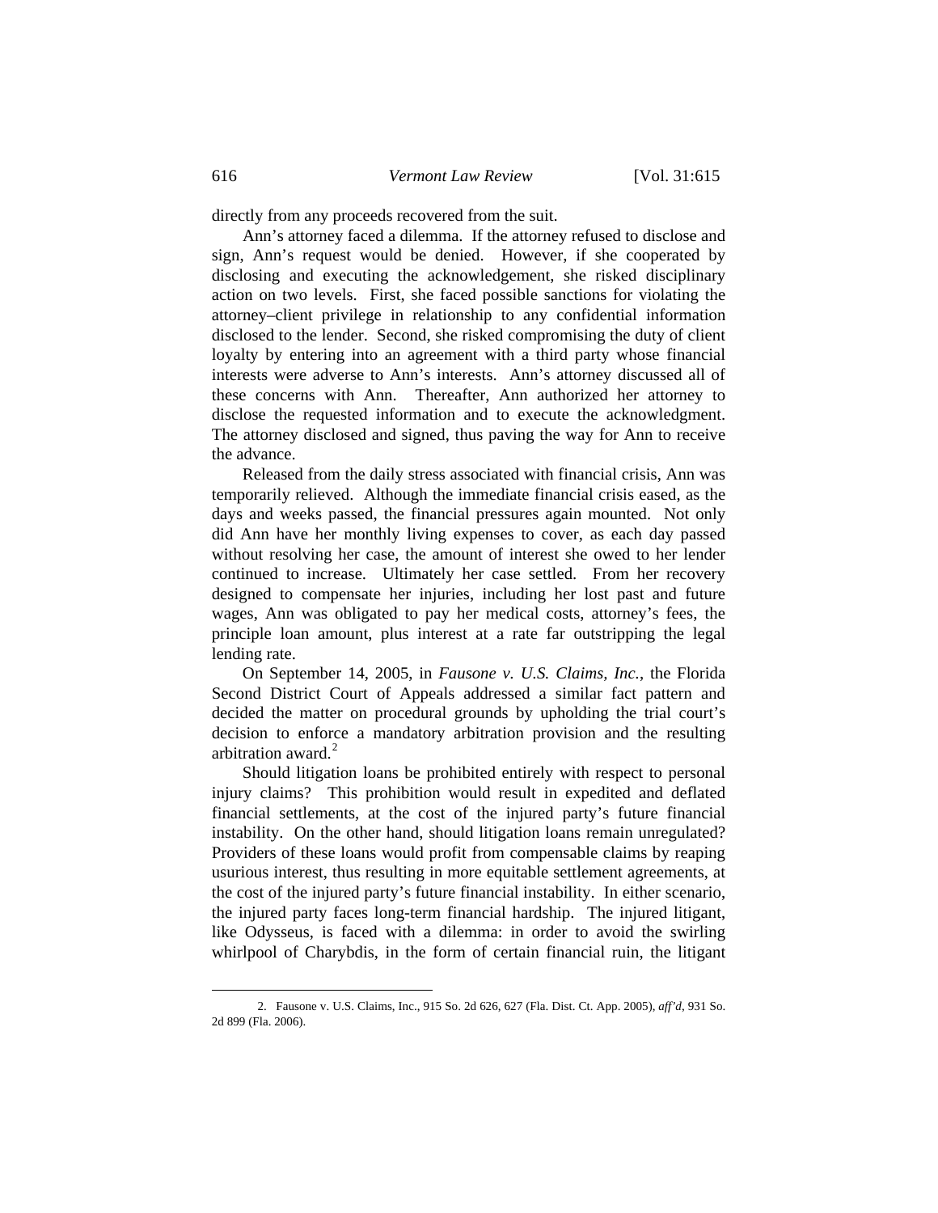directly from any proceeds recovered from the suit.

Ann's attorney faced a dilemma. If the attorney refused to disclose and sign, Ann's request would be denied. However, if she cooperated by disclosing and executing the acknowledgement, she risked disciplinary action on two levels. First, she faced possible sanctions for violating the attorney–client privilege in relationship to any confidential information disclosed to the lender. Second, she risked compromising the duty of client loyalty by entering into an agreement with a third party whose financial interests were adverse to Ann's interests. Ann's attorney discussed all of these concerns with Ann. Thereafter, Ann authorized her attorney to disclose the requested information and to execute the acknowledgment. The attorney disclosed and signed, thus paving the way for Ann to receive the advance.

Released from the daily stress associated with financial crisis, Ann was temporarily relieved. Although the immediate financial crisis eased, as the days and weeks passed, the financial pressures again mounted. Not only did Ann have her monthly living expenses to cover, as each day passed without resolving her case, the amount of interest she owed to her lender continued to increase. Ultimately her case settled. From her recovery designed to compensate her injuries, including her lost past and future wages, Ann was obligated to pay her medical costs, attorney's fees, the principle loan amount, plus interest at a rate far outstripping the legal lending rate.

On September 14, 2005, in *Fausone v. U.S. Claims, Inc.*, the Florida Second District Court of Appeals addressed a similar fact pattern and decided the matter on procedural grounds by upholding the trial court's decision to enforce a mandatory arbitration provision and the resulting arbitration award.[2]

Should litigation loans be prohibited entirely with respect to personal injury claims? This prohibition would result in expedited and deflated financial settlements, at the cost of the injured party's future financial instability. On the other hand, should litigation loans remain unregulated? Providers of these loans would profit from compensable claims by reaping usurious interest, thus resulting in more equitable settlement agreements, at the cost of the injured party's future financial instability. In either scenario, the injured party faces long-term financial hardship. The injured litigant, like Odysseus, is faced with a dilemma: in order to avoid the swirling whirlpool of Charybdis, in the form of certain financial ruin, the litigant

---

2. Fausone v. U.S. Claims, Inc., 915 So. 2d 626, 627 (Fla. Dist. Ct. App. 2005), *aff'd*, 931 So. 2d 899 (Fla. 2006).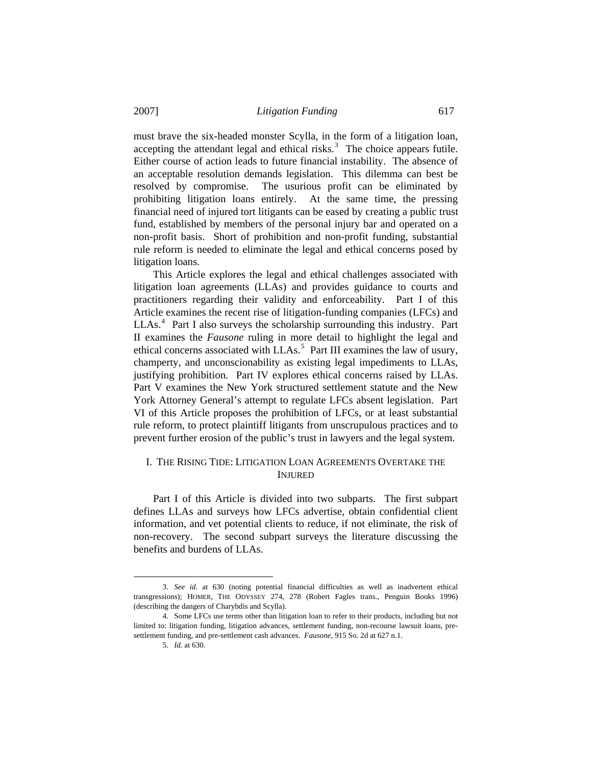must brave the six-headed monster Scylla, in the form of a litigation loan, accepting the attendant legal and ethical risks.[3] The choice appears futile. Either course of action leads to future financial instability. The absence of an acceptable resolution demands legislation. This dilemma can best be resolved by compromise. The usurious profit can be eliminated by prohibiting litigation loans entirely. At the same time, the pressing financial need of injured tort litigants can be eased by creating a public trust fund, established by members of the personal injury bar and operated on a non-profit basis. Short of prohibition and non-profit funding, substantial rule reform is needed to eliminate the legal and ethical concerns posed by litigation loans.

This Article explores the legal and ethical challenges associated with litigation loan agreements (LLAs) and provides guidance to courts and practitioners regarding their validity and enforceability. Part I of this Article examines the recent rise of litigation-funding companies (LFCs) and LLAs.[4] Part I also surveys the scholarship surrounding this industry. Part II examines the *Fausone* ruling in more detail to highlight the legal and ethical concerns associated with LLAs.[5] Part III examines the law of usury, champerty, and unconscionability as existing legal impediments to LLAs, justifying prohibition. Part IV explores ethical concerns raised by LLAs. Part V examines the New York structured settlement statute and the New York Attorney General's attempt to regulate LFCs absent legislation. Part VI of this Article proposes the prohibition of LFCs, or at least substantial rule reform, to protect plaintiff litigants from unscrupulous practices and to prevent further erosion of the public's trust in lawyers and the legal system.

## I. The Rising Tide: Litigation Loan Agreements Overtake the Injured

Part I of this Article is divided into two subparts. The first subpart defines LLAs and surveys how LFCs advertise, obtain confidential client information, and vet potential clients to reduce, if not eliminate, the risk of non-recovery. The second subpart surveys the literature discussing the benefits and burdens of LLAs.

---

3. *See id.* at 630 (noting potential financial difficulties as well as inadvertent ethical transgressions); HOMER, THE ODYSSEY 274, 278 (Robert Fagles trans., Penguin Books 1996) (describing the dangers of Charybdis and Scylla).

4. Some LFCs use terms other than litigation loan to refer to their products, including but not limited to: litigation funding, litigation advances, settlement funding, non-recourse lawsuit loans, pre-settlement funding, and pre-settlement cash advances. *Fausone*, 915 So. 2d at 627 n.1.

5. *Id.* at 630.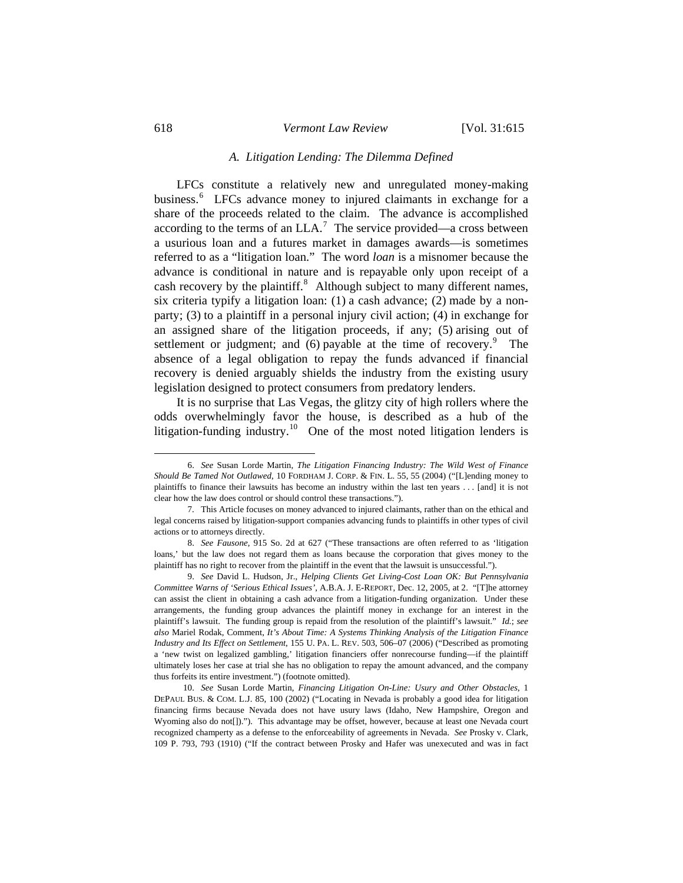### A. Litigation Lending: The Dilemma Defined

LFCs constitute a relatively new and unregulated money-making business.[6] LFCs advance money to injured claimants in exchange for a share of the proceeds related to the claim. The advance is accomplished according to the terms of an LLA.[7] The service provided—a cross between a usurious loan and a futures market in damages awards—is sometimes referred to as a "litigation loan." The word *loan* is a misnomer because the advance is conditional in nature and is repayable only upon receipt of a cash recovery by the plaintiff.[8] Although subject to many different names, six criteria typify a litigation loan: (1) a cash advance; (2) made by a non-party; (3) to a plaintiff in a personal injury civil action; (4) in exchange for an assigned share of the litigation proceeds, if any; (5) arising out of settlement or judgment; and (6) payable at the time of recovery.[9] The absence of a legal obligation to repay the funds advanced if financial recovery is denied arguably shields the industry from the existing usury legislation designed to protect consumers from predatory lenders.

It is no surprise that Las Vegas, the glitzy city of high rollers where the odds overwhelmingly favor the house, is described as a hub of the litigation-funding industry.[10] One of the most noted litigation lenders is

---

6. *See* Susan Lorde Martin, *The Litigation Financing Industry: The Wild West of Finance Should Be Tamed Not Outlawed*, 10 FORDHAM J. CORP. & FIN. L. 55, 55 (2004) ("[L]ending money to plaintiffs to finance their lawsuits has become an industry within the last ten years . . . [and] it is not clear how the law does control or should control these transactions.").

7. This Article focuses on money advanced to injured claimants, rather than on the ethical and legal concerns raised by litigation-support companies advancing funds to plaintiffs in other types of civil actions or to attorneys directly.

8. *See Fausone*, 915 So. 2d at 627 ("These transactions are often referred to as 'litigation loans,' but the law does not regard them as loans because the corporation that gives money to the plaintiff has no right to recover from the plaintiff in the event that the lawsuit is unsuccessful.").

9. *See* David L. Hudson, Jr., *Helping Clients Get Living-Cost Loan OK: But Pennsylvania Committee Warns of 'Serious Ethical Issues'*, A.B.A. J. E-REPORT, Dec. 12, 2005, at 2. "[T]he attorney can assist the client in obtaining a cash advance from a litigation-funding organization. Under these arrangements, the funding group advances the plaintiff money in exchange for an interest in the plaintiff's lawsuit. The funding group is repaid from the resolution of the plaintiff's lawsuit." *Id.*; *see also* Mariel Rodak, Comment, *It's About Time: A Systems Thinking Analysis of the Litigation Finance Industry and Its Effect on Settlement*, 155 U. PA. L. REV. 503, 506–07 (2006) ("Described as promoting a 'new twist on legalized gambling,' litigation financiers offer nonrecourse funding—if the plaintiff ultimately loses her case at trial she has no obligation to repay the amount advanced, and the company thus forfeits its entire investment.") (footnote omitted).

10. *See* Susan Lorde Martin, *Financing Litigation On-Line: Usury and Other Obstacles*, 1 DEPAUL BUS. & COM. L.J. 85, 100 (2002) ("Locating in Nevada is probably a good idea for litigation financing firms because Nevada does not have usury laws (Idaho, New Hampshire, Oregon and Wyoming also do not[])."). This advantage may be offset, however, because at least one Nevada court recognized champerty as a defense to the enforceability of agreements in Nevada. *See* Prosky v. Clark, 109 P. 793, 793 (1910) ("If the contract between Prosky and Hafer was unexecuted and was in fact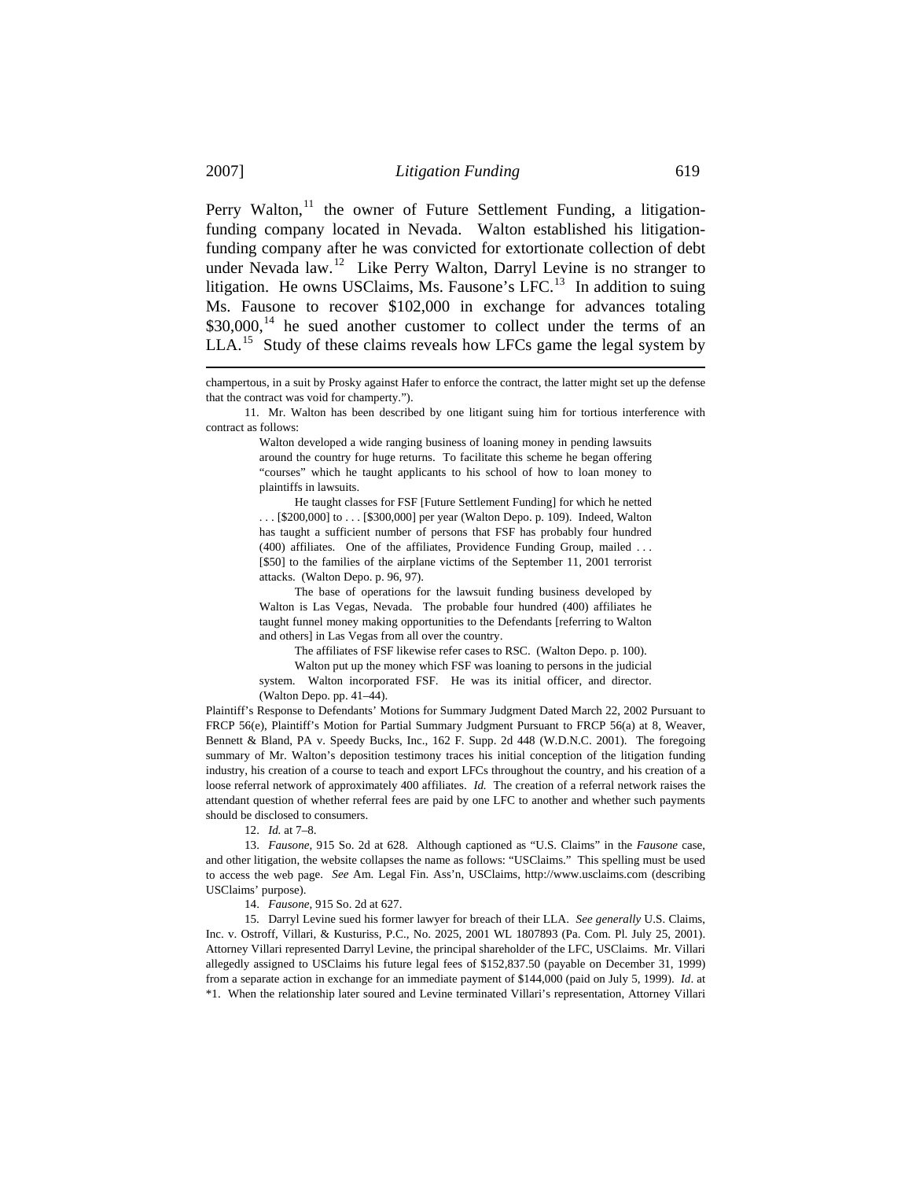Perry Walton,[11] the owner of Future Settlement Funding, a litigation-funding company located in Nevada. Walton established his litigation-funding company after he was convicted for extortionate collection of debt under Nevada law.[12] Like Perry Walton, Darryl Levine is no stranger to litigation. He owns USClaims, Ms. Fausone's LFC.[13] In addition to suing Ms. Fausone to recover $102,000 in exchange for advances totaling $30,000,[14] he sued another customer to collect under the terms of an LLA.[15] Study of these claims reveals how LFCs game the legal system by

---

champertous, in a suit by Prosky against Hafer to enforce the contract, the latter might set up the defense that the contract was void for champerty.").

11. Mr. Walton has been described by one litigant suing him for tortious interference with contract as follows:

> Walton developed a wide ranging business of loaning money in pending lawsuits around the country for huge returns. To facilitate this scheme he began offering "courses" which he taught applicants to his school of how to loan money to plaintiffs in lawsuits.
>
> He taught classes for FSF [Future Settlement Funding] for which he netted . . . [$200,000] to . . . [$300,000] per year (Walton Depo. p. 109). Indeed, Walton has taught a sufficient number of persons that FSF has probably four hundred (400) affiliates. One of the affiliates, Providence Funding Group, mailed . . . [$50] to the families of the airplane victims of the September 11, 2001 terrorist attacks. (Walton Depo. p. 96, 97).
>
> The base of operations for the lawsuit funding business developed by Walton is Las Vegas, Nevada. The probable four hundred (400) affiliates he taught funnel money making opportunities to the Defendants [referring to Walton and others] in Las Vegas from all over the country.
>
> The affiliates of FSF likewise refer cases to RSC. (Walton Depo. p. 100).
>
> Walton put up the money which FSF was loaning to persons in the judicial system. Walton incorporated FSF. He was its initial officer, and director. (Walton Depo. pp. 41–44).

Plaintiff's Response to Defendants' Motions for Summary Judgment Dated March 22, 2002 Pursuant to FRCP 56(e), Plaintiff's Motion for Partial Summary Judgment Pursuant to FRCP 56(a) at 8, Weaver, Bennett & Bland, PA v. Speedy Bucks, Inc., 162 F. Supp. 2d 448 (W.D.N.C. 2001). The foregoing summary of Mr. Walton's deposition testimony traces his initial conception of the litigation funding industry, his creation of a course to teach and export LFCs throughout the country, and his creation of a loose referral network of approximately 400 affiliates. *Id.* The creation of a referral network raises the attendant question of whether referral fees are paid by one LFC to another and whether such payments should be disclosed to consumers.

12. *Id.* at 7–8.

13. *Fausone*, 915 So. 2d at 628. Although captioned as "U.S. Claims" in the *Fausone* case, and other litigation, the website collapses the name as follows: "USClaims." This spelling must be used to access the web page. *See* Am. Legal Fin. Ass'n, USClaims, http://www.usclaims.com (describing USClaims' purpose).

14. *Fausone*, 915 So. 2d at 627.

15. Darryl Levine sued his former lawyer for breach of their LLA. *See generally* U.S. Claims, Inc. v. Ostroff, Villari, & Kusturiss, P.C., No. 2025, 2001 WL 1807893 (Pa. Com. Pl. July 25, 2001). Attorney Villari represented Darryl Levine, the principal shareholder of the LFC, USClaims. Mr. Villari allegedly assigned to USClaims his future legal fees of $152,837.50 (payable on December 31, 1999) from a separate action in exchange for an immediate payment of $144,000 (paid on July 5, 1999). *Id*. at \*1. When the relationship later soured and Levine terminated Villari's representation, Attorney Villari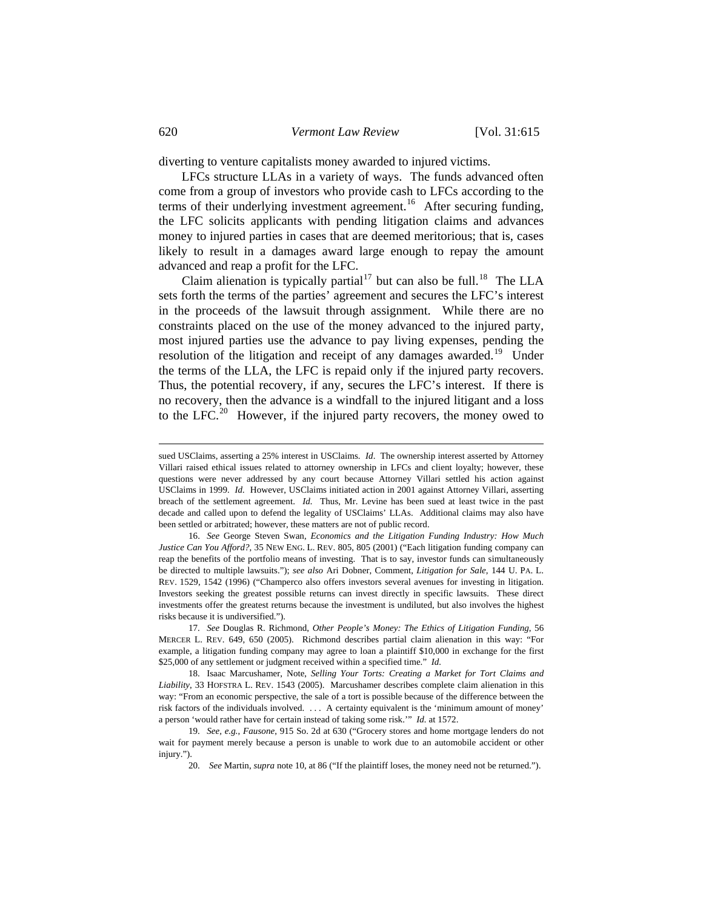diverting to venture capitalists money awarded to injured victims.

LFCs structure LLAs in a variety of ways. The funds advanced often come from a group of investors who provide cash to LFCs according to the terms of their underlying investment agreement.[16] After securing funding, the LFC solicits applicants with pending litigation claims and advances money to injured parties in cases that are deemed meritorious; that is, cases likely to result in a damages award large enough to repay the amount advanced and reap a profit for the LFC.

Claim alienation is typically partial[17] but can also be full.[18] The LLA sets forth the terms of the parties' agreement and secures the LFC's interest in the proceeds of the lawsuit through assignment. While there are no constraints placed on the use of the money advanced to the injured party, most injured parties use the advance to pay living expenses, pending the resolution of the litigation and receipt of any damages awarded.[19] Under the terms of the LLA, the LFC is repaid only if the injured party recovers. Thus, the potential recovery, if any, secures the LFC's interest. If there is no recovery, then the advance is a windfall to the injured litigant and a loss to the LFC.[20] However, if the injured party recovers, the money owed to

---

sued USClaims, asserting a 25% interest in USClaims. *Id*. The ownership interest asserted by Attorney Villari raised ethical issues related to attorney ownership in LFCs and client loyalty; however, these questions were never addressed by any court because Attorney Villari settled his action against USClaims in 1999. *Id.* However, USClaims initiated action in 2001 against Attorney Villari, asserting breach of the settlement agreement. *Id.* Thus, Mr. Levine has been sued at least twice in the past decade and called upon to defend the legality of USClaims' LLAs. Additional claims may also have been settled or arbitrated; however, these matters are not of public record.

16. *See* George Steven Swan, *Economics and the Litigation Funding Industry: How Much Justice Can You Afford?*, 35 NEW ENG. L. REV. 805, 805 (2001) ("Each litigation funding company can reap the benefits of the portfolio means of investing. That is to say, investor funds can simultaneously be directed to multiple lawsuits."); *see also* Ari Dobner, Comment, *Litigation for Sale*, 144 U. PA. L. REV. 1529, 1542 (1996) ("Champerco also offers investors several avenues for investing in litigation. Investors seeking the greatest possible returns can invest directly in specific lawsuits. These direct investments offer the greatest returns because the investment is undiluted, but also involves the highest risks because it is undiversified.").

17. *See* Douglas R. Richmond, *Other People's Money: The Ethics of Litigation Funding*, 56 MERCER L. REV. 649, 650 (2005). Richmond describes partial claim alienation in this way: "For example, a litigation funding company may agree to loan a plaintiff $10,000 in exchange for the first $25,000 of any settlement or judgment received within a specified time." *Id.*

18. Isaac Marcushamer, Note, *Selling Your Torts: Creating a Market for Tort Claims and Liability*, 33 HOFSTRA L. REV. 1543 (2005). Marcushamer describes complete claim alienation in this way: "From an economic perspective, the sale of a tort is possible because of the difference between the risk factors of the individuals involved. . . . A certainty equivalent is the 'minimum amount of money' a person 'would rather have for certain instead of taking some risk.'" *Id.* at 1572.

19. *See, e.g.*, *Fausone*, 915 So. 2d at 630 ("Grocery stores and home mortgage lenders do not wait for payment merely because a person is unable to work due to an automobile accident or other injury.").

20. *See* Martin, *supra* note 10, at 86 ("If the plaintiff loses, the money need not be returned.").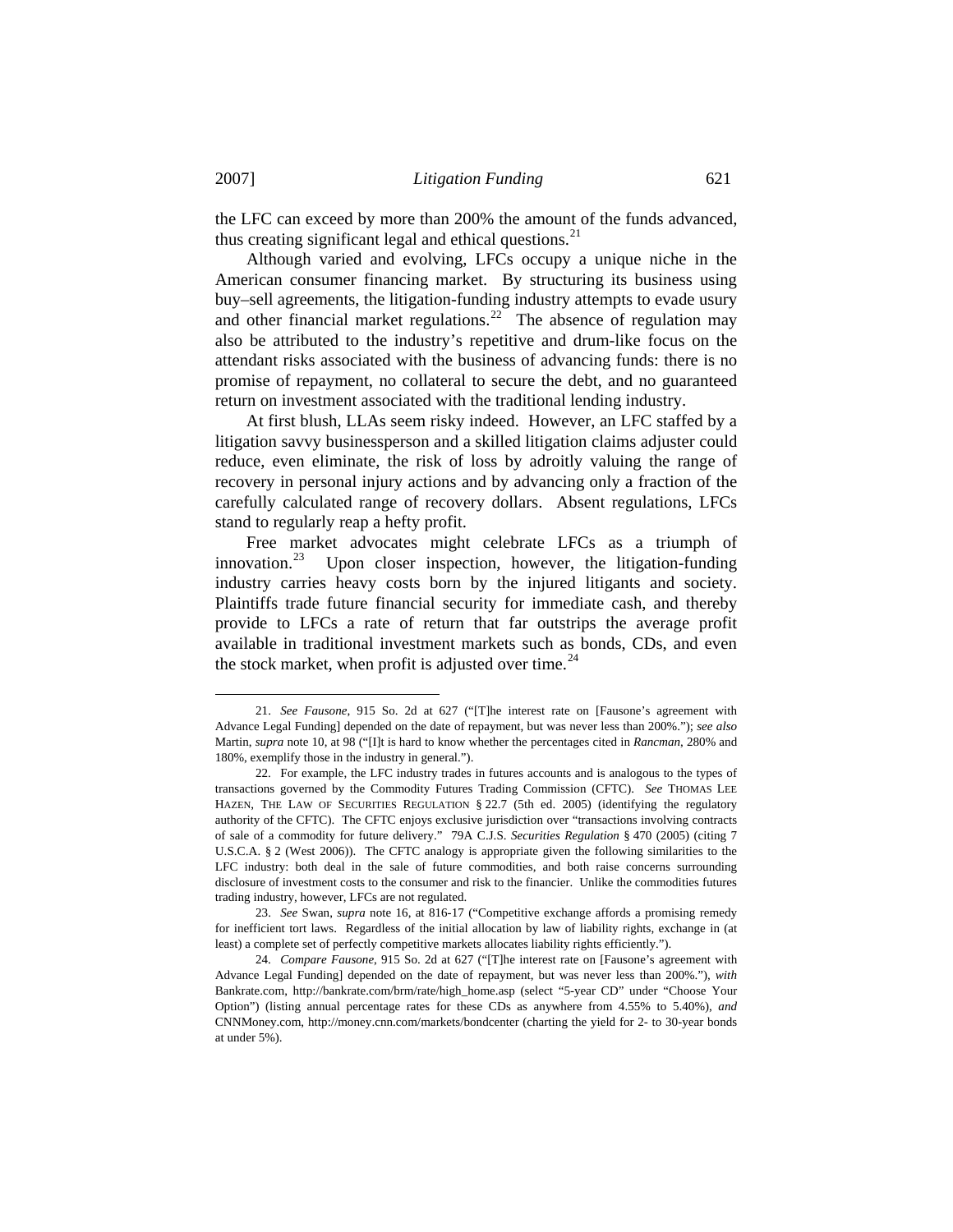the LFC can exceed by more than 200% the amount of the funds advanced, thus creating significant legal and ethical questions.[21]

Although varied and evolving, LFCs occupy a unique niche in the American consumer financing market. By structuring its business using buy–sell agreements, the litigation-funding industry attempts to evade usury and other financial market regulations.[22] The absence of regulation may also be attributed to the industry's repetitive and drum-like focus on the attendant risks associated with the business of advancing funds: there is no promise of repayment, no collateral to secure the debt, and no guaranteed return on investment associated with the traditional lending industry.

At first blush, LLAs seem risky indeed. However, an LFC staffed by a litigation savvy businessperson and a skilled litigation claims adjuster could reduce, even eliminate, the risk of loss by adroitly valuing the range of recovery in personal injury actions and by advancing only a fraction of the carefully calculated range of recovery dollars. Absent regulations, LFCs stand to regularly reap a hefty profit.

Free market advocates might celebrate LFCs as a triumph of innovation.[23] Upon closer inspection, however, the litigation-funding industry carries heavy costs born by the injured litigants and society. Plaintiffs trade future financial security for immediate cash, and thereby provide to LFCs a rate of return that far outstrips the average profit available in traditional investment markets such as bonds, CDs, and even the stock market, when profit is adjusted over time.[24]

---

21. *See Fausone*, 915 So. 2d at 627 ("[T]he interest rate on [Fausone's agreement with Advance Legal Funding] depended on the date of repayment, but was never less than 200%."); *see also* Martin, *supra* note 10, at 98 ("[I]t is hard to know whether the percentages cited in *Rancman*, 280% and 180%, exemplify those in the industry in general.").

22. For example, the LFC industry trades in futures accounts and is analogous to the types of transactions governed by the Commodity Futures Trading Commission (CFTC). *See* THOMAS LEE HAZEN, THE LAW OF SECURITIES REGULATION § 22.7 (5th ed. 2005) (identifying the regulatory authority of the CFTC). The CFTC enjoys exclusive jurisdiction over "transactions involving contracts of sale of a commodity for future delivery." 79A C.J.S. *Securities Regulation* § 470 (2005) (citing 7 U.S.C.A. § 2 (West 2006)). The CFTC analogy is appropriate given the following similarities to the LFC industry: both deal in the sale of future commodities, and both raise concerns surrounding disclosure of investment costs to the consumer and risk to the financier. Unlike the commodities futures trading industry, however, LFCs are not regulated.

23. *See* Swan, *supra* note 16, at 816-17 ("Competitive exchange affords a promising remedy for inefficient tort laws. Regardless of the initial allocation by law of liability rights, exchange in (at least) a complete set of perfectly competitive markets allocates liability rights efficiently.").

24. *Compare Fausone*, 915 So. 2d at 627 ("[T]he interest rate on [Fausone's agreement with Advance Legal Funding] depended on the date of repayment, but was never less than 200%."), *with* Bankrate.com, http://bankrate.com/brm/rate/high_home.asp (select "5-year CD" under "Choose Your Option") (listing annual percentage rates for these CDs as anywhere from 4.55% to 5.40%), *and* CNNMoney.com, http://money.cnn.com/markets/bondcenter (charting the yield for 2- to 30-year bonds at under 5%).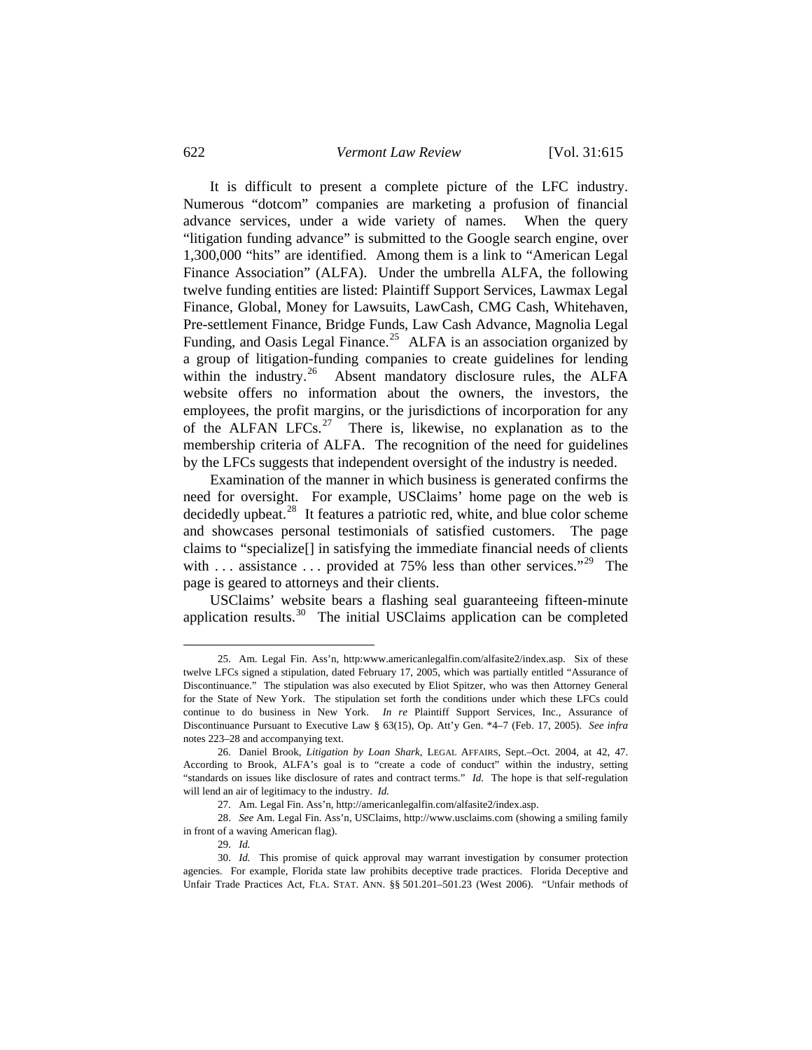It is difficult to present a complete picture of the LFC industry. Numerous "dotcom" companies are marketing a profusion of financial advance services, under a wide variety of names. When the query "litigation funding advance" is submitted to the Google search engine, over 1,300,000 "hits" are identified. Among them is a link to "American Legal Finance Association" (ALFA). Under the umbrella ALFA, the following twelve funding entities are listed: Plaintiff Support Services, Lawmax Legal Finance, Global, Money for Lawsuits, LawCash, CMG Cash, Whitehaven, Pre-settlement Finance, Bridge Funds, Law Cash Advance, Magnolia Legal Funding, and Oasis Legal Finance.[25] ALFA is an association organized by a group of litigation-funding companies to create guidelines for lending within the industry.[26] Absent mandatory disclosure rules, the ALFA website offers no information about the owners, the investors, the employees, the profit margins, or the jurisdictions of incorporation for any of the ALFAN LFCs.[27] There is, likewise, no explanation as to the membership criteria of ALFA. The recognition of the need for guidelines by the LFCs suggests that independent oversight of the industry is needed.

Examination of the manner in which business is generated confirms the need for oversight. For example, USClaims' home page on the web is decidedly upbeat.[28] It features a patriotic red, white, and blue color scheme and showcases personal testimonials of satisfied customers. The page claims to "specialize[] in satisfying the immediate financial needs of clients with . . . assistance . . . provided at 75% less than other services."[29] The page is geared to attorneys and their clients.

USClaims' website bears a flashing seal guaranteeing fifteen-minute application results.[30] The initial USClaims application can be completed

---

25. Am. Legal Fin. Ass'n, http:www.americanlegalfin.com/alfasite2/index.asp. Six of these twelve LFCs signed a stipulation, dated February 17, 2005, which was partially entitled "Assurance of Discontinuance." The stipulation was also executed by Eliot Spitzer, who was then Attorney General for the State of New York. The stipulation set forth the conditions under which these LFCs could continue to do business in New York. *In re* Plaintiff Support Services, Inc., Assurance of Discontinuance Pursuant to Executive Law § 63(15), Op. Att'y Gen. *4–7 (Feb. 17, 2005). *See infra* notes 223–28 and accompanying text.

26. Daniel Brook, *Litigation by Loan Shark*, LEGAL AFFAIRS, Sept.–Oct. 2004, at 42, 47. According to Brook, ALFA's goal is to "create a code of conduct" within the industry, setting "standards on issues like disclosure of rates and contract terms." *Id.* The hope is that self-regulation will lend an air of legitimacy to the industry. *Id.*

27. Am. Legal Fin. Ass'n, http://americanlegalfin.com/alfasite2/index.asp.

28. *See* Am. Legal Fin. Ass'n, USClaims, http://www.usclaims.com (showing a smiling family in front of a waving American flag).

29. *Id.*

30. *Id.* This promise of quick approval may warrant investigation by consumer protection agencies. For example, Florida state law prohibits deceptive trade practices. Florida Deceptive and Unfair Trade Practices Act, FLA. STAT. ANN. §§ 501.201–501.23 (West 2006). "Unfair methods of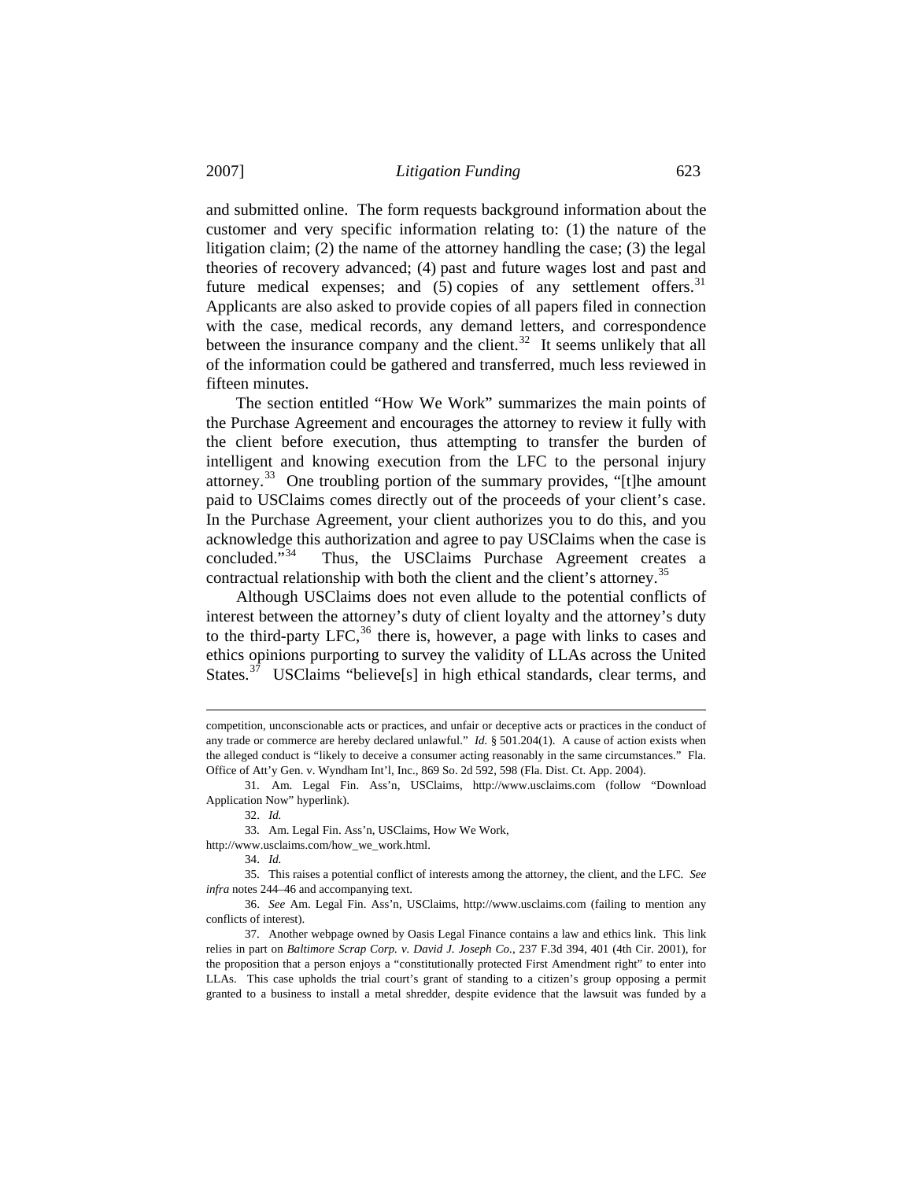and submitted online. The form requests background information about the customer and very specific information relating to: (1) the nature of the litigation claim; (2) the name of the attorney handling the case; (3) the legal theories of recovery advanced; (4) past and future wages lost and past and future medical expenses; and (5) copies of any settlement offers.[31] Applicants are also asked to provide copies of all papers filed in connection with the case, medical records, any demand letters, and correspondence between the insurance company and the client.[32] It seems unlikely that all of the information could be gathered and transferred, much less reviewed in fifteen minutes.

The section entitled "How We Work" summarizes the main points of the Purchase Agreement and encourages the attorney to review it fully with the client before execution, thus attempting to transfer the burden of intelligent and knowing execution from the LFC to the personal injury attorney.[33] One troubling portion of the summary provides, "[t]he amount paid to USClaims comes directly out of the proceeds of your client's case. In the Purchase Agreement, your client authorizes you to do this, and you acknowledge this authorization and agree to pay USClaims when the case is concluded."[34] Thus, the USClaims Purchase Agreement creates a contractual relationship with both the client and the client's attorney.[35]

Although USClaims does not even allude to the potential conflicts of interest between the attorney's duty of client loyalty and the attorney's duty to the third-party LFC,[36] there is, however, a page with links to cases and ethics opinions purporting to survey the validity of LLAs across the United States.[37] USClaims "believe[s] in high ethical standards, clear terms, and

---

competition, unconscionable acts or practices, and unfair or deceptive acts or practices in the conduct of any trade or commerce are hereby declared unlawful." *Id.* § 501.204(1). A cause of action exists when the alleged conduct is "likely to deceive a consumer acting reasonably in the same circumstances." Fla. Office of Att'y Gen. v. Wyndham Int'l, Inc., 869 So. 2d 592, 598 (Fla. Dist. Ct. App. 2004).

31. Am. Legal Fin. Ass'n, USClaims, http://www.usclaims.com (follow "Download Application Now" hyperlink).

32. *Id.*

33. Am. Legal Fin. Ass'n, USClaims, How We Work, http://www.usclaims.com/how_we_work.html.

34. *Id.*

35. This raises a potential conflict of interests among the attorney, the client, and the LFC. *See infra* notes 244–46 and accompanying text.

36. *See* Am. Legal Fin. Ass'n, USClaims, http://www.usclaims.com (failing to mention any conflicts of interest).

37. Another webpage owned by Oasis Legal Finance contains a law and ethics link. This link relies in part on *Baltimore Scrap Corp. v. David J. Joseph Co.*, 237 F.3d 394, 401 (4th Cir. 2001), for the proposition that a person enjoys a "constitutionally protected First Amendment right" to enter into LLAs. This case upholds the trial court's grant of standing to a citizen's group opposing a permit granted to a business to install a metal shredder, despite evidence that the lawsuit was funded by a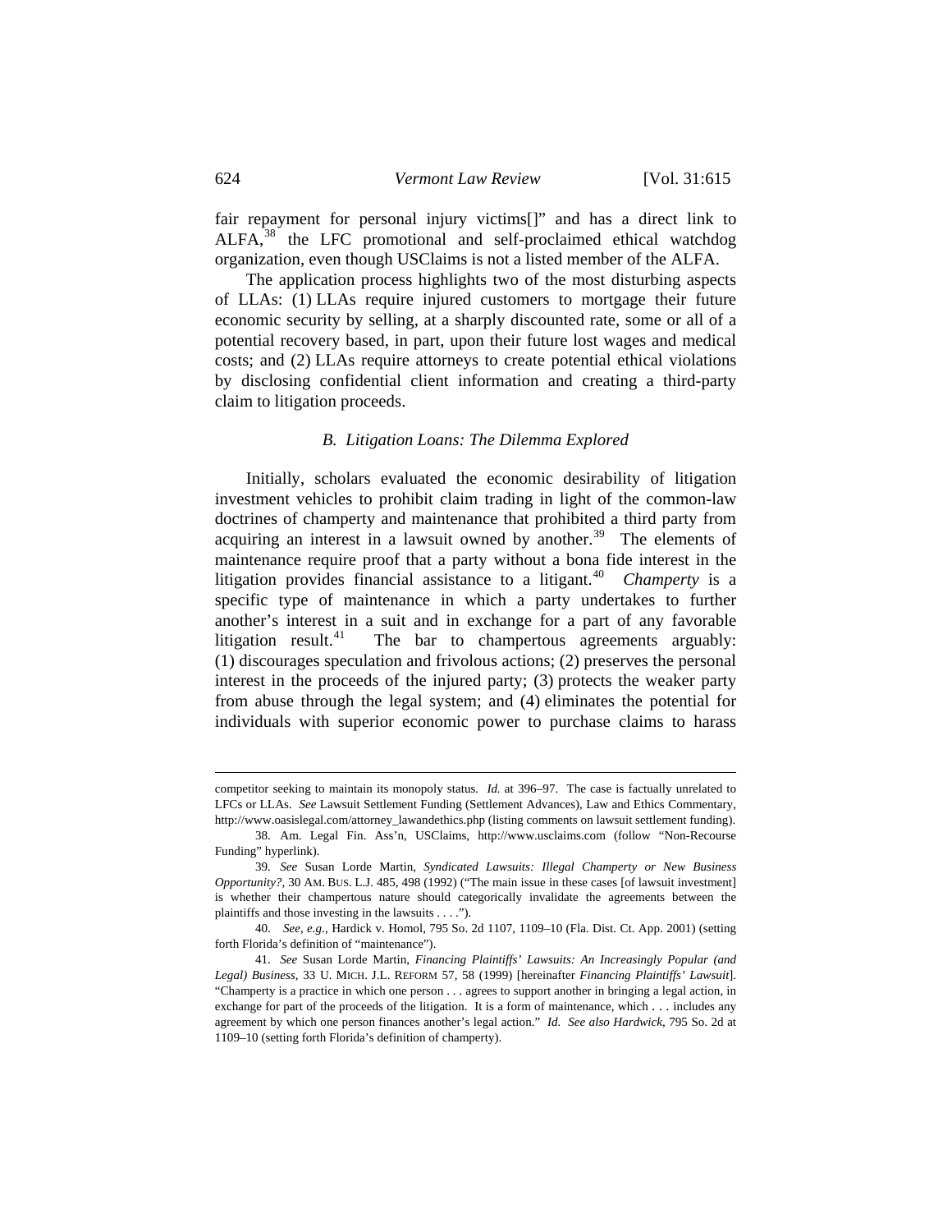fair repayment for personal injury victims[]" and has a direct link to ALFA,[38] the LFC promotional and self-proclaimed ethical watchdog organization, even though USClaims is not a listed member of the ALFA.

The application process highlights two of the most disturbing aspects of LLAs: (1) LLAs require injured customers to mortgage their future economic security by selling, at a sharply discounted rate, some or all of a potential recovery based, in part, upon their future lost wages and medical costs; and (2) LLAs require attorneys to create potential ethical violations by disclosing confidential client information and creating a third-party claim to litigation proceeds.

### *B. Litigation Loans: The Dilemma Explored*

Initially, scholars evaluated the economic desirability of litigation investment vehicles to prohibit claim trading in light of the common-law doctrines of champerty and maintenance that prohibited a third party from acquiring an interest in a lawsuit owned by another.[39] The elements of maintenance require proof that a party without a bona fide interest in the litigation provides financial assistance to a litigant.[40] *Champerty* is a specific type of maintenance in which a party undertakes to further another's interest in a suit and in exchange for a part of any favorable litigation result.[41] The bar to champertous agreements arguably: (1) discourages speculation and frivolous actions; (2) preserves the personal interest in the proceeds of the injured party; (3) protects the weaker party from abuse through the legal system; and (4) eliminates the potential for individuals with superior economic power to purchase claims to harass

---

competitor seeking to maintain its monopoly status. *Id.* at 396–97. The case is factually unrelated to LFCs or LLAs. *See* Lawsuit Settlement Funding (Settlement Advances), Law and Ethics Commentary, http://www.oasislegal.com/attorney_lawandethics.php (listing comments on lawsuit settlement funding).

38. Am. Legal Fin. Ass'n, USClaims, http://www.usclaims.com (follow "Non-Recourse Funding" hyperlink).

39. *See* Susan Lorde Martin, *Syndicated Lawsuits: Illegal Champerty or New Business Opportunity?*, 30 AM. BUS. L.J. 485, 498 (1992) ("The main issue in these cases [of lawsuit investment] is whether their champertous nature should categorically invalidate the agreements between the plaintiffs and those investing in the lawsuits . . . .").

40. *See, e.g.*, Hardick v. Homol, 795 So. 2d 1107, 1109–10 (Fla. Dist. Ct. App. 2001) (setting forth Florida's definition of "maintenance").

41. *See* Susan Lorde Martin, *Financing Plaintiffs' Lawsuits: An Increasingly Popular (and Legal) Business*, 33 U. MICH. J.L. REFORM 57, 58 (1999) [hereinafter *Financing Plaintiffs' Lawsuit*]. "Champerty is a practice in which one person . . . agrees to support another in bringing a legal action, in exchange for part of the proceeds of the litigation. It is a form of maintenance, which . . . includes any agreement by which one person finances another's legal action." *Id. See also Hardwick*, 795 So. 2d at 1109–10 (setting forth Florida's definition of champerty).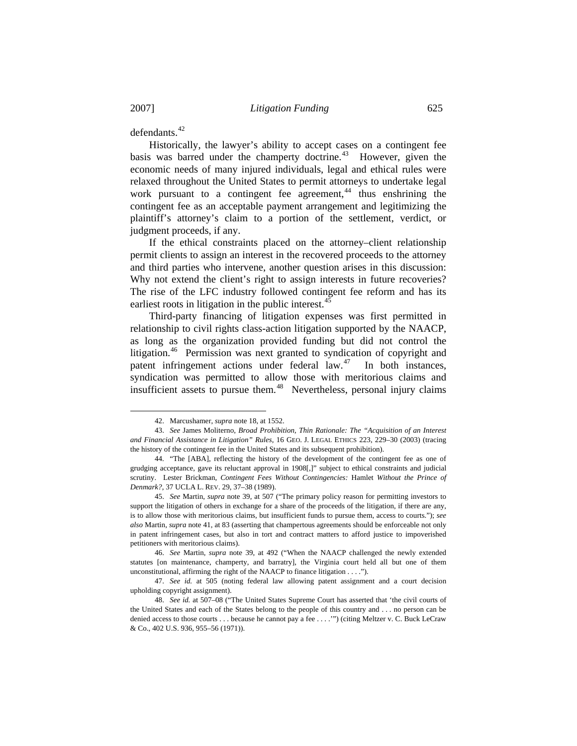defendants.[42]

Historically, the lawyer's ability to accept cases on a contingent fee basis was barred under the champerty doctrine.[43] However, given the economic needs of many injured individuals, legal and ethical rules were relaxed throughout the United States to permit attorneys to undertake legal work pursuant to a contingent fee agreement,[44] thus enshrining the contingent fee as an acceptable payment arrangement and legitimizing the plaintiff's attorney's claim to a portion of the settlement, verdict, or judgment proceeds, if any.

If the ethical constraints placed on the attorney–client relationship permit clients to assign an interest in the recovered proceeds to the attorney and third parties who intervene, another question arises in this discussion: Why not extend the client's right to assign interests in future recoveries? The rise of the LFC industry followed contingent fee reform and has its earliest roots in litigation in the public interest.[45]

Third-party financing of litigation expenses was first permitted in relationship to civil rights class-action litigation supported by the NAACP, as long as the organization provided funding but did not control the litigation.[46] Permission was next granted to syndication of copyright and patent infringement actions under federal law.[47] In both instances, syndication was permitted to allow those with meritorious claims and insufficient assets to pursue them.[48] Nevertheless, personal injury claims

---

42. Marcushamer, *supra* note 18, at 1552.

43. *See* James Moliterno, *Broad Prohibition, Thin Rationale: The "Acquisition of an Interest and Financial Assistance in Litigation" Rules*, 16 GEO. J. LEGAL ETHICS 223, 229–30 (2003) (tracing the history of the contingent fee in the United States and its subsequent prohibition).

44. "The [ABA], reflecting the history of the development of the contingent fee as one of grudging acceptance, gave its reluctant approval in 1908[,]" subject to ethical constraints and judicial scrutiny. Lester Brickman, *Contingent Fees Without Contingencies:* Hamlet *Without the Prince of Denmark?*, 37 UCLA L. REV. 29, 37–38 (1989).

45. *See* Martin, *supra* note 39, at 507 ("The primary policy reason for permitting investors to support the litigation of others in exchange for a share of the proceeds of the litigation, if there are any, is to allow those with meritorious claims, but insufficient funds to pursue them, access to courts."); *see also* Martin, *supra* note 41, at 83 (asserting that champertous agreements should be enforceable not only in patent infringement cases, but also in tort and contract matters to afford justice to impoverished petitioners with meritorious claims).

46. *See* Martin, *supra* note 39, at 492 ("When the NAACP challenged the newly extended statutes [on maintenance, champerty, and barratry], the Virginia court held all but one of them unconstitutional, affirming the right of the NAACP to finance litigation . . . .").

47. *See id.* at 505 (noting federal law allowing patent assignment and a court decision upholding copyright assignment).

48. *See id.* at 507–08 ("The United States Supreme Court has asserted that 'the civil courts of the United States and each of the States belong to the people of this country and . . . no person can be denied access to those courts . . . because he cannot pay a fee . . . .'") (citing Meltzer v. C. Buck LeCraw & Co., 402 U.S. 936, 955–56 (1971)).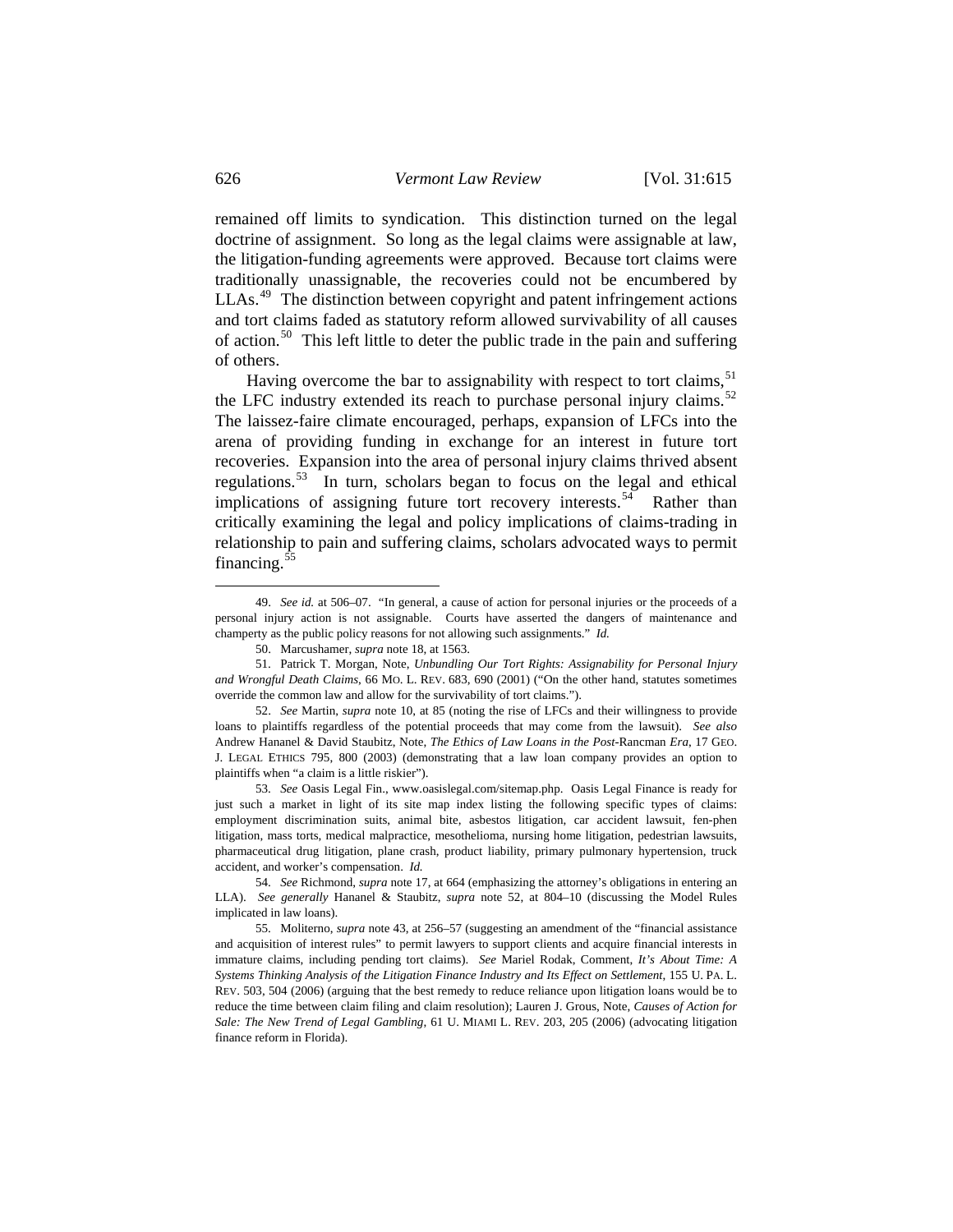remained off limits to syndication. This distinction turned on the legal doctrine of assignment. So long as the legal claims were assignable at law, the litigation-funding agreements were approved. Because tort claims were traditionally unassignable, the recoveries could not be encumbered by LLAs.[49] The distinction between copyright and patent infringement actions and tort claims faded as statutory reform allowed survivability of all causes of action.[50] This left little to deter the public trade in the pain and suffering of others.

Having overcome the bar to assignability with respect to tort claims,[51] the LFC industry extended its reach to purchase personal injury claims.[52] The laissez-faire climate encouraged, perhaps, expansion of LFCs into the arena of providing funding in exchange for an interest in future tort recoveries. Expansion into the area of personal injury claims thrived absent regulations.[53] In turn, scholars began to focus on the legal and ethical implications of assigning future tort recovery interests.[54] Rather than critically examining the legal and policy implications of claims-trading in relationship to pain and suffering claims, scholars advocated ways to permit financing.[55]

---

49. *See id.* at 506–07. "In general, a cause of action for personal injuries or the proceeds of a personal injury action is not assignable. Courts have asserted the dangers of maintenance and champerty as the public policy reasons for not allowing such assignments." *Id.*

50. Marcushamer, *supra* note 18, at 1563.

51. Patrick T. Morgan, Note, *Unbundling Our Tort Rights: Assignability for Personal Injury and Wrongful Death Claims*, 66 MO. L. REV. 683, 690 (2001) ("On the other hand, statutes sometimes override the common law and allow for the survivability of tort claims.").

52. *See* Martin, *supra* note 10, at 85 (noting the rise of LFCs and their willingness to provide loans to plaintiffs regardless of the potential proceeds that may come from the lawsuit). *See also* Andrew Hananel & David Staubitz, Note, *The Ethics of Law Loans in the Post-*Rancman *Era*, 17 GEO. J. LEGAL ETHICS 795, 800 (2003) (demonstrating that a law loan company provides an option to plaintiffs when "a claim is a little riskier").

53. *See* Oasis Legal Fin., www.oasislegal.com/sitemap.php. Oasis Legal Finance is ready for just such a market in light of its site map index listing the following specific types of claims: employment discrimination suits, animal bite, asbestos litigation, car accident lawsuit, fen-phen litigation, mass torts, medical malpractice, mesothelioma, nursing home litigation, pedestrian lawsuits, pharmaceutical drug litigation, plane crash, product liability, primary pulmonary hypertension, truck accident, and worker's compensation. *Id.*

54. *See* Richmond, *supra* note 17, at 664 (emphasizing the attorney's obligations in entering an LLA). *See generally* Hananel & Staubitz, *supra* note 52, at 804–10 (discussing the Model Rules implicated in law loans).

55. Moliterno, *supra* note 43, at 256–57 (suggesting an amendment of the "financial assistance and acquisition of interest rules" to permit lawyers to support clients and acquire financial interests in immature claims, including pending tort claims). *See* Mariel Rodak, Comment, *It's About Time: A Systems Thinking Analysis of the Litigation Finance Industry and Its Effect on Settlement*, 155 U. PA. L. REV. 503, 504 (2006) (arguing that the best remedy to reduce reliance upon litigation loans would be to reduce the time between claim filing and claim resolution); Lauren J. Grous, Note, *Causes of Action for Sale: The New Trend of Legal Gambling*, 61 U. MIAMI L. REV. 203, 205 (2006) (advocating litigation finance reform in Florida).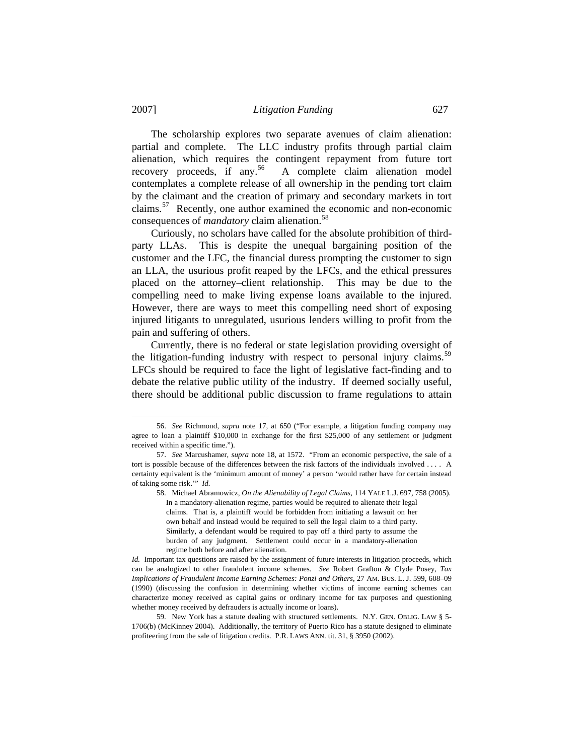The scholarship explores two separate avenues of claim alienation: partial and complete. The LLC industry profits through partial claim alienation, which requires the contingent repayment from future tort recovery proceeds, if any.[56] A complete claim alienation model contemplates a complete release of all ownership in the pending tort claim by the claimant and the creation of primary and secondary markets in tort claims.[57] Recently, one author examined the economic and non-economic consequences of *mandatory* claim alienation.[58]

Curiously, no scholars have called for the absolute prohibition of third-party LLAs. This is despite the unequal bargaining position of the customer and the LFC, the financial duress prompting the customer to sign an LLA, the usurious profit reaped by the LFCs, and the ethical pressures placed on the attorney–client relationship. This may be due to the compelling need to make living expense loans available to the injured. However, there are ways to meet this compelling need short of exposing injured litigants to unregulated, usurious lenders willing to profit from the pain and suffering of others.

Currently, there is no federal or state legislation providing oversight of the litigation-funding industry with respect to personal injury claims.[59] LFCs should be required to face the light of legislative fact-finding and to debate the relative public utility of the industry. If deemed socially useful, there should be additional public discussion to frame regulations to attain

---

56. *See* Richmond, *supra* note 17, at 650 ("For example, a litigation funding company may agree to loan a plaintiff $10,000 in exchange for the first $25,000 of any settlement or judgment received within a specific time.").

57. *See* Marcushamer, *supra* note 18, at 1572. "From an economic perspective, the sale of a tort is possible because of the differences between the risk factors of the individuals involved . . . . A certainty equivalent is the 'minimum amount of money' a person 'would rather have for certain instead of taking some risk.'" *Id.*

58. Michael Abramowicz, *On the Alienability of Legal Claims*, 114 YALE L.J. 697, 758 (2005).

> In a mandatory-alienation regime, parties would be required to alienate their legal claims. That is, a plaintiff would be forbidden from initiating a lawsuit on her own behalf and instead would be required to sell the legal claim to a third party. Similarly, a defendant would be required to pay off a third party to assume the burden of any judgment. Settlement could occur in a mandatory-alienation regime both before and after alienation.

*Id.* Important tax questions are raised by the assignment of future interests in litigation proceeds, which can be analogized to other fraudulent income schemes. *See* Robert Grafton & Clyde Posey, *Tax Implications of Fraudulent Income Earning Schemes: Ponzi and Others*, 27 AM. BUS. L. J. 599, 608–09 (1990) (discussing the confusion in determining whether victims of income earning schemes can characterize money received as capital gains or ordinary income for tax purposes and questioning whether money received by defrauders is actually income or loans).

59. New York has a statute dealing with structured settlements. N.Y. GEN. OBLIG. LAW § 5-1706(b) (McKinney 2004). Additionally, the territory of Puerto Rico has a statute designed to eliminate profiteering from the sale of litigation credits. P.R. LAWS ANN. tit. 31, § 3950 (2002).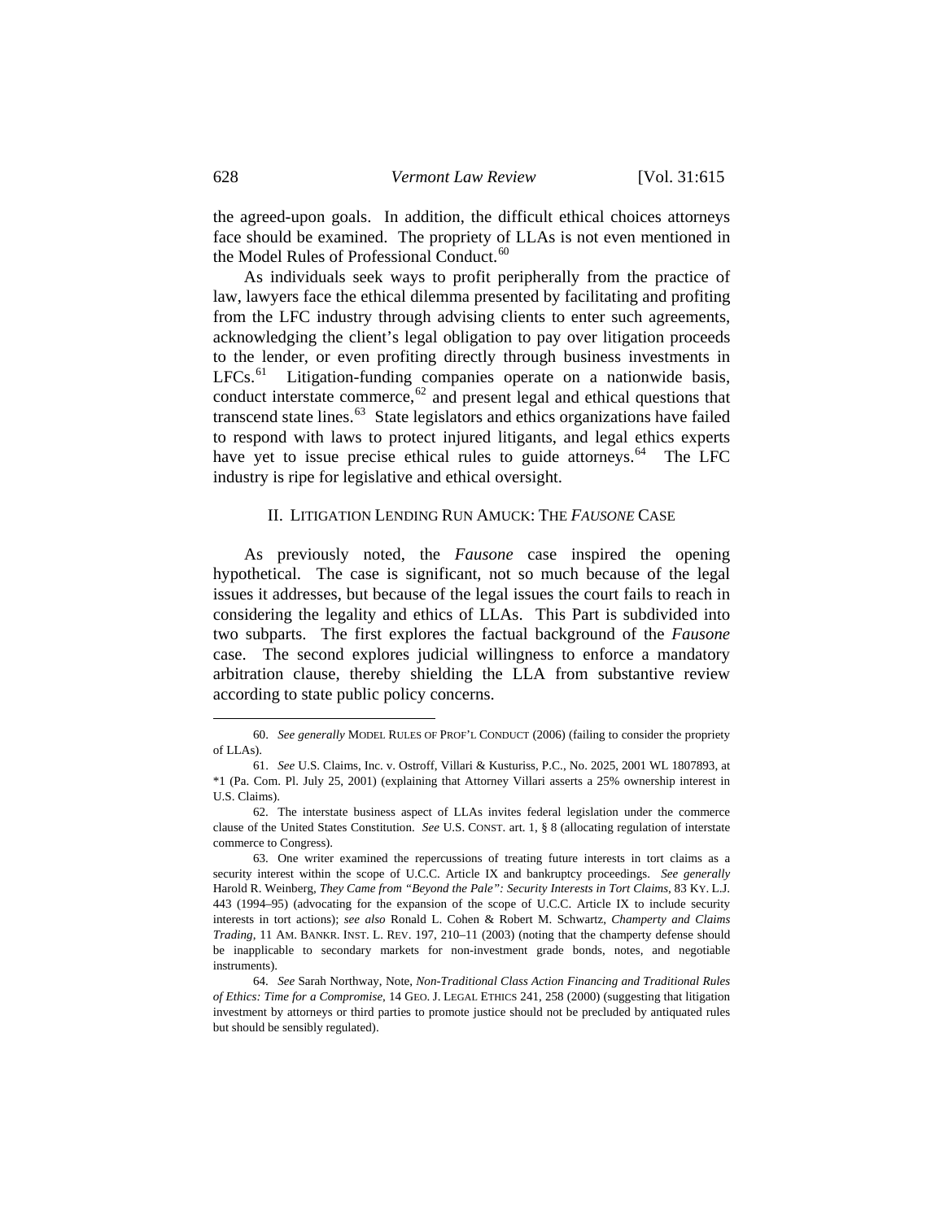the agreed-upon goals. In addition, the difficult ethical choices attorneys face should be examined. The propriety of LLAs is not even mentioned in the Model Rules of Professional Conduct.[60]

As individuals seek ways to profit peripherally from the practice of law, lawyers face the ethical dilemma presented by facilitating and profiting from the LFC industry through advising clients to enter such agreements, acknowledging the client's legal obligation to pay over litigation proceeds to the lender, or even profiting directly through business investments in LFCs.[61] Litigation-funding companies operate on a nationwide basis, conduct interstate commerce,[62] and present legal and ethical questions that transcend state lines.[63] State legislators and ethics organizations have failed to respond with laws to protect injured litigants, and legal ethics experts have yet to issue precise ethical rules to guide attorneys.[64] The LFC industry is ripe for legislative and ethical oversight.

## II. LITIGATION LENDING RUN AMUCK: THE *FAUSONE* CASE

As previously noted, the *Fausone* case inspired the opening hypothetical. The case is significant, not so much because of the legal issues it addresses, but because of the legal issues the court fails to reach in considering the legality and ethics of LLAs. This Part is subdivided into two subparts. The first explores the factual background of the *Fausone* case. The second explores judicial willingness to enforce a mandatory arbitration clause, thereby shielding the LLA from substantive review according to state public policy concerns.

---

60. *See generally* MODEL RULES OF PROF'L CONDUCT (2006) (failing to consider the propriety of LLAs).

61. *See* U.S. Claims, Inc. v. Ostroff, Villari & Kusturiss, P.C., No. 2025, 2001 WL 1807893, at *1 (Pa. Com. Pl. July 25, 2001) (explaining that Attorney Villari asserts a 25% ownership interest in U.S. Claims).

62. The interstate business aspect of LLAs invites federal legislation under the commerce clause of the United States Constitution. *See* U.S. CONST. art. 1, § 8 (allocating regulation of interstate commerce to Congress).

63. One writer examined the repercussions of treating future interests in tort claims as a security interest within the scope of U.C.C. Article IX and bankruptcy proceedings. *See generally* Harold R. Weinberg, *They Came from "Beyond the Pale": Security Interests in Tort Claims*, 83 KY. L.J. 443 (1994–95) (advocating for the expansion of the scope of U.C.C. Article IX to include security interests in tort actions); *see also* Ronald L. Cohen & Robert M. Schwartz, *Champerty and Claims Trading*, 11 AM. BANKR. INST. L. REV. 197, 210–11 (2003) (noting that the champerty defense should be inapplicable to secondary markets for non-investment grade bonds, notes, and negotiable instruments).

64. *See* Sarah Northway, Note, *Non-Traditional Class Action Financing and Traditional Rules of Ethics: Time for a Compromise*, 14 GEO. J. LEGAL ETHICS 241, 258 (2000) (suggesting that litigation investment by attorneys or third parties to promote justice should not be precluded by antiquated rules but should be sensibly regulated).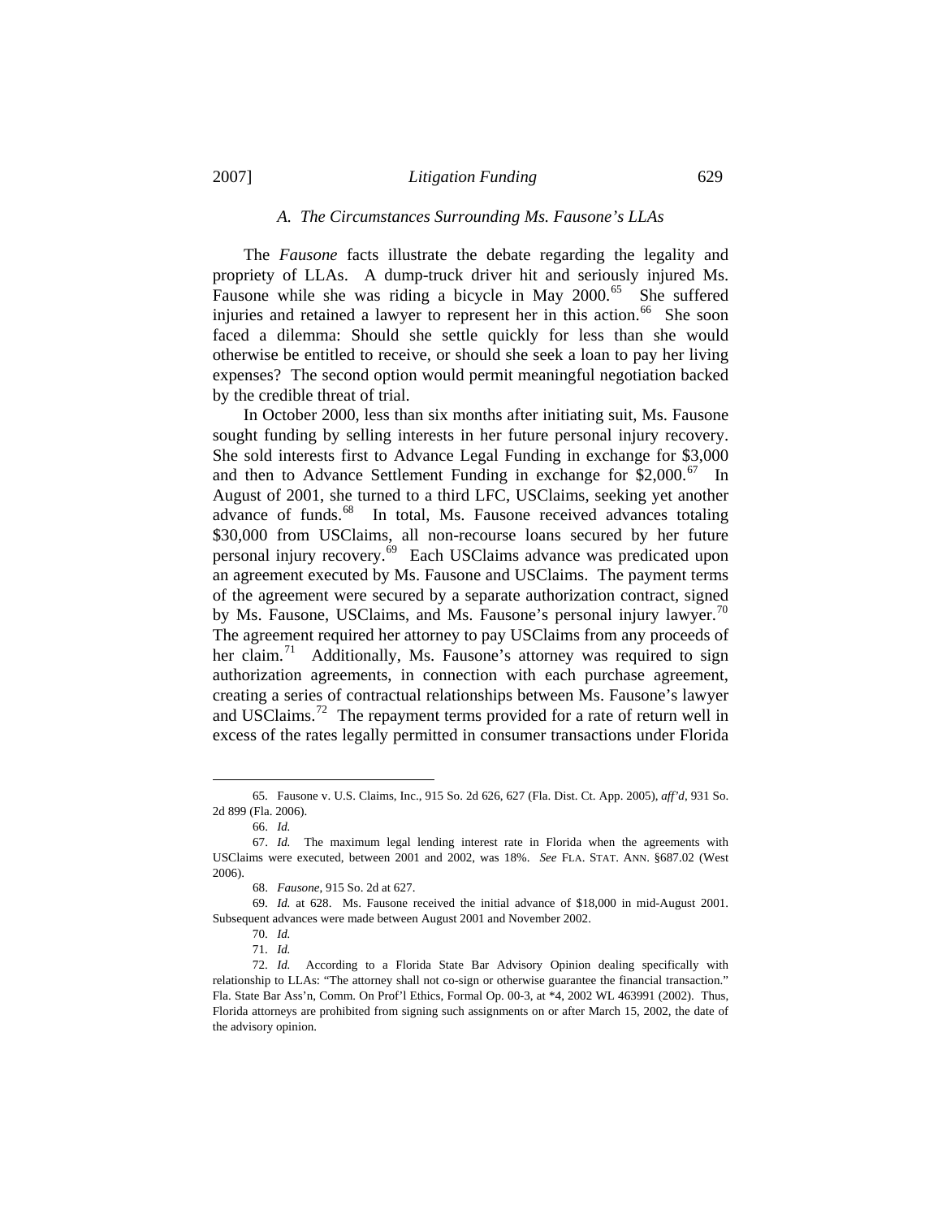### A. The Circumstances Surrounding Ms. Fausone's LLAs

The *Fausone* facts illustrate the debate regarding the legality and propriety of LLAs. A dump-truck driver hit and seriously injured Ms. Fausone while she was riding a bicycle in May 2000.[65] She suffered injuries and retained a lawyer to represent her in this action.[66] She soon faced a dilemma: Should she settle quickly for less than she would otherwise be entitled to receive, or should she seek a loan to pay her living expenses? The second option would permit meaningful negotiation backed by the credible threat of trial.

In October 2000, less than six months after initiating suit, Ms. Fausone sought funding by selling interests in her future personal injury recovery. She sold interests first to Advance Legal Funding in exchange for $3,000 and then to Advance Settlement Funding in exchange for $2,000.[67] In August of 2001, she turned to a third LFC, USClaims, seeking yet another advance of funds.[68] In total, Ms. Fausone received advances totaling $30,000 from USClaims, all non-recourse loans secured by her future personal injury recovery.[69] Each USClaims advance was predicated upon an agreement executed by Ms. Fausone and USClaims. The payment terms of the agreement were secured by a separate authorization contract, signed by Ms. Fausone, USClaims, and Ms. Fausone's personal injury lawyer.[70] The agreement required her attorney to pay USClaims from any proceeds of her claim.[71] Additionally, Ms. Fausone's attorney was required to sign authorization agreements, in connection with each purchase agreement, creating a series of contractual relationships between Ms. Fausone's lawyer and USClaims.[72] The repayment terms provided for a rate of return well in excess of the rates legally permitted in consumer transactions under Florida

---

65. Fausone v. U.S. Claims, Inc., 915 So. 2d 626, 627 (Fla. Dist. Ct. App. 2005), *aff'd*, 931 So. 2d 899 (Fla. 2006).

66. *Id.*

67. *Id.* The maximum legal lending interest rate in Florida when the agreements with USClaims were executed, between 2001 and 2002, was 18%. *See* FLA. STAT. ANN. §687.02 (West 2006).

68. *Fausone*, 915 So. 2d at 627.

69. *Id.* at 628. Ms. Fausone received the initial advance of $18,000 in mid-August 2001. Subsequent advances were made between August 2001 and November 2002.

70. *Id.*

71. *Id.*

72. *Id.* According to a Florida State Bar Advisory Opinion dealing specifically with relationship to LLAs: "The attorney shall not co-sign or otherwise guarantee the financial transaction." Fla. State Bar Ass'n, Comm. On Prof'l Ethics, Formal Op. 00-3, at *4, 2002 WL 463991 (2002). Thus, Florida attorneys are prohibited from signing such assignments on or after March 15, 2002, the date of the advisory opinion.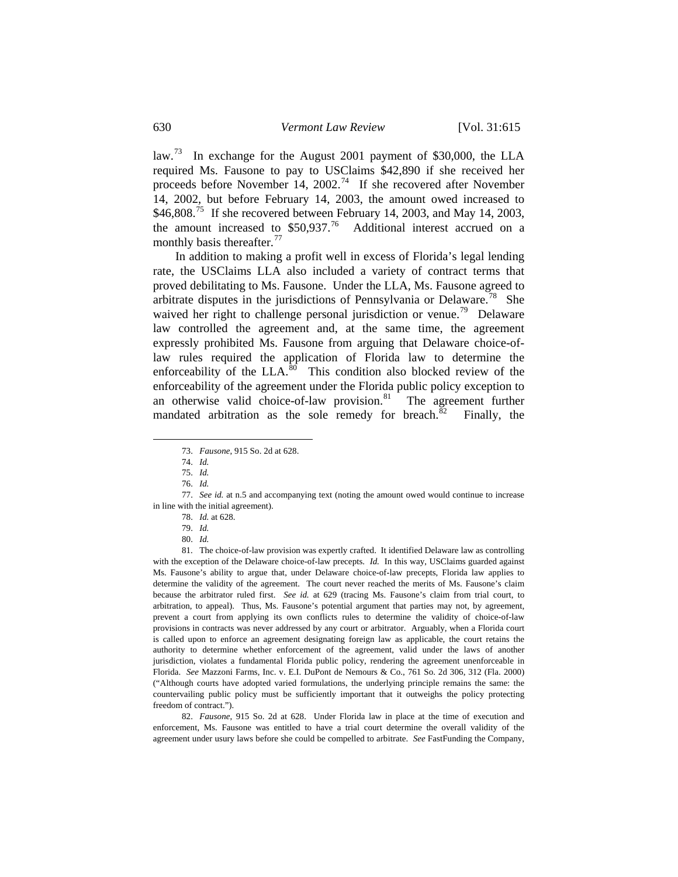law.[73] In exchange for the August 2001 payment of $30,000, the LLA required Ms. Fausone to pay to USClaims $42,890 if she received her proceeds before November 14, 2002.[74] If she recovered after November 14, 2002, but before February 14, 2003, the amount owed increased to $46,808.[75] If she recovered between February 14, 2003, and May 14, 2003, the amount increased to $50,937.[76] Additional interest accrued on a monthly basis thereafter.[77]

In addition to making a profit well in excess of Florida's legal lending rate, the USClaims LLA also included a variety of contract terms that proved debilitating to Ms. Fausone. Under the LLA, Ms. Fausone agreed to arbitrate disputes in the jurisdictions of Pennsylvania or Delaware.[78] She waived her right to challenge personal jurisdiction or venue.[79] Delaware law controlled the agreement and, at the same time, the agreement expressly prohibited Ms. Fausone from arguing that Delaware choice-of-law rules required the application of Florida law to determine the enforceability of the LLA.[80] This condition also blocked review of the enforceability of the agreement under the Florida public policy exception to an otherwise valid choice-of-law provision.[81] The agreement further mandated arbitration as the sole remedy for breach.[82] Finally, the

---

73. *Fausone*, 915 So. 2d at 628.

74. *Id.*

75. *Id.*

76. *Id.*

77. *See id.* at n.5 and accompanying text (noting the amount owed would continue to increase in line with the initial agreement).

78. *Id.* at 628.

79. *Id.*

80. *Id.*

81. The choice-of-law provision was expertly crafted. It identified Delaware law as controlling with the exception of the Delaware choice-of-law precepts. *Id.* In this way, USClaims guarded against Ms. Fausone's ability to argue that, under Delaware choice-of-law precepts, Florida law applies to determine the validity of the agreement. The court never reached the merits of Ms. Fausone's claim because the arbitrator ruled first. *See id.* at 629 (tracing Ms. Fausone's claim from trial court, to arbitration, to appeal). Thus, Ms. Fausone's potential argument that parties may not, by agreement, prevent a court from applying its own conflicts rules to determine the validity of choice-of-law provisions in contracts was never addressed by any court or arbitrator. Arguably, when a Florida court is called upon to enforce an agreement designating foreign law as applicable, the court retains the authority to determine whether enforcement of the agreement, valid under the laws of another jurisdiction, violates a fundamental Florida public policy, rendering the agreement unenforceable in Florida. *See* Mazzoni Farms, Inc. v. E.I. DuPont de Nemours & Co., 761 So. 2d 306, 312 (Fla. 2000) ("Although courts have adopted varied formulations, the underlying principle remains the same: the countervailing public policy must be sufficiently important that it outweighs the policy protecting freedom of contract.").

82. *Fausone*, 915 So. 2d at 628. Under Florida law in place at the time of execution and enforcement, Ms. Fausone was entitled to have a trial court determine the overall validity of the agreement under usury laws before she could be compelled to arbitrate. *See* FastFunding the Company,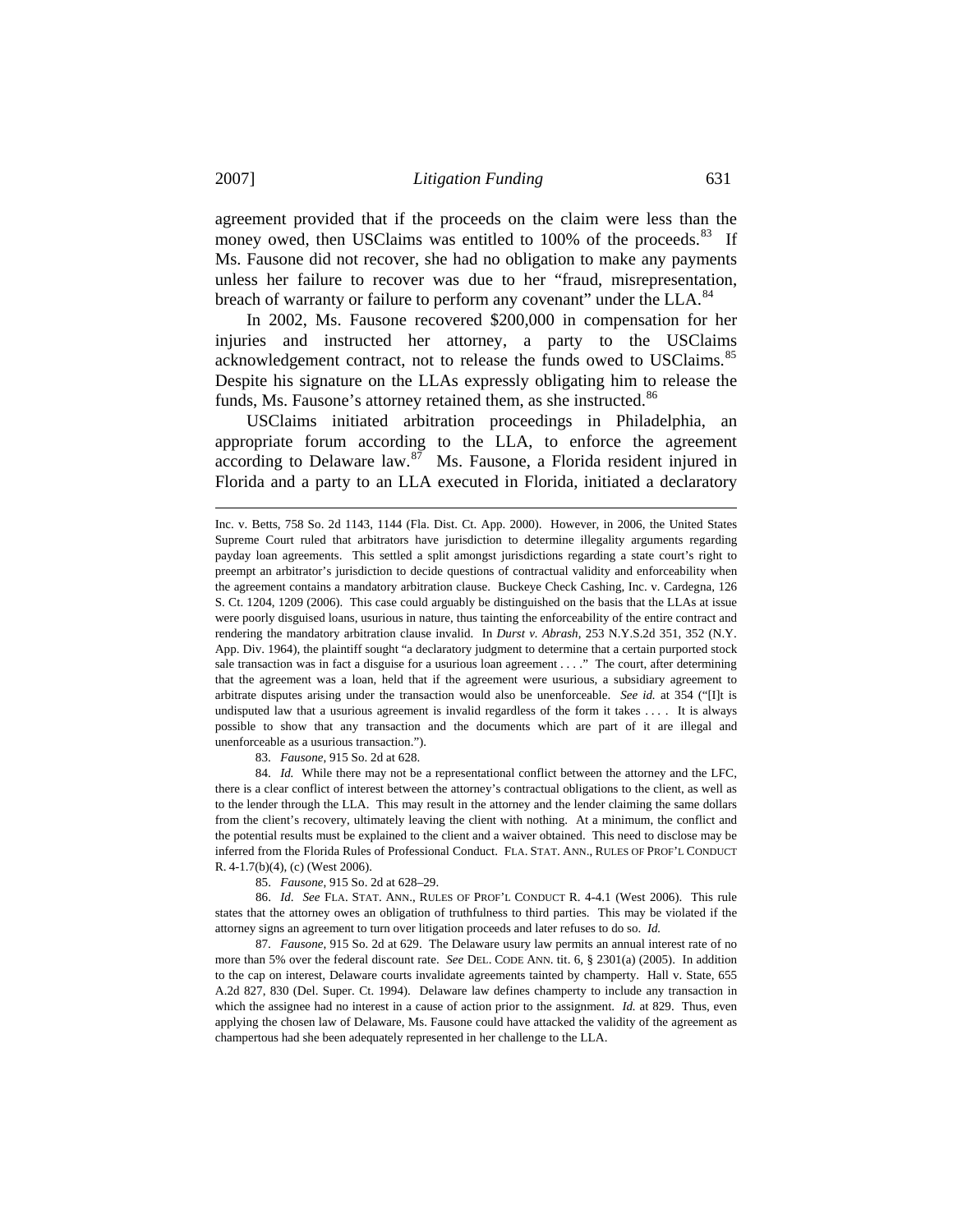agreement provided that if the proceeds on the claim were less than the money owed, then USClaims was entitled to 100% of the proceeds.[83] If Ms. Fausone did not recover, she had no obligation to make any payments unless her failure to recover was due to her "fraud, misrepresentation, breach of warranty or failure to perform any covenant" under the LLA.[84]

In 2002, Ms. Fausone recovered $200,000 in compensation for her injuries and instructed her attorney, a party to the USClaims acknowledgement contract, not to release the funds owed to USClaims.[85] Despite his signature on the LLAs expressly obligating him to release the funds, Ms. Fausone's attorney retained them, as she instructed.[86]

USClaims initiated arbitration proceedings in Philadelphia, an appropriate forum according to the LLA, to enforce the agreement according to Delaware law.[87] Ms. Fausone, a Florida resident injured in Florida and a party to an LLA executed in Florida, initiated a declaratory

---

Inc. v. Betts, 758 So. 2d 1143, 1144 (Fla. Dist. Ct. App. 2000). However, in 2006, the United States Supreme Court ruled that arbitrators have jurisdiction to determine illegality arguments regarding payday loan agreements. This settled a split amongst jurisdictions regarding a state court's right to preempt an arbitrator's jurisdiction to decide questions of contractual validity and enforceability when the agreement contains a mandatory arbitration clause. Buckeye Check Cashing, Inc. v. Cardegna, 126 S. Ct. 1204, 1209 (2006). This case could arguably be distinguished on the basis that the LLAs at issue were poorly disguised loans, usurious in nature, thus tainting the enforceability of the entire contract and rendering the mandatory arbitration clause invalid. In *Durst v. Abrash*, 253 N.Y.S.2d 351, 352 (N.Y. App. Div. 1964), the plaintiff sought "a declaratory judgment to determine that a certain purported stock sale transaction was in fact a disguise for a usurious loan agreement . . . ." The court, after determining that the agreement was a loan, held that if the agreement were usurious, a subsidiary agreement to arbitrate disputes arising under the transaction would also be unenforceable. *See id.* at 354 ("[I]t is undisputed law that a usurious agreement is invalid regardless of the form it takes . . . . It is always possible to show that any transaction and the documents which are part of it are illegal and unenforceable as a usurious transaction.").

83. *Fausone*, 915 So. 2d at 628.

84. *Id.* While there may not be a representational conflict between the attorney and the LFC, there is a clear conflict of interest between the attorney's contractual obligations to the client, as well as to the lender through the LLA. This may result in the attorney and the lender claiming the same dollars from the client's recovery, ultimately leaving the client with nothing. At a minimum, the conflict and the potential results must be explained to the client and a waiver obtained. This need to disclose may be inferred from the Florida Rules of Professional Conduct. FLA. STAT. ANN., RULES OF PROF'L CONDUCT R. 4-1.7(b)(4), (c) (West 2006).

85. *Fausone*, 915 So. 2d at 628–29.

86. *Id. See* FLA. STAT. ANN., RULES OF PROF'L CONDUCT R. 4-4.1 (West 2006). This rule states that the attorney owes an obligation of truthfulness to third parties. This may be violated if the attorney signs an agreement to turn over litigation proceeds and later refuses to do so. *Id.*

87. *Fausone*, 915 So. 2d at 629. The Delaware usury law permits an annual interest rate of no more than 5% over the federal discount rate. *See* DEL. CODE ANN. tit. 6, § 2301(a) (2005). In addition to the cap on interest, Delaware courts invalidate agreements tainted by champerty. Hall v. State, 655 A.2d 827, 830 (Del. Super. Ct. 1994). Delaware law defines champerty to include any transaction in which the assignee had no interest in a cause of action prior to the assignment. *Id.* at 829. Thus, even applying the chosen law of Delaware, Ms. Fausone could have attacked the validity of the agreement as champertous had she been adequately represented in her challenge to the LLA.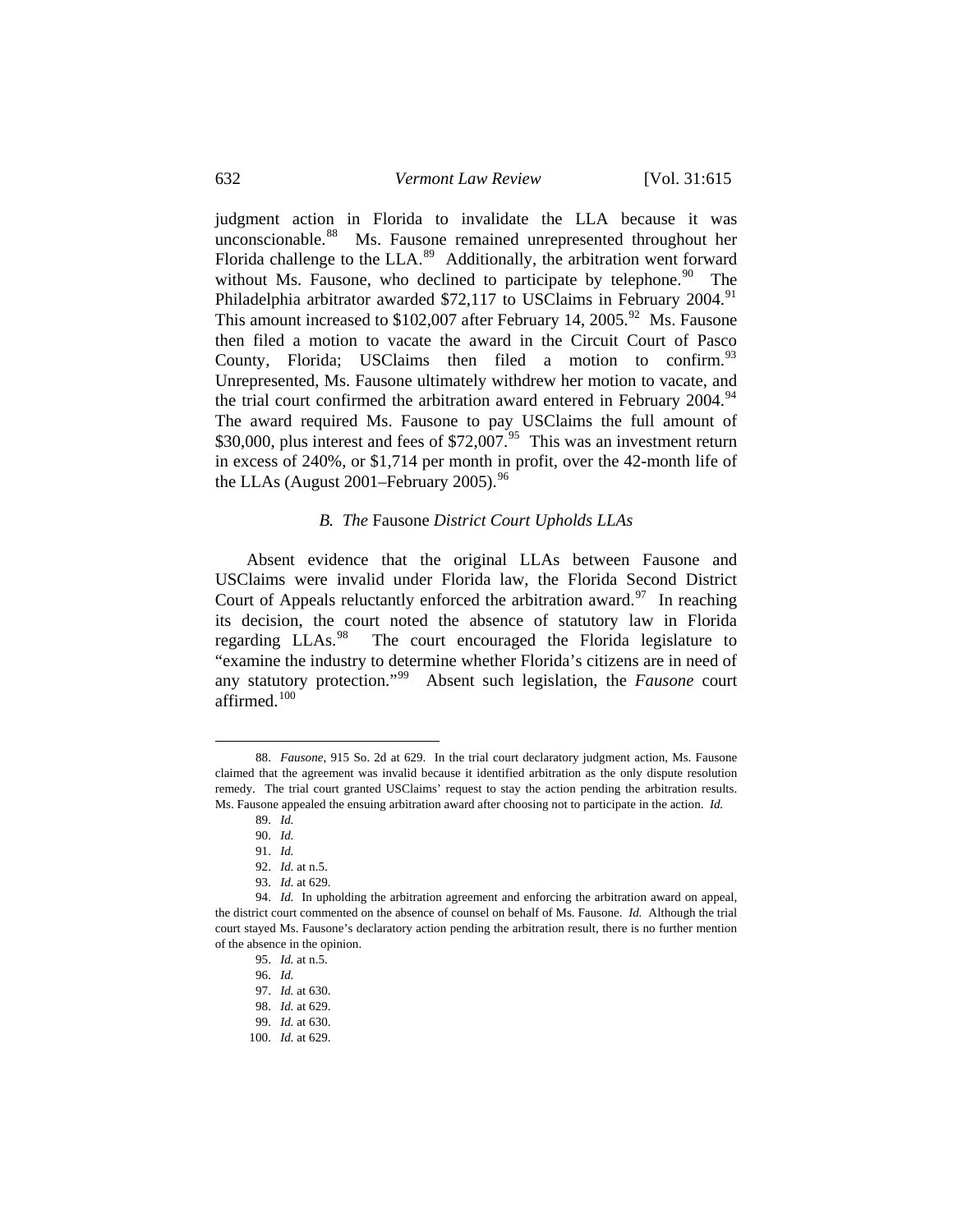judgment action in Florida to invalidate the LLA because it was unconscionable.[88] Ms. Fausone remained unrepresented throughout her Florida challenge to the LLA.[89] Additionally, the arbitration went forward without Ms. Fausone, who declined to participate by telephone.[90] The Philadelphia arbitrator awarded $72,117 to USClaims in February 2004.[91] This amount increased to $102,007 after February 14, 2005.[92] Ms. Fausone then filed a motion to vacate the award in the Circuit Court of Pasco County, Florida; USClaims then filed a motion to confirm.[93] Unrepresented, Ms. Fausone ultimately withdrew her motion to vacate, and the trial court confirmed the arbitration award entered in February 2004.[94] The award required Ms. Fausone to pay USClaims the full amount of $30,000, plus interest and fees of $72,007.[95] This was an investment return in excess of 240%, or $1,714 per month in profit, over the 42-month life of the LLAs (August 2001–February 2005).[96]

### *B. The* Fausone *District Court Upholds LLAs*

Absent evidence that the original LLAs between Fausone and USClaims were invalid under Florida law, the Florida Second District Court of Appeals reluctantly enforced the arbitration award.[97] In reaching its decision, the court noted the absence of statutory law in Florida regarding LLAs.[98] The court encouraged the Florida legislature to "examine the industry to determine whether Florida's citizens are in need of any statutory protection."[99] Absent such legislation, the *Fausone* court affirmed.[100]

---

88. *Fausone*, 915 So. 2d at 629. In the trial court declaratory judgment action, Ms. Fausone claimed that the agreement was invalid because it identified arbitration as the only dispute resolution remedy. The trial court granted USClaims' request to stay the action pending the arbitration results. Ms. Fausone appealed the ensuing arbitration award after choosing not to participate in the action. *Id.*

89. *Id.*

90. *Id.*

91. *Id.*

92. *Id.* at n.5.

93. *Id.* at 629.

94. *Id.* In upholding the arbitration agreement and enforcing the arbitration award on appeal, the district court commented on the absence of counsel on behalf of Ms. Fausone. *Id.* Although the trial court stayed Ms. Fausone's declaratory action pending the arbitration result, there is no further mention of the absence in the opinion.

95. *Id.* at n.5.

96. *Id.*

97. *Id.* at 630.

98. *Id.* at 629.

99. *Id.* at 630.

100. *Id.* at 629.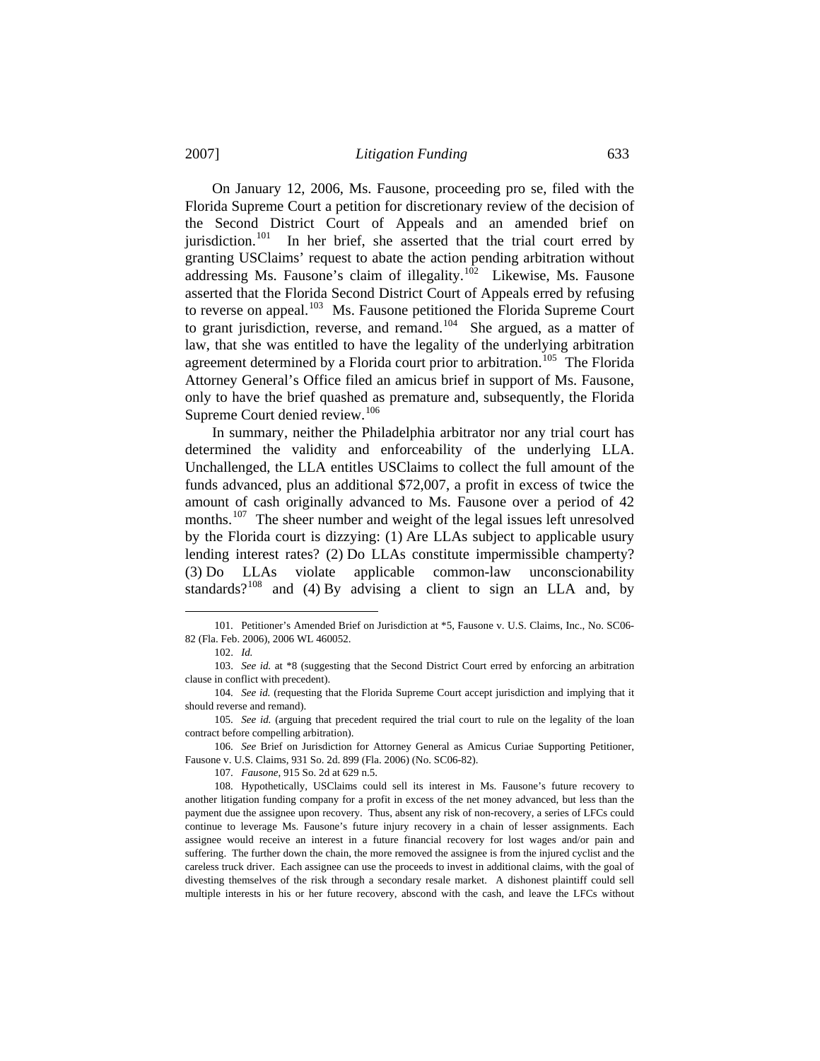On January 12, 2006, Ms. Fausone, proceeding pro se, filed with the Florida Supreme Court a petition for discretionary review of the decision of the Second District Court of Appeals and an amended brief on jurisdiction.[101] In her brief, she asserted that the trial court erred by granting USClaims' request to abate the action pending arbitration without addressing Ms. Fausone's claim of illegality.[102] Likewise, Ms. Fausone asserted that the Florida Second District Court of Appeals erred by refusing to reverse on appeal.[103] Ms. Fausone petitioned the Florida Supreme Court to grant jurisdiction, reverse, and remand.[104] She argued, as a matter of law, that she was entitled to have the legality of the underlying arbitration agreement determined by a Florida court prior to arbitration.[105] The Florida Attorney General's Office filed an amicus brief in support of Ms. Fausone, only to have the brief quashed as premature and, subsequently, the Florida Supreme Court denied review.[106]

In summary, neither the Philadelphia arbitrator nor any trial court has determined the validity and enforceability of the underlying LLA. Unchallenged, the LLA entitles USClaims to collect the full amount of the funds advanced, plus an additional $72,007, a profit in excess of twice the amount of cash originally advanced to Ms. Fausone over a period of 42 months.[107] The sheer number and weight of the legal issues left unresolved by the Florida court is dizzying: (1) Are LLAs subject to applicable usury lending interest rates? (2) Do LLAs constitute impermissible champerty? (3) Do LLAs violate applicable common-law unconscionability standards?[108] and (4) By advising a client to sign an LLA and, by

---

101. Petitioner's Amended Brief on Jurisdiction at *5, Fausone v. U.S. Claims, Inc., No. SC06-82 (Fla. Feb. 2006), 2006 WL 460052.

102. *Id.*

103. *See id.* at *8 (suggesting that the Second District Court erred by enforcing an arbitration clause in conflict with precedent).

104. *See id.* (requesting that the Florida Supreme Court accept jurisdiction and implying that it should reverse and remand).

105. *See id.* (arguing that precedent required the trial court to rule on the legality of the loan contract before compelling arbitration).

106. *See* Brief on Jurisdiction for Attorney General as Amicus Curiae Supporting Petitioner, Fausone v. U.S. Claims, 931 So. 2d. 899 (Fla. 2006) (No. SC06-82).

107. *Fausone*, 915 So. 2d at 629 n.5.

108. Hypothetically, USClaims could sell its interest in Ms. Fausone's future recovery to another litigation funding company for a profit in excess of the net money advanced, but less than the payment due the assignee upon recovery. Thus, absent any risk of non-recovery, a series of LFCs could continue to leverage Ms. Fausone's future injury recovery in a chain of lesser assignments. Each assignee would receive an interest in a future financial recovery for lost wages and/or pain and suffering. The further down the chain, the more removed the assignee is from the injured cyclist and the careless truck driver. Each assignee can use the proceeds to invest in additional claims, with the goal of divesting themselves of the risk through a secondary resale market. A dishonest plaintiff could sell multiple interests in his or her future recovery, abscond with the cash, and leave the LFCs without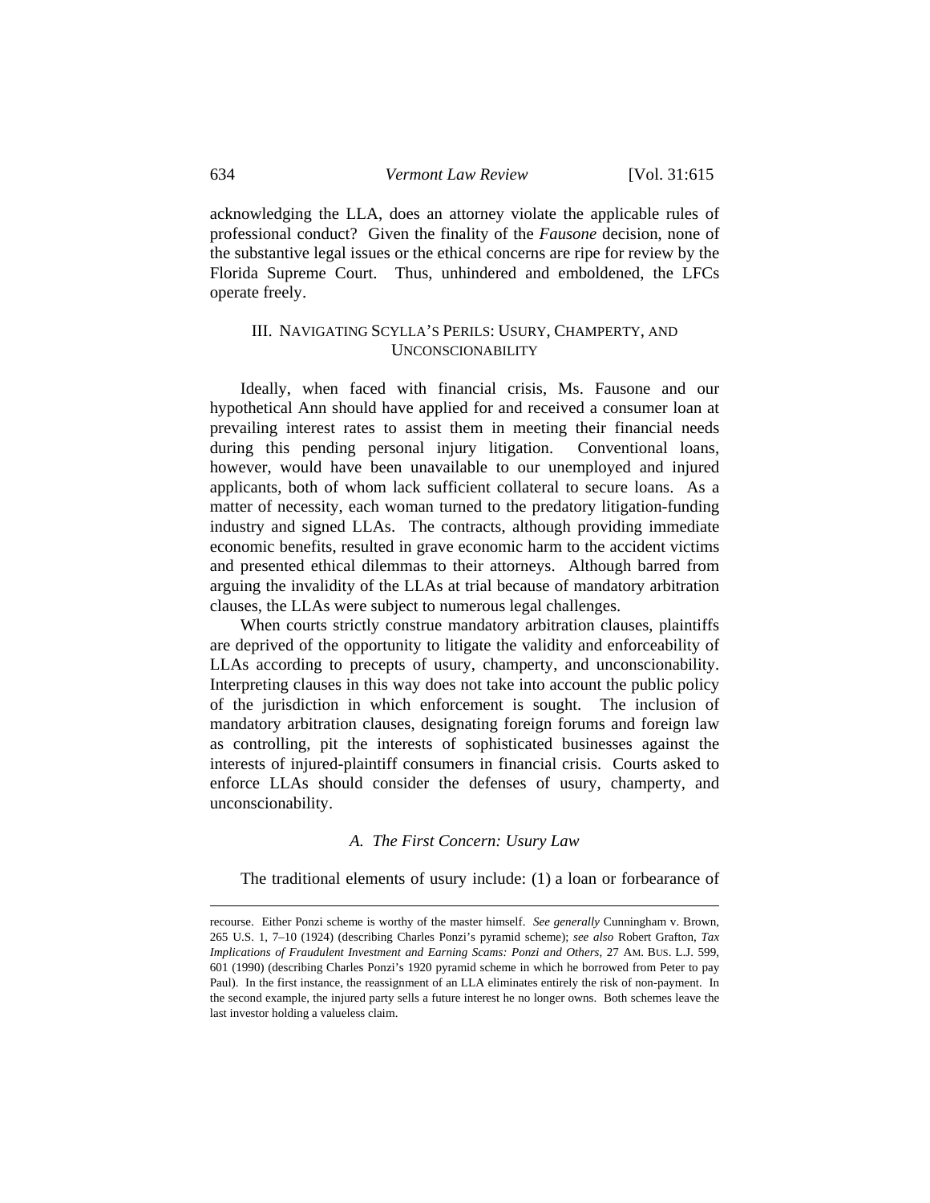acknowledging the LLA, does an attorney violate the applicable rules of professional conduct? Given the finality of the *Fausone* decision, none of the substantive legal issues or the ethical concerns are ripe for review by the Florida Supreme Court. Thus, unhindered and emboldened, the LFCs operate freely.

## III. NAVIGATING SCYLLA'S PERILS: USURY, CHAMPERTY, AND UNCONSCIONABILITY

Ideally, when faced with financial crisis, Ms. Fausone and our hypothetical Ann should have applied for and received a consumer loan at prevailing interest rates to assist them in meeting their financial needs during this pending personal injury litigation. Conventional loans, however, would have been unavailable to our unemployed and injured applicants, both of whom lack sufficient collateral to secure loans. As a matter of necessity, each woman turned to the predatory litigation-funding industry and signed LLAs. The contracts, although providing immediate economic benefits, resulted in grave economic harm to the accident victims and presented ethical dilemmas to their attorneys. Although barred from arguing the invalidity of the LLAs at trial because of mandatory arbitration clauses, the LLAs were subject to numerous legal challenges.

When courts strictly construe mandatory arbitration clauses, plaintiffs are deprived of the opportunity to litigate the validity and enforceability of LLAs according to precepts of usury, champerty, and unconscionability. Interpreting clauses in this way does not take into account the public policy of the jurisdiction in which enforcement is sought. The inclusion of mandatory arbitration clauses, designating foreign forums and foreign law as controlling, pit the interests of sophisticated businesses against the interests of injured-plaintiff consumers in financial crisis. Courts asked to enforce LLAs should consider the defenses of usury, champerty, and unconscionability.

### *A. The First Concern: Usury Law*

The traditional elements of usury include: (1) a loan or forbearance of

---

recourse. Either Ponzi scheme is worthy of the master himself. *See generally* Cunningham v. Brown, 265 U.S. 1, 7–10 (1924) (describing Charles Ponzi's pyramid scheme); *see also* Robert Grafton, *Tax Implications of Fraudulent Investment and Earning Scams: Ponzi and Others*, 27 AM. BUS. L.J. 599, 601 (1990) (describing Charles Ponzi's 1920 pyramid scheme in which he borrowed from Peter to pay Paul). In the first instance, the reassignment of an LLA eliminates entirely the risk of non-payment. In the second example, the injured party sells a future interest he no longer owns. Both schemes leave the last investor holding a valueless claim.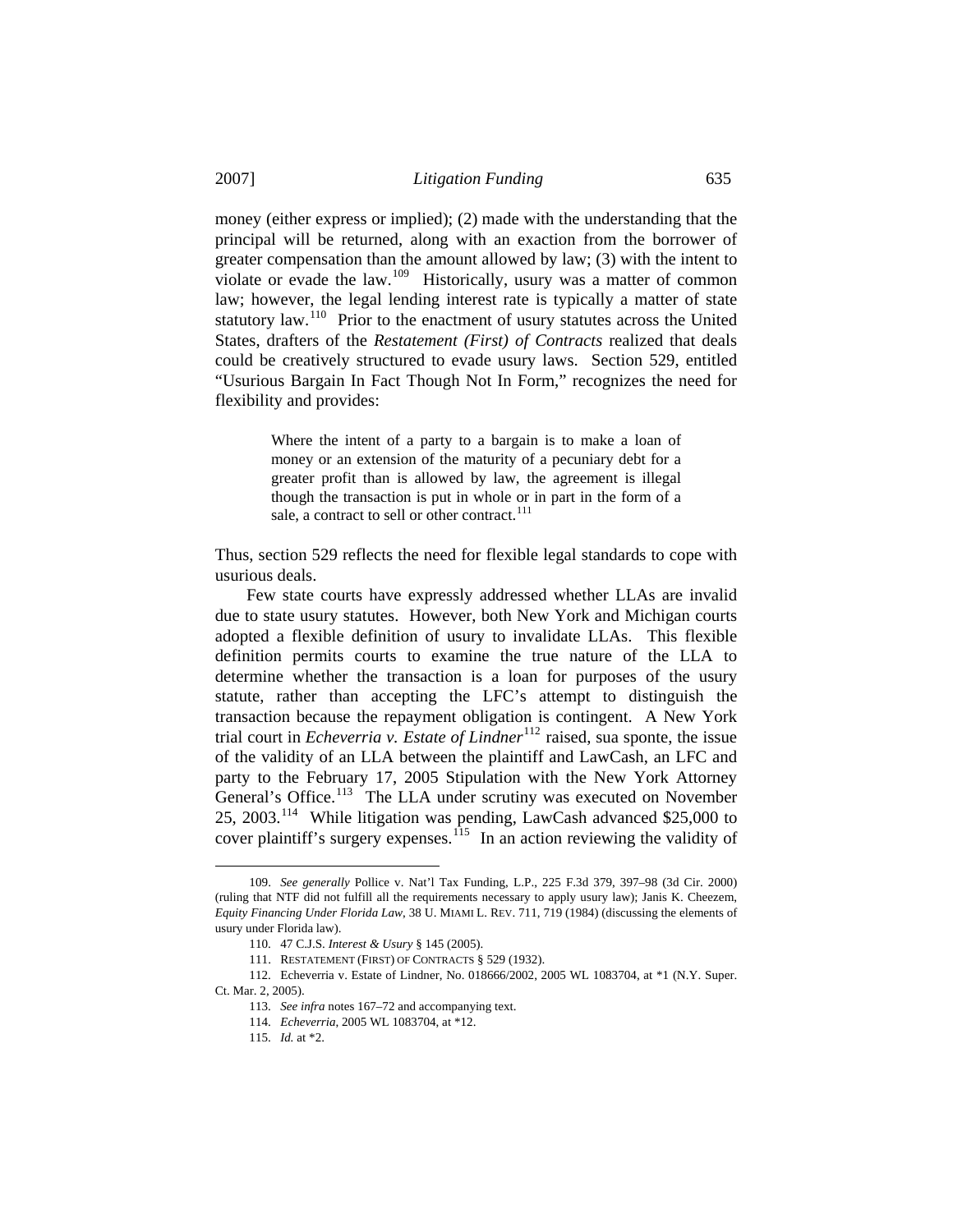money (either express or implied); (2) made with the understanding that the principal will be returned, along with an exaction from the borrower of greater compensation than the amount allowed by law; (3) with the intent to violate or evade the law.[109] Historically, usury was a matter of common law; however, the legal lending interest rate is typically a matter of state statutory law.[110] Prior to the enactment of usury statutes across the United States, drafters of the *Restatement (First) of Contracts* realized that deals could be creatively structured to evade usury laws. Section 529, entitled "Usurious Bargain In Fact Though Not In Form," recognizes the need for flexibility and provides:

> Where the intent of a party to a bargain is to make a loan of money or an extension of the maturity of a pecuniary debt for a greater profit than is allowed by law, the agreement is illegal though the transaction is put in whole or in part in the form of a sale, a contract to sell or other contract.[111]

Thus, section 529 reflects the need for flexible legal standards to cope with usurious deals.

Few state courts have expressly addressed whether LLAs are invalid due to state usury statutes. However, both New York and Michigan courts adopted a flexible definition of usury to invalidate LLAs. This flexible definition permits courts to examine the true nature of the LLA to determine whether the transaction is a loan for purposes of the usury statute, rather than accepting the LFC's attempt to distinguish the transaction because the repayment obligation is contingent. A New York trial court in *Echeverria v. Estate of Lindner*[112] raised, sua sponte, the issue of the validity of an LLA between the plaintiff and LawCash, an LFC and party to the February 17, 2005 Stipulation with the New York Attorney General's Office.[113] The LLA under scrutiny was executed on November 25, 2003.[114] While litigation was pending, LawCash advanced $25,000 to cover plaintiff's surgery expenses.[115] In an action reviewing the validity of

---

109. *See generally* Pollice v. Nat'l Tax Funding, L.P., 225 F.3d 379, 397–98 (3d Cir. 2000) (ruling that NTF did not fulfill all the requirements necessary to apply usury law); Janis K. Cheezem, *Equity Financing Under Florida Law*, 38 U. MIAMI L. REV. 711, 719 (1984) (discussing the elements of usury under Florida law).

110. 47 C.J.S. *Interest & Usury* § 145 (2005).

111. RESTATEMENT (FIRST) OF CONTRACTS § 529 (1932).

112. Echeverria v. Estate of Lindner, No. 018666/2002, 2005 WL 1083704, at *1 (N.Y. Super. Ct. Mar. 2, 2005).

113. *See infra* notes 167–72 and accompanying text.

114. *Echeverria*, 2005 WL 1083704, at *12.

115. *Id.* at *2.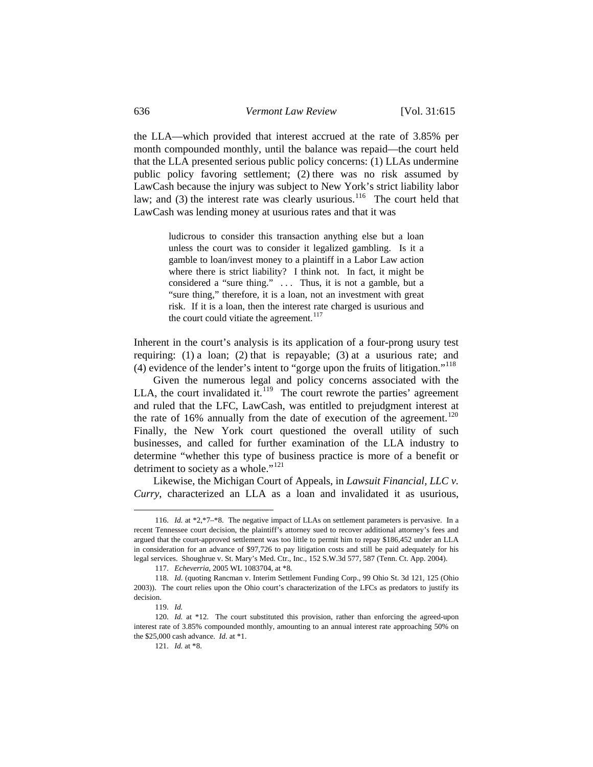the LLA—which provided that interest accrued at the rate of 3.85% per month compounded monthly, until the balance was repaid—the court held that the LLA presented serious public policy concerns: (1) LLAs undermine public policy favoring settlement; (2) there was no risk assumed by LawCash because the injury was subject to New York's strict liability labor law; and (3) the interest rate was clearly usurious.[116] The court held that LawCash was lending money at usurious rates and that it was

> ludicrous to consider this transaction anything else but a loan unless the court was to consider it legalized gambling. Is it a gamble to loan/invest money to a plaintiff in a Labor Law action where there is strict liability? I think not. In fact, it might be considered a "sure thing." . . . Thus, it is not a gamble, but a "sure thing," therefore, it is a loan, not an investment with great risk. If it is a loan, then the interest rate charged is usurious and the court could vitiate the agreement.[117]

Inherent in the court's analysis is its application of a four-prong usury test requiring: (1) a loan; (2) that is repayable; (3) at a usurious rate; and (4) evidence of the lender's intent to "gorge upon the fruits of litigation."[118]

Given the numerous legal and policy concerns associated with the LLA, the court invalidated it.[119] The court rewrote the parties' agreement and ruled that the LFC, LawCash, was entitled to prejudgment interest at the rate of 16% annually from the date of execution of the agreement.[120] Finally, the New York court questioned the overall utility of such businesses, and called for further examination of the LLA industry to determine "whether this type of business practice is more of a benefit or detriment to society as a whole."[121]

Likewise, the Michigan Court of Appeals, in *Lawsuit Financial, LLC v. Curry*, characterized an LLA as a loan and invalidated it as usurious,

---

116. *Id.* at *2,*7–*8. The negative impact of LLAs on settlement parameters is pervasive. In a recent Tennessee court decision, the plaintiff's attorney sued to recover additional attorney's fees and argued that the court-approved settlement was too little to permit him to repay $186,452 under an LLA in consideration for an advance of $97,726 to pay litigation costs and still be paid adequately for his legal services. Shoughrue v. St. Mary's Med. Ctr., Inc., 152 S.W.3d 577, 587 (Tenn. Ct. App. 2004).

117. *Echeverria*, 2005 WL 1083704, at *8.

118. *Id.* (quoting Rancman v. Interim Settlement Funding Corp., 99 Ohio St. 3d 121, 125 (Ohio 2003)). The court relies upon the Ohio court's characterization of the LFCs as predators to justify its decision.

119. *Id.*

120. *Id.* at *12. The court substituted this provision, rather than enforcing the agreed-upon interest rate of 3.85% compounded monthly, amounting to an annual interest rate approaching 50% on the $25,000 cash advance. *Id.* at *1.

121. *Id.* at *8.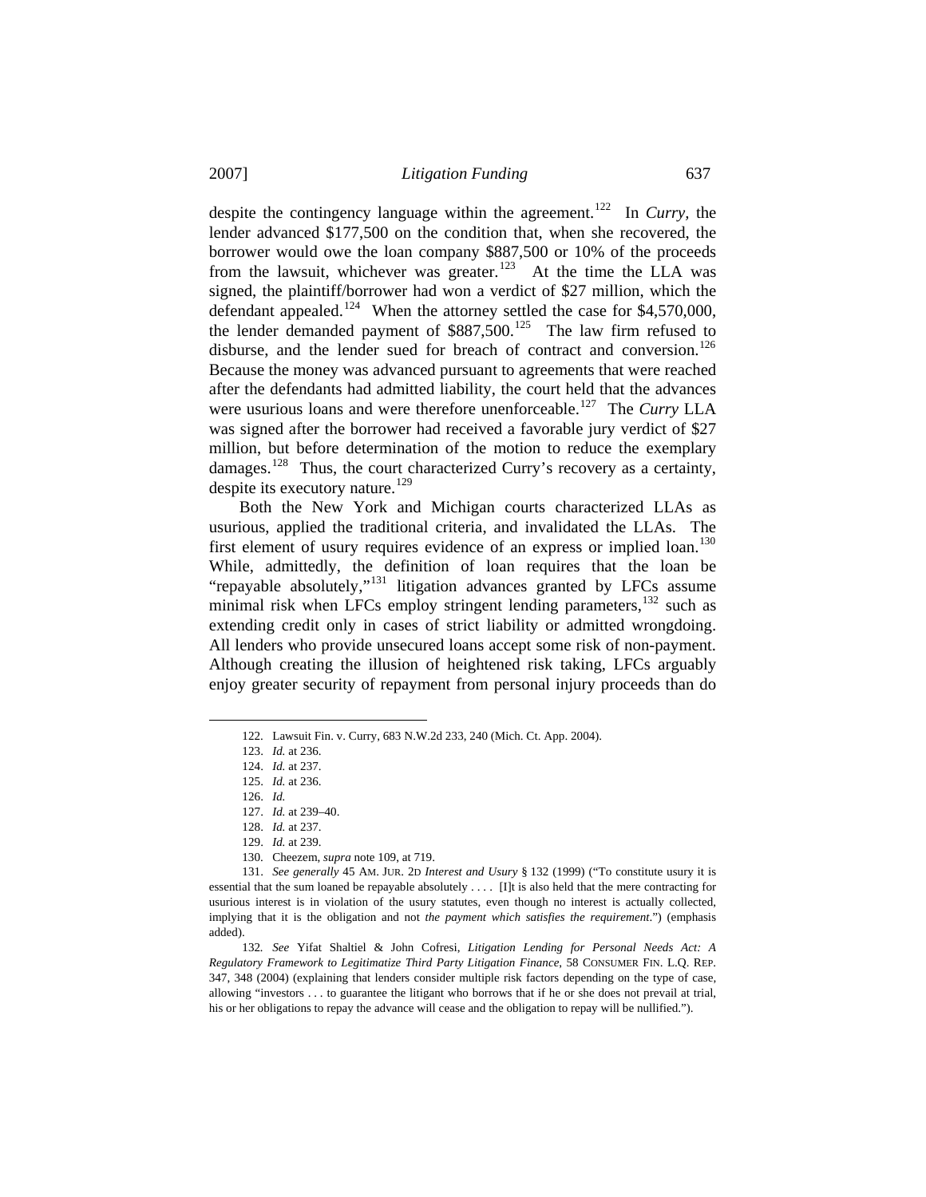despite the contingency language within the agreement.[122] In *Curry*, the lender advanced $177,500 on the condition that, when she recovered, the borrower would owe the loan company $887,500 or 10% of the proceeds from the lawsuit, whichever was greater.[123] At the time the LLA was signed, the plaintiff/borrower had won a verdict of $27 million, which the defendant appealed.[124] When the attorney settled the case for $4,570,000, the lender demanded payment of $887,500.[125] The law firm refused to disburse, and the lender sued for breach of contract and conversion.[126] Because the money was advanced pursuant to agreements that were reached after the defendants had admitted liability, the court held that the advances were usurious loans and were therefore unenforceable.[127] The *Curry* LLA was signed after the borrower had received a favorable jury verdict of $27 million, but before determination of the motion to reduce the exemplary damages.[128] Thus, the court characterized Curry's recovery as a certainty, despite its executory nature.[129]

Both the New York and Michigan courts characterized LLAs as usurious, applied the traditional criteria, and invalidated the LLAs. The first element of usury requires evidence of an express or implied loan.[130] While, admittedly, the definition of loan requires that the loan be "repayable absolutely,"[131] litigation advances granted by LFCs assume minimal risk when LFCs employ stringent lending parameters,[132] such as extending credit only in cases of strict liability or admitted wrongdoing. All lenders who provide unsecured loans accept some risk of non-payment. Although creating the illusion of heightened risk taking, LFCs arguably enjoy greater security of repayment from personal injury proceeds than do

---

122. Lawsuit Fin. v. Curry, 683 N.W.2d 233, 240 (Mich. Ct. App. 2004).

123. *Id.* at 236.

124. *Id.* at 237.

125. *Id.* at 236.

126. *Id.*

127. *Id.* at 239–40.

128. *Id.* at 237.

129. *Id.* at 239.

130. Cheezem, *supra* note 109, at 719.

131. *See generally* 45 AM. JUR. 2D *Interest and Usury* § 132 (1999) ("To constitute usury it is essential that the sum loaned be repayable absolutely . . . . [I]t is also held that the mere contracting for usurious interest is in violation of the usury statutes, even though no interest is actually collected, implying that it is the obligation and not *the payment which satisfies the requirement*.") (emphasis added).

132. *See* Yifat Shaltiel & John Cofresi, *Litigation Lending for Personal Needs Act: A Regulatory Framework to Legitimatize Third Party Litigation Finance*, 58 CONSUMER FIN. L.Q. REP. 347, 348 (2004) (explaining that lenders consider multiple risk factors depending on the type of case, allowing "investors . . . to guarantee the litigant who borrows that if he or she does not prevail at trial, his or her obligations to repay the advance will cease and the obligation to repay will be nullified.").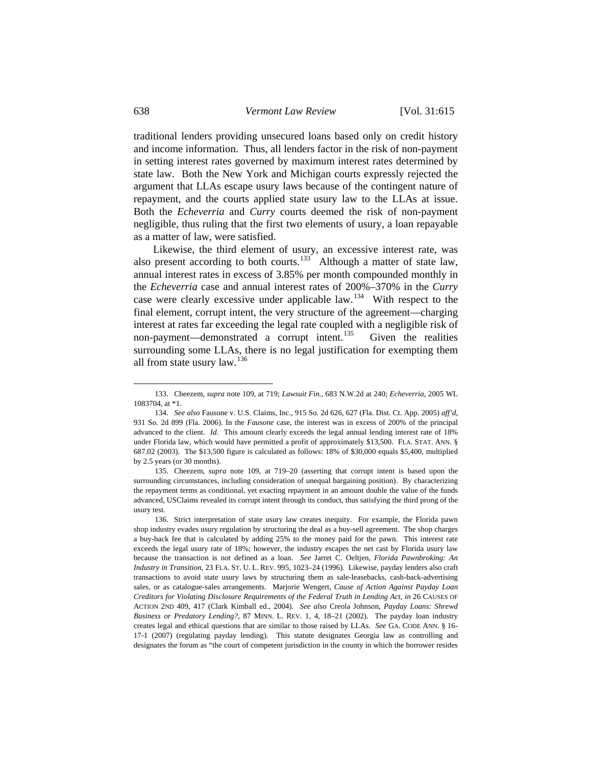traditional lenders providing unsecured loans based only on credit history and income information. Thus, all lenders factor in the risk of non-payment in setting interest rates governed by maximum interest rates determined by state law. Both the New York and Michigan courts expressly rejected the argument that LLAs escape usury laws because of the contingent nature of repayment, and the courts applied state usury law to the LLAs at issue. Both the *Echeverria* and *Curry* courts deemed the risk of non-payment negligible, thus ruling that the first two elements of usury, a loan repayable as a matter of law, were satisfied.

Likewise, the third element of usury, an excessive interest rate, was also present according to both courts.[133] Although a matter of state law, annual interest rates in excess of 3.85% per month compounded monthly in the *Echeverria* case and annual interest rates of 200%–370% in the *Curry* case were clearly excessive under applicable law.[134] With respect to the final element, corrupt intent, the very structure of the agreement—charging interest at rates far exceeding the legal rate coupled with a negligible risk of non-payment—demonstrated a corrupt intent.[135] Given the realities surrounding some LLAs, there is no legal justification for exempting them all from state usury law.[136]

---

133. Cheezem, *supra* note 109, at 719; *Lawsuit Fin.*, 683 N.W.2d at 240; *Echeverria*, 2005 WL 1083704, at *1.

134. *See also* Fausone v. U.S. Claims, Inc., 915 So. 2d 626, 627 (Fla. Dist. Ct. App. 2005) *aff'd*, 931 So. 2d 899 (Fla. 2006). In the *Fausone* case, the interest was in excess of 200% of the principal advanced to the client. *Id.* This amount clearly exceeds the legal annual lending interest rate of 18% under Florida law, which would have permitted a profit of approximately $13,500. FLA. STAT. ANN. § 687.02 (2003). The $13,500 figure is calculated as follows: 18% of $30,000 equals $5,400, multiplied by 2.5 years (or 30 months).

135. Cheezem, *supra* note 109, at 719–20 (asserting that corrupt intent is based upon the surrounding circumstances, including consideration of unequal bargaining position). By characterizing the repayment terms as conditional, yet exacting repayment in an amount double the value of the funds advanced, USClaims revealed its corrupt intent through its conduct, thus satisfying the third prong of the usury test.

136. Strict interpretation of state usury law creates inequity. For example, the Florida pawn shop industry evades usury regulation by structuring the deal as a buy-sell agreement. The shop charges a buy-back fee that is calculated by adding 25% to the money paid for the pawn. This interest rate exceeds the legal usury rate of 18%; however, the industry escapes the net cast by Florida usury law because the transaction is not defined as a loan. *See* Jarret C. Oeltjen, *Florida Pawnbroking: An Industry in Transition*, 23 FLA. ST. U. L. REV. 995, 1023–24 (1996). Likewise, payday lenders also craft transactions to avoid state usury laws by structuring them as sale-leasebacks, cash-back-advertising sales, or as catalogue-sales arrangements. Marjorie Wengert, *Cause of Action Against Payday Loan Creditors for Violating Disclosure Requirements of the Federal Truth in Lending Act*, *in* 26 CAUSES OF ACTION 2ND 409, 417 (Clark Kimball ed., 2004). *See also* Creola Johnson, *Payday Loans: Shrewd Business or Predatory Lending?*, 87 MINN. L. REV. 1, 4, 18–21 (2002). The payday loan industry creates legal and ethical questions that are similar to those raised by LLAs. *See* GA. CODE ANN. § 16-17-1 (2007) (regulating payday lending). This statute designates Georgia law as controlling and designates the forum as "the court of competent jurisdiction in the county in which the borrower resides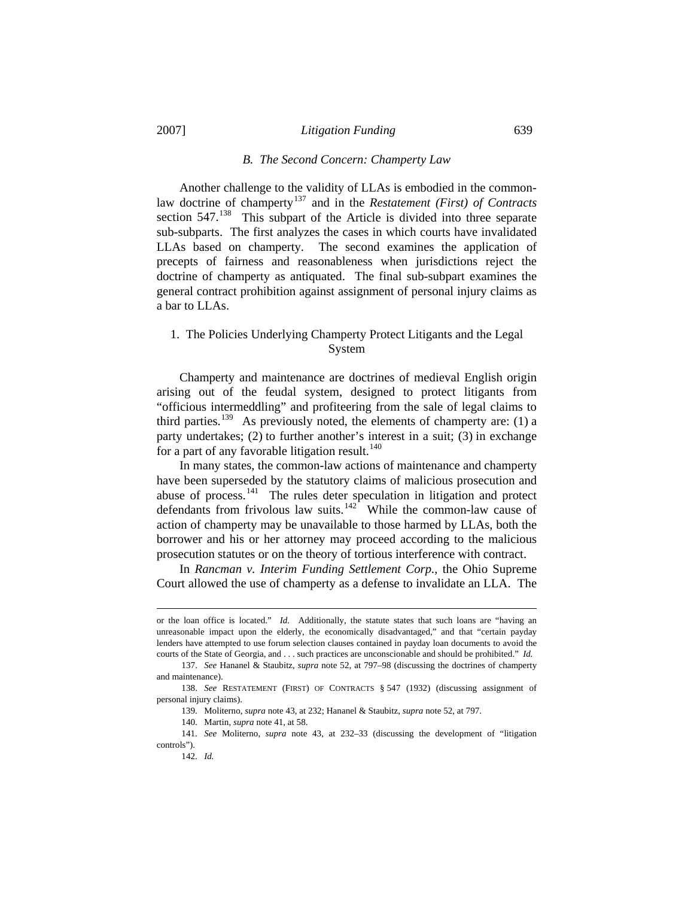### *B. The Second Concern: Champerty Law*

Another challenge to the validity of LLAs is embodied in the common-law doctrine of champerty[137] and in the *Restatement (First) of Contracts* section 547.[138] This subpart of the Article is divided into three separate sub-subparts. The first analyzes the cases in which courts have invalidated LLAs based on champerty. The second examines the application of precepts of fairness and reasonableness when jurisdictions reject the doctrine of champerty as antiquated. The final sub-subpart examines the general contract prohibition against assignment of personal injury claims as a bar to LLAs.

#### 1. The Policies Underlying Champerty Protect Litigants and the Legal System

Champerty and maintenance are doctrines of medieval English origin arising out of the feudal system, designed to protect litigants from "officious intermeddling" and profiteering from the sale of legal claims to third parties.[139] As previously noted, the elements of champerty are: (1) a party undertakes; (2) to further another's interest in a suit; (3) in exchange for a part of any favorable litigation result.[140]

In many states, the common-law actions of maintenance and champerty have been superseded by the statutory claims of malicious prosecution and abuse of process.[141] The rules deter speculation in litigation and protect defendants from frivolous law suits.[142] While the common-law cause of action of champerty may be unavailable to those harmed by LLAs, both the borrower and his or her attorney may proceed according to the malicious prosecution statutes or on the theory of tortious interference with contract.

In *Rancman v. Interim Funding Settlement Corp.*, the Ohio Supreme Court allowed the use of champerty as a defense to invalidate an LLA. The

---

or the loan office is located." *Id.* Additionally, the statute states that such loans are "having an unreasonable impact upon the elderly, the economically disadvantaged," and that "certain payday lenders have attempted to use forum selection clauses contained in payday loan documents to avoid the courts of the State of Georgia, and . . . such practices are unconscionable and should be prohibited." *Id.*

137. *See* Hananel & Staubitz, *supra* note 52, at 797–98 (discussing the doctrines of champerty and maintenance).

138. *See* RESTATEMENT (FIRST) OF CONTRACTS § 547 (1932) (discussing assignment of personal injury claims).

139. Moliterno, *supra* note 43, at 232; Hananel & Staubitz, *supra* note 52, at 797.

140. Martin, *supra* note 41, at 58.

141. *See* Moliterno, *supra* note 43, at 232–33 (discussing the development of "litigation controls").

142. *Id.*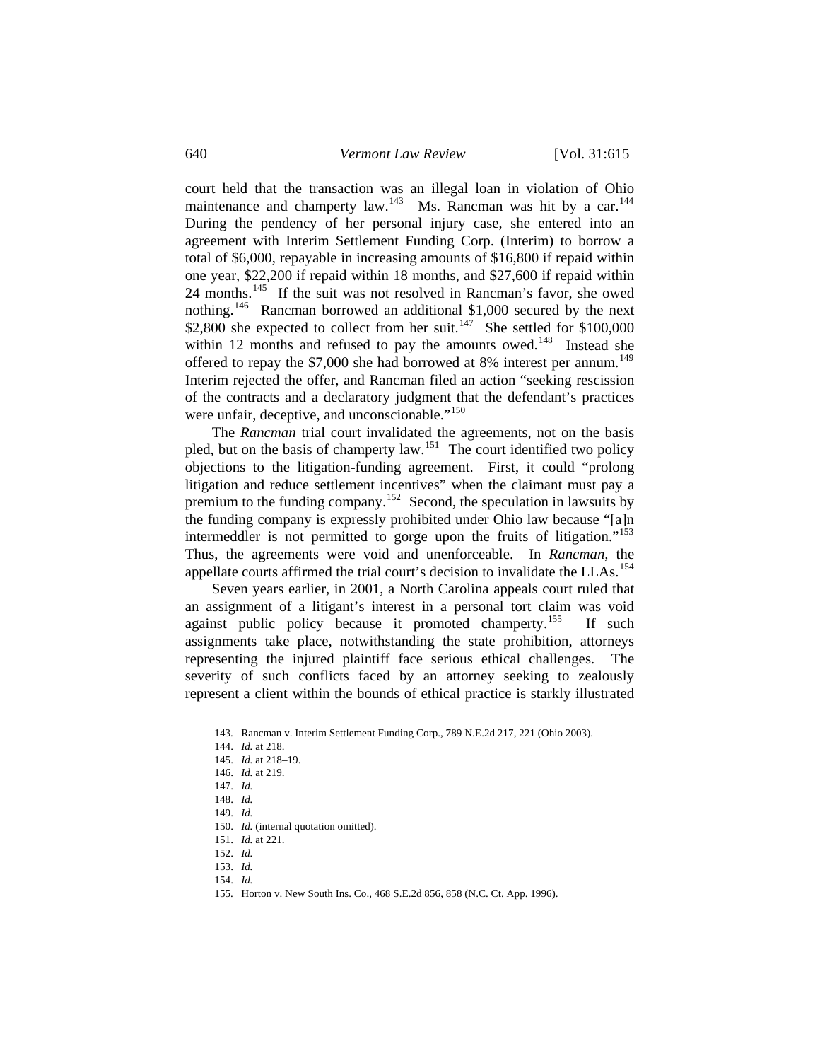court held that the transaction was an illegal loan in violation of Ohio maintenance and champerty law.[143] Ms. Rancman was hit by a car.[144] During the pendency of her personal injury case, she entered into an agreement with Interim Settlement Funding Corp. (Interim) to borrow a total of $6,000, repayable in increasing amounts of $16,800 if repaid within one year, $22,200 if repaid within 18 months, and $27,600 if repaid within 24 months.[145] If the suit was not resolved in Rancman's favor, she owed nothing.[146] Rancman borrowed an additional $1,000 secured by the next $2,800 she expected to collect from her suit.[147] She settled for $100,000 within 12 months and refused to pay the amounts owed.[148] Instead she offered to repay the $7,000 she had borrowed at 8% interest per annum.[149] Interim rejected the offer, and Rancman filed an action "seeking rescission of the contracts and a declaratory judgment that the defendant's practices were unfair, deceptive, and unconscionable."[150]

The *Rancman* trial court invalidated the agreements, not on the basis pled, but on the basis of champerty law.[151] The court identified two policy objections to the litigation-funding agreement. First, it could "prolong litigation and reduce settlement incentives" when the claimant must pay a premium to the funding company.[152] Second, the speculation in lawsuits by the funding company is expressly prohibited under Ohio law because "[a]n intermeddler is not permitted to gorge upon the fruits of litigation."[153] Thus, the agreements were void and unenforceable. In *Rancman*, the appellate courts affirmed the trial court's decision to invalidate the LLAs.[154]

Seven years earlier, in 2001, a North Carolina appeals court ruled that an assignment of a litigant's interest in a personal tort claim was void against public policy because it promoted champerty.[155] If such assignments take place, notwithstanding the state prohibition, attorneys representing the injured plaintiff face serious ethical challenges. The severity of such conflicts faced by an attorney seeking to zealously represent a client within the bounds of ethical practice is starkly illustrated

---

143. Rancman v. Interim Settlement Funding Corp., 789 N.E.2d 217, 221 (Ohio 2003).

144. *Id.* at 218.

145. *Id.* at 218–19.

146. *Id.* at 219.

147. *Id.*

148. *Id.*

149. *Id.*

150. *Id.* (internal quotation omitted).

151. *Id.* at 221.

152. *Id.*

153. *Id.*

154. *Id.*

155. Horton v. New South Ins. Co., 468 S.E.2d 856, 858 (N.C. Ct. App. 1996).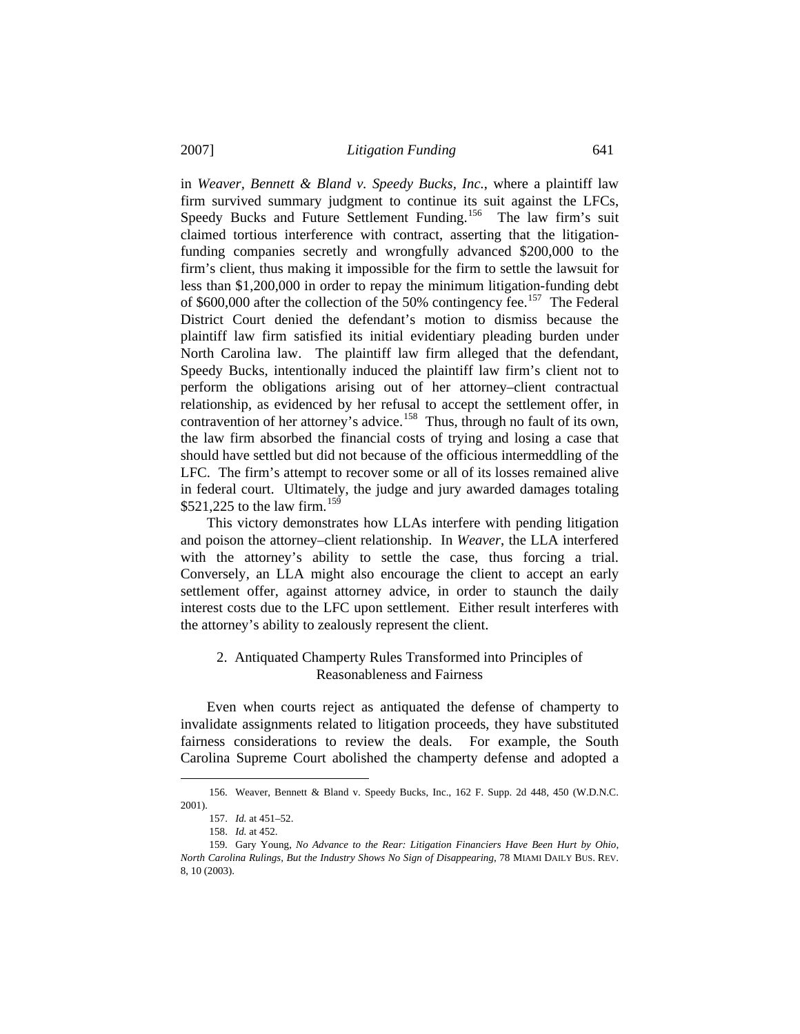in *Weaver, Bennett & Bland v. Speedy Bucks, Inc.*, where a plaintiff law firm survived summary judgment to continue its suit against the LFCs, Speedy Bucks and Future Settlement Funding.[156] The law firm's suit claimed tortious interference with contract, asserting that the litigation-funding companies secretly and wrongfully advanced $200,000 to the firm's client, thus making it impossible for the firm to settle the lawsuit for less than $1,200,000 in order to repay the minimum litigation-funding debt of $600,000 after the collection of the 50% contingency fee.[157] The Federal District Court denied the defendant's motion to dismiss because the plaintiff law firm satisfied its initial evidentiary pleading burden under North Carolina law. The plaintiff law firm alleged that the defendant, Speedy Bucks, intentionally induced the plaintiff law firm's client not to perform the obligations arising out of her attorney–client contractual relationship, as evidenced by her refusal to accept the settlement offer, in contravention of her attorney's advice.[158] Thus, through no fault of its own, the law firm absorbed the financial costs of trying and losing a case that should have settled but did not because of the officious intermeddling of the LFC. The firm's attempt to recover some or all of its losses remained alive in federal court. Ultimately, the judge and jury awarded damages totaling $521,225 to the law firm.[159]

This victory demonstrates how LLAs interfere with pending litigation and poison the attorney–client relationship. In *Weaver*, the LLA interfered with the attorney's ability to settle the case, thus forcing a trial. Conversely, an LLA might also encourage the client to accept an early settlement offer, against attorney advice, in order to staunch the daily interest costs due to the LFC upon settlement. Either result interferes with the attorney's ability to zealously represent the client.

### 2. Antiquated Champerty Rules Transformed into Principles of Reasonableness and Fairness

Even when courts reject as antiquated the defense of champerty to invalidate assignments related to litigation proceeds, they have substituted fairness considerations to review the deals. For example, the South Carolina Supreme Court abolished the champerty defense and adopted a

---

156. Weaver, Bennett & Bland v. Speedy Bucks, Inc., 162 F. Supp. 2d 448, 450 (W.D.N.C. 2001).

157. *Id.* at 451–52.

158. *Id.* at 452.

159. Gary Young, *No Advance to the Rear: Litigation Financiers Have Been Hurt by Ohio, North Carolina Rulings, But the Industry Shows No Sign of Disappearing*, 78 MIAMI DAILY BUS. REV. 8, 10 (2003).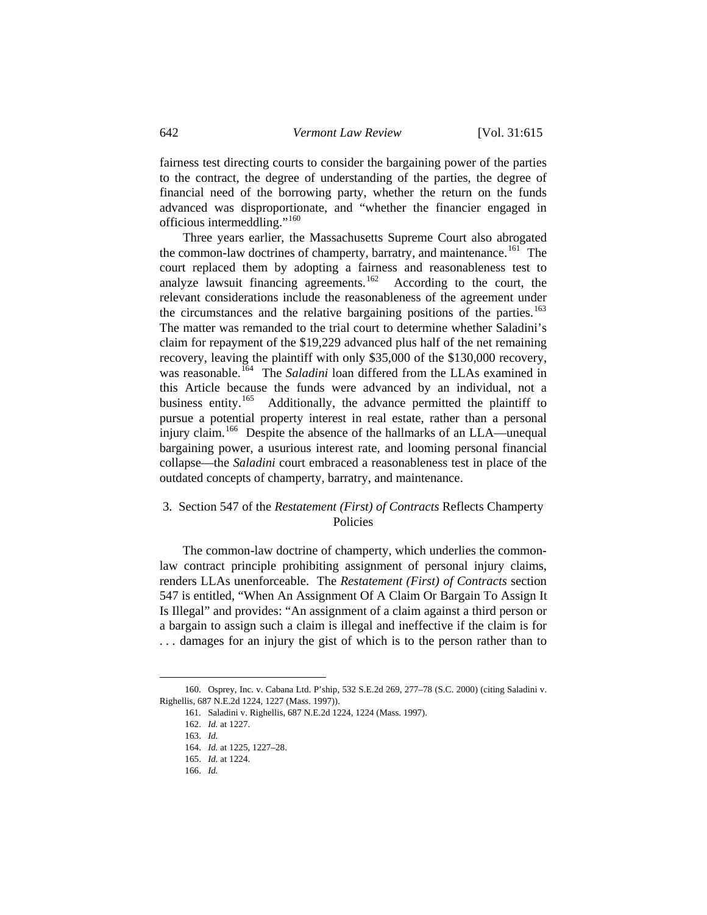fairness test directing courts to consider the bargaining power of the parties to the contract, the degree of understanding of the parties, the degree of financial need of the borrowing party, whether the return on the funds advanced was disproportionate, and "whether the financier engaged in officious intermeddling."[160]

Three years earlier, the Massachusetts Supreme Court also abrogated the common-law doctrines of champerty, barratry, and maintenance.[161] The court replaced them by adopting a fairness and reasonableness test to analyze lawsuit financing agreements.[162] According to the court, the relevant considerations include the reasonableness of the agreement under the circumstances and the relative bargaining positions of the parties.[163] The matter was remanded to the trial court to determine whether Saladini's claim for repayment of the $19,229 advanced plus half of the net remaining recovery, leaving the plaintiff with only $35,000 of the $130,000 recovery, was reasonable.[164] The *Saladini* loan differed from the LLAs examined in this Article because the funds were advanced by an individual, not a business entity.[165] Additionally, the advance permitted the plaintiff to pursue a potential property interest in real estate, rather than a personal injury claim.[166] Despite the absence of the hallmarks of an LLA—unequal bargaining power, a usurious interest rate, and looming personal financial collapse—the *Saladini* court embraced a reasonableness test in place of the outdated concepts of champerty, barratry, and maintenance.

### 3. Section 547 of the *Restatement (First) of Contracts* Reflects Champerty Policies

The common-law doctrine of champerty, which underlies the common-law contract principle prohibiting assignment of personal injury claims, renders LLAs unenforceable. The *Restatement (First) of Contracts* section 547 is entitled, "When An Assignment Of A Claim Or Bargain To Assign It Is Illegal" and provides: "An assignment of a claim against a third person or a bargain to assign such a claim is illegal and ineffective if the claim is for . . . damages for an injury the gist of which is to the person rather than to

---

160. Osprey, Inc. v. Cabana Ltd. P'ship, 532 S.E.2d 269, 277–78 (S.C. 2000) (citing Saladini v. Righellis, 687 N.E.2d 1224, 1227 (Mass. 1997)).

161. Saladini v. Righellis, 687 N.E.2d 1224, 1224 (Mass. 1997).

162. *Id.* at 1227.

163. *Id.*

164. *Id.* at 1225, 1227–28.

165. *Id.* at 1224.

166. *Id.*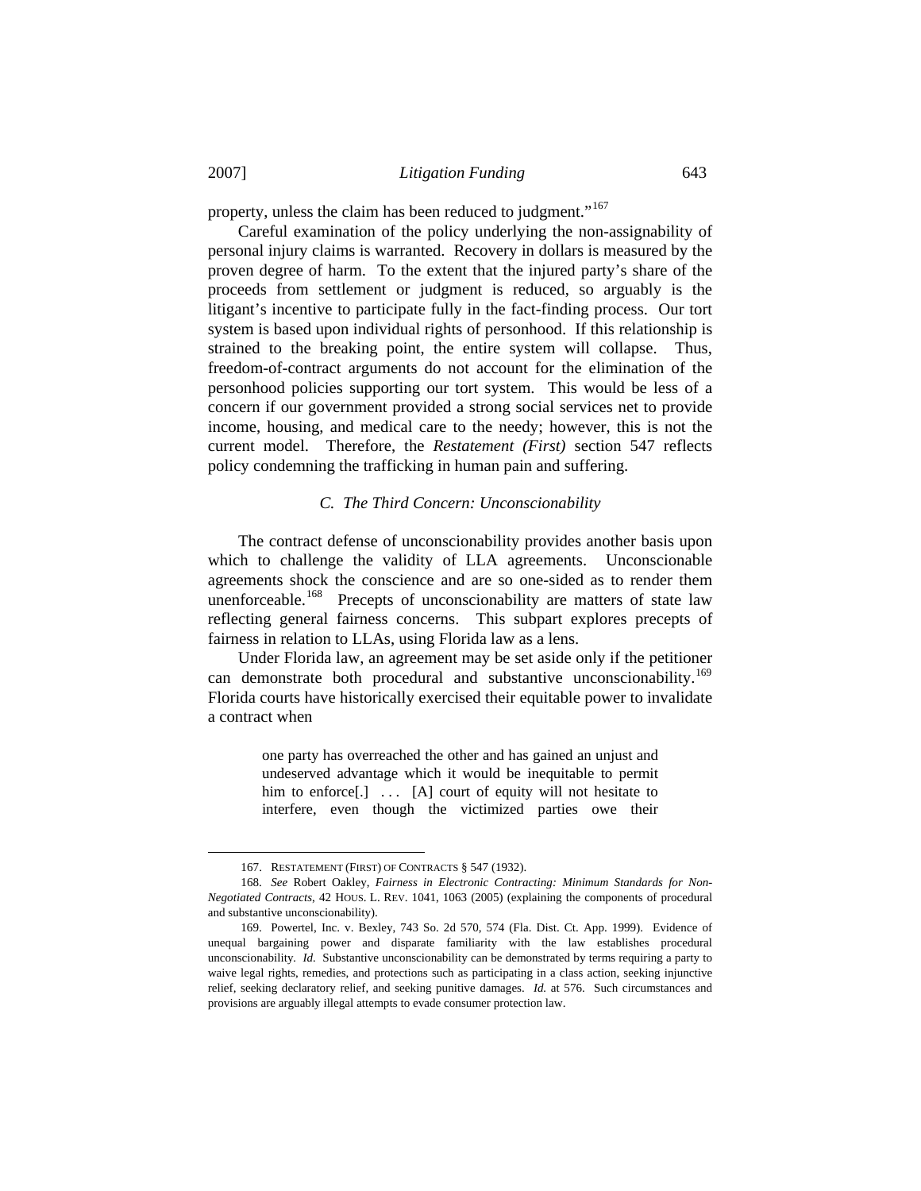property, unless the claim has been reduced to judgment."[167]

Careful examination of the policy underlying the non-assignability of personal injury claims is warranted. Recovery in dollars is measured by the proven degree of harm. To the extent that the injured party's share of the proceeds from settlement or judgment is reduced, so arguably is the litigant's incentive to participate fully in the fact-finding process. Our tort system is based upon individual rights of personhood. If this relationship is strained to the breaking point, the entire system will collapse. Thus, freedom-of-contract arguments do not account for the elimination of the personhood policies supporting our tort system. This would be less of a concern if our government provided a strong social services net to provide income, housing, and medical care to the needy; however, this is not the current model. Therefore, the *Restatement (First)* section 547 reflects policy condemning the trafficking in human pain and suffering.

### *C. The Third Concern: Unconscionability*

The contract defense of unconscionability provides another basis upon which to challenge the validity of LLA agreements. Unconscionable agreements shock the conscience and are so one-sided as to render them unenforceable.[168] Precepts of unconscionability are matters of state law reflecting general fairness concerns. This subpart explores precepts of fairness in relation to LLAs, using Florida law as a lens.

Under Florida law, an agreement may be set aside only if the petitioner can demonstrate both procedural and substantive unconscionability.[169] Florida courts have historically exercised their equitable power to invalidate a contract when

> one party has overreached the other and has gained an unjust and undeserved advantage which it would be inequitable to permit him to enforce[.] . . . [A] court of equity will not hesitate to interfere, even though the victimized parties owe their

---

167. RESTATEMENT (FIRST) OF CONTRACTS § 547 (1932).

168. *See* Robert Oakley, *Fairness in Electronic Contracting: Minimum Standards for Non-Negotiated Contracts*, 42 HOUS. L. REV. 1041, 1063 (2005) (explaining the components of procedural and substantive unconscionability).

169. Powertel, Inc. v. Bexley, 743 So. 2d 570, 574 (Fla. Dist. Ct. App. 1999). Evidence of unequal bargaining power and disparate familiarity with the law establishes procedural unconscionability. *Id.* Substantive unconscionability can be demonstrated by terms requiring a party to waive legal rights, remedies, and protections such as participating in a class action, seeking injunctive relief, seeking declaratory relief, and seeking punitive damages. *Id.* at 576. Such circumstances and provisions are arguably illegal attempts to evade consumer protection law.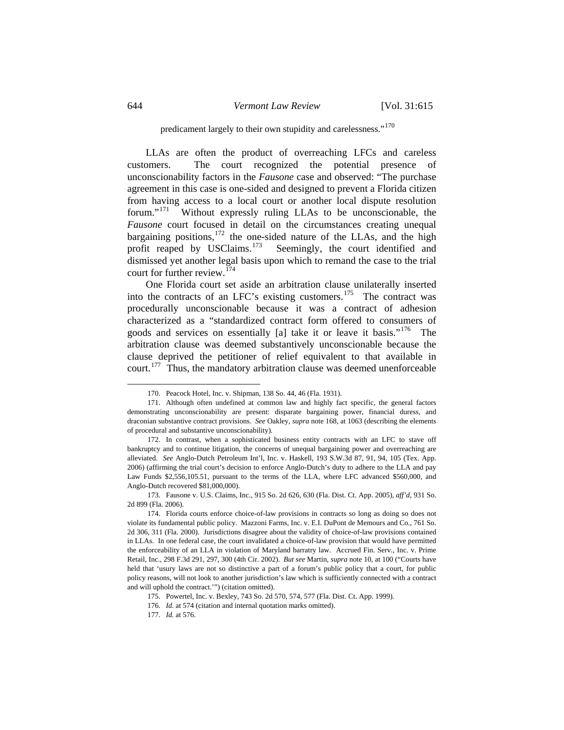predicament largely to their own stupidity and carelessness."[170]

LLAs are often the product of overreaching LFCs and careless customers. The court recognized the potential presence of unconscionability factors in the *Fausone* case and observed: "The purchase agreement in this case is one-sided and designed to prevent a Florida citizen from having access to a local court or another local dispute resolution forum."[171] Without expressly ruling LLAs to be unconscionable, the *Fausone* court focused in detail on the circumstances creating unequal bargaining positions,[172] the one-sided nature of the LLAs, and the high profit reaped by USClaims.[173] Seemingly, the court identified and dismissed yet another legal basis upon which to remand the case to the trial court for further review.[174]

One Florida court set aside an arbitration clause unilaterally inserted into the contracts of an LFC's existing customers.[175] The contract was procedurally unconscionable because it was a contract of adhesion characterized as a "standardized contract form offered to consumers of goods and services on essentially [a] take it or leave it basis."[176] The arbitration clause was deemed substantively unconscionable because the clause deprived the petitioner of relief equivalent to that available in court.[177] Thus, the mandatory arbitration clause was deemed unenforceable

---

170. Peacock Hotel, Inc. v. Shipman, 138 So. 44, 46 (Fla. 1931).

171. Although often undefined at common law and highly fact specific, the general factors demonstrating unconscionability are present: disparate bargaining power, financial duress, and draconian substantive contract provisions. *See* Oakley, *supra* note 168, at 1063 (describing the elements of procedural and substantive unconscionability).

172. In contrast, when a sophisticated business entity contracts with an LFC to stave off bankruptcy and to continue litigation, the concerns of unequal bargaining power and overreaching are alleviated. *See* Anglo-Dutch Petroleum Int'l, Inc. v. Haskell, 193 S.W.3d 87, 91, 94, 105 (Tex. App. 2006) (affirming the trial court's decision to enforce Anglo-Dutch's duty to adhere to the LLA and pay Law Funds $2,556,105.51, pursuant to the terms of the LLA, where LFC advanced $560,000, and Anglo-Dutch recovered $81,000,000).

173. Fausone v. U.S. Claims, Inc., 915 So. 2d 626, 630 (Fla. Dist. Ct. App. 2005), *aff'd*, 931 So. 2d 899 (Fla. 2006).

174. Florida courts enforce choice-of-law provisions in contracts so long as doing so does not violate its fundamental public policy. Mazzoni Farms, Inc. v. E.I. DuPont de Memours and Co., 761 So. 2d 306, 311 (Fla. 2000). Jurisdictions disagree about the validity of choice-of-law provisions contained in LLAs. In one federal case, the court invalidated a choice-of-law provision that would have permitted the enforceability of an LLA in violation of Maryland barratry law. Accrued Fin. Serv., Inc. v. Prime Retail, Inc., 298 F.3d 291, 297, 300 (4th Cir. 2002). *But see* Martin, *supra* note 10, at 100 ("Courts have held that 'usury laws are not so distinctive a part of a forum's public policy that a court, for public policy reasons, will not look to another jurisdiction's law which is sufficiently connected with a contract and will uphold the contract.'") (citation omitted).

175. Powertel, Inc. v. Bexley, 743 So. 2d 570, 574, 577 (Fla. Dist. Ct. App. 1999).

176. *Id.* at 574 (citation and internal quotation marks omitted).

177. *Id.* at 576.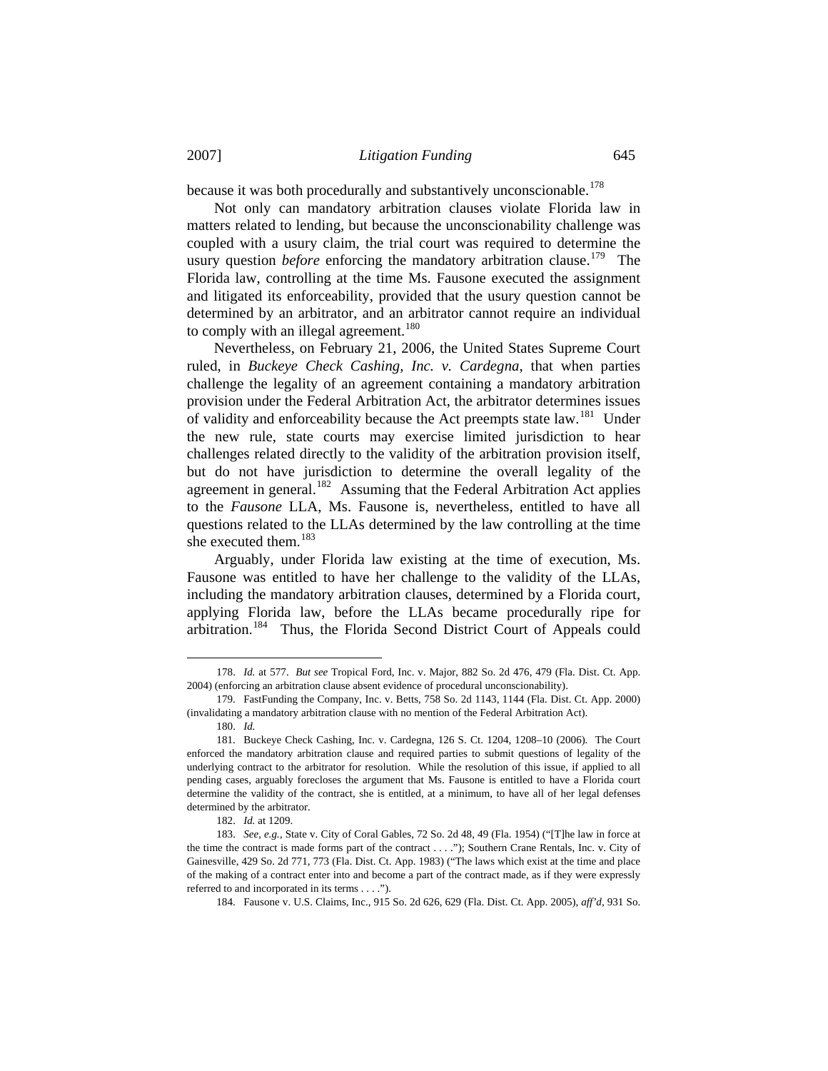because it was both procedurally and substantively unconscionable.[178]

Not only can mandatory arbitration clauses violate Florida law in matters related to lending, but because the unconscionability challenge was coupled with a usury claim, the trial court was required to determine the usury question *before* enforcing the mandatory arbitration clause.[179] The Florida law, controlling at the time Ms. Fausone executed the assignment and litigated its enforceability, provided that the usury question cannot be determined by an arbitrator, and an arbitrator cannot require an individual to comply with an illegal agreement.[180]

Nevertheless, on February 21, 2006, the United States Supreme Court ruled, in *Buckeye Check Cashing, Inc. v. Cardegna*, that when parties challenge the legality of an agreement containing a mandatory arbitration provision under the Federal Arbitration Act, the arbitrator determines issues of validity and enforceability because the Act preempts state law.[181] Under the new rule, state courts may exercise limited jurisdiction to hear challenges related directly to the validity of the arbitration provision itself, but do not have jurisdiction to determine the overall legality of the agreement in general.[182] Assuming that the Federal Arbitration Act applies to the *Fausone* LLA, Ms. Fausone is, nevertheless, entitled to have all questions related to the LLAs determined by the law controlling at the time she executed them.[183]

Arguably, under Florida law existing at the time of execution, Ms. Fausone was entitled to have her challenge to the validity of the LLAs, including the mandatory arbitration clauses, determined by a Florida court, applying Florida law, before the LLAs became procedurally ripe for arbitration.[184] Thus, the Florida Second District Court of Appeals could

---

178. *Id.* at 577. *But see* Tropical Ford, Inc. v. Major, 882 So. 2d 476, 479 (Fla. Dist. Ct. App. 2004) (enforcing an arbitration clause absent evidence of procedural unconscionability).

179. FastFunding the Company, Inc. v. Betts, 758 So. 2d 1143, 1144 (Fla. Dist. Ct. App. 2000) (invalidating a mandatory arbitration clause with no mention of the Federal Arbitration Act).

180. *Id.*

181. Buckeye Check Cashing, Inc. v. Cardegna, 126 S. Ct. 1204, 1208–10 (2006). The Court enforced the mandatory arbitration clause and required parties to submit questions of legality of the underlying contract to the arbitrator for resolution. While the resolution of this issue, if applied to all pending cases, arguably forecloses the argument that Ms. Fausone is entitled to have a Florida court determine the validity of the contract, she is entitled, at a minimum, to have all of her legal defenses determined by the arbitrator.

182. *Id.* at 1209.

183. *See, e.g.*, State v. City of Coral Gables, 72 So. 2d 48, 49 (Fla. 1954) ("[T]he law in force at the time the contract is made forms part of the contract . . . ."); Southern Crane Rentals, Inc. v. City of Gainesville, 429 So. 2d 771, 773 (Fla. Dist. Ct. App. 1983) ("The laws which exist at the time and place of the making of a contract enter into and become a part of the contract made, as if they were expressly referred to and incorporated in its terms . . . .").

184. Fausone v. U.S. Claims, Inc., 915 So. 2d 626, 629 (Fla. Dist. Ct. App. 2005), *aff'd*, 931 So.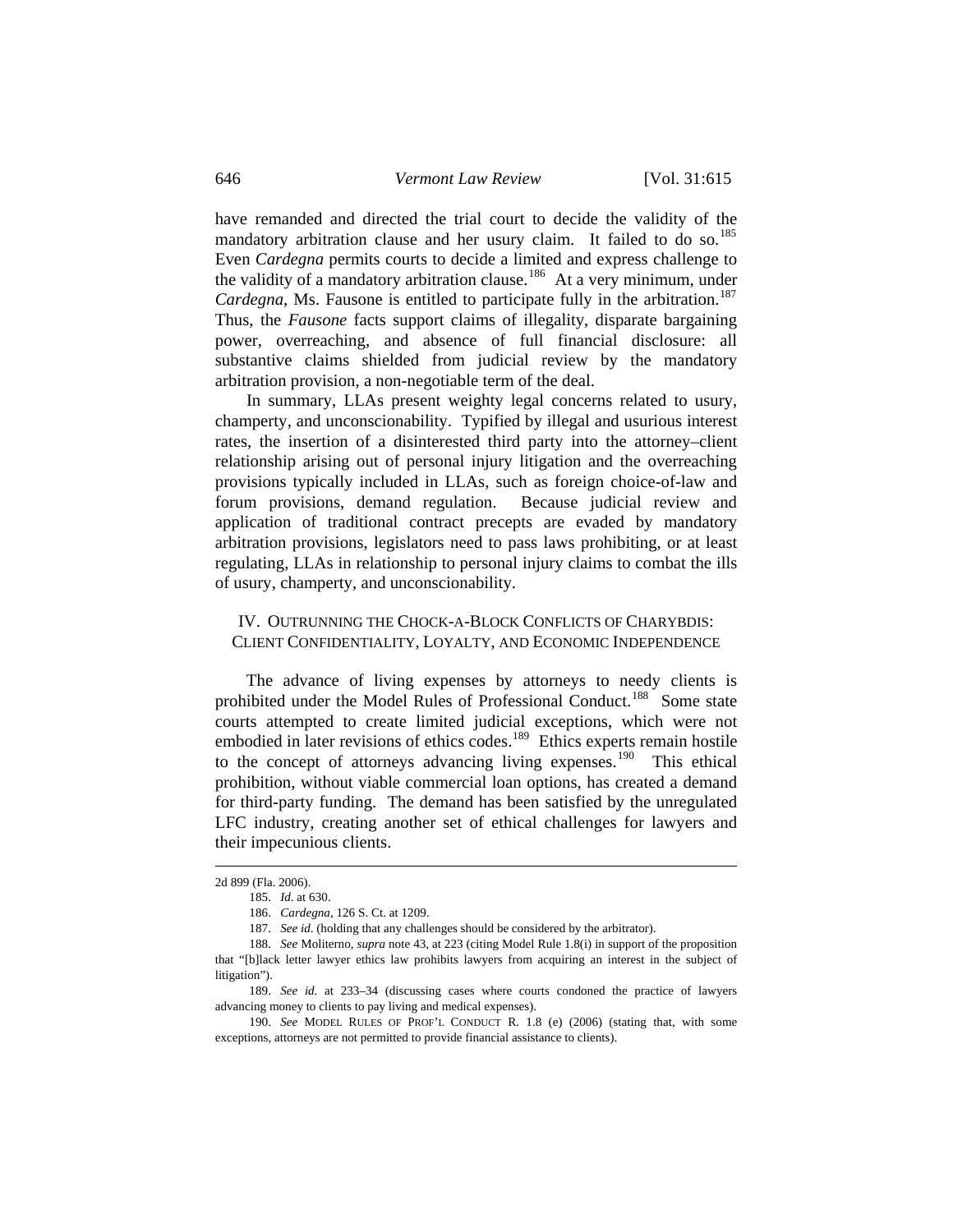have remanded and directed the trial court to decide the validity of the mandatory arbitration clause and her usury claim. It failed to do so.[185] Even *Cardegna* permits courts to decide a limited and express challenge to the validity of a mandatory arbitration clause.[186] At a very minimum, under *Cardegna*, Ms. Fausone is entitled to participate fully in the arbitration.[187] Thus, the *Fausone* facts support claims of illegality, disparate bargaining power, overreaching, and absence of full financial disclosure: all substantive claims shielded from judicial review by the mandatory arbitration provision, a non-negotiable term of the deal.

In summary, LLAs present weighty legal concerns related to usury, champerty, and unconscionability. Typified by illegal and usurious interest rates, the insertion of a disinterested third party into the attorney–client relationship arising out of personal injury litigation and the overreaching provisions typically included in LLAs, such as foreign choice-of-law and forum provisions, demand regulation. Because judicial review and application of traditional contract precepts are evaded by mandatory arbitration provisions, legislators need to pass laws prohibiting, or at least regulating, LLAs in relationship to personal injury claims to combat the ills of usury, champerty, and unconscionability.

## IV. Outrunning the Chock-a-Block Conflicts of Charybdis: Client Confidentiality, Loyalty, and Economic Independence

The advance of living expenses by attorneys to needy clients is prohibited under the Model Rules of Professional Conduct.[188] Some state courts attempted to create limited judicial exceptions, which were not embodied in later revisions of ethics codes.[189] Ethics experts remain hostile to the concept of attorneys advancing living expenses.[190] This ethical prohibition, without viable commercial loan options, has created a demand for third-party funding. The demand has been satisfied by the unregulated LFC industry, creating another set of ethical challenges for lawyers and their impecunious clients.

---

2d 899 (Fla. 2006).

185. *Id.* at 630.

186. *Cardegna*, 126 S. Ct. at 1209.

187. *See id.* (holding that any challenges should be considered by the arbitrator).

188. *See* Moliterno, *supra* note 43, at 223 (citing Model Rule 1.8(i) in support of the proposition that "[b]lack letter lawyer ethics law prohibits lawyers from acquiring an interest in the subject of litigation").

189. *See id.* at 233–34 (discussing cases where courts condoned the practice of lawyers advancing money to clients to pay living and medical expenses).

190. *See* MODEL RULES OF PROF'L CONDUCT R. 1.8 (e) (2006) (stating that, with some exceptions, attorneys are not permitted to provide financial assistance to clients).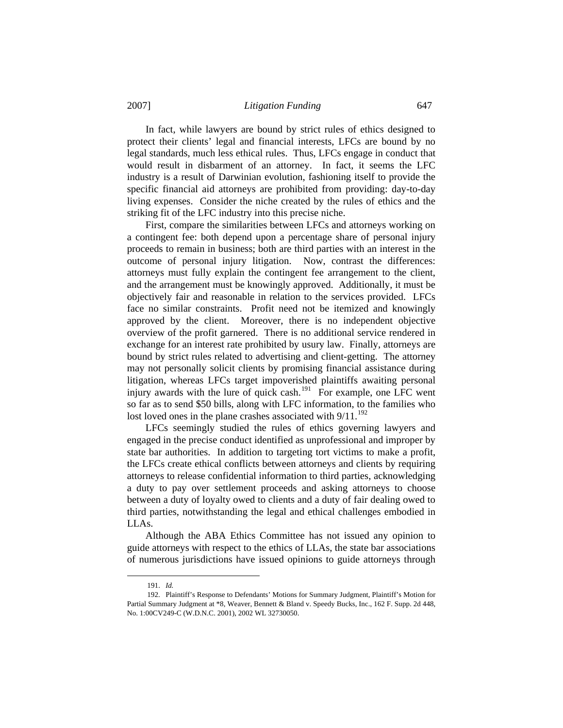In fact, while lawyers are bound by strict rules of ethics designed to protect their clients' legal and financial interests, LFCs are bound by no legal standards, much less ethical rules. Thus, LFCs engage in conduct that would result in disbarment of an attorney. In fact, it seems the LFC industry is a result of Darwinian evolution, fashioning itself to provide the specific financial aid attorneys are prohibited from providing: day-to-day living expenses. Consider the niche created by the rules of ethics and the striking fit of the LFC industry into this precise niche.

First, compare the similarities between LFCs and attorneys working on a contingent fee: both depend upon a percentage share of personal injury proceeds to remain in business; both are third parties with an interest in the outcome of personal injury litigation. Now, contrast the differences: attorneys must fully explain the contingent fee arrangement to the client, and the arrangement must be knowingly approved. Additionally, it must be objectively fair and reasonable in relation to the services provided. LFCs face no similar constraints. Profit need not be itemized and knowingly approved by the client. Moreover, there is no independent objective overview of the profit garnered. There is no additional service rendered in exchange for an interest rate prohibited by usury law. Finally, attorneys are bound by strict rules related to advertising and client-getting. The attorney may not personally solicit clients by promising financial assistance during litigation, whereas LFCs target impoverished plaintiffs awaiting personal injury awards with the lure of quick cash.[191] For example, one LFC went so far as to send $50 bills, along with LFC information, to the families who lost loved ones in the plane crashes associated with 9/11.[192]

LFCs seemingly studied the rules of ethics governing lawyers and engaged in the precise conduct identified as unprofessional and improper by state bar authorities. In addition to targeting tort victims to make a profit, the LFCs create ethical conflicts between attorneys and clients by requiring attorneys to release confidential information to third parties, acknowledging a duty to pay over settlement proceeds and asking attorneys to choose between a duty of loyalty owed to clients and a duty of fair dealing owed to third parties, notwithstanding the legal and ethical challenges embodied in LLAs.

Although the ABA Ethics Committee has not issued any opinion to guide attorneys with respect to the ethics of LLAs, the state bar associations of numerous jurisdictions have issued opinions to guide attorneys through

---

191. *Id.*

192. Plaintiff's Response to Defendants' Motions for Summary Judgment, Plaintiff's Motion for Partial Summary Judgment at *8, Weaver, Bennett & Bland v. Speedy Bucks, Inc., 162 F. Supp. 2d 448, No. 1:00CV249-C (W.D.N.C. 2001), 2002 WL 32730050.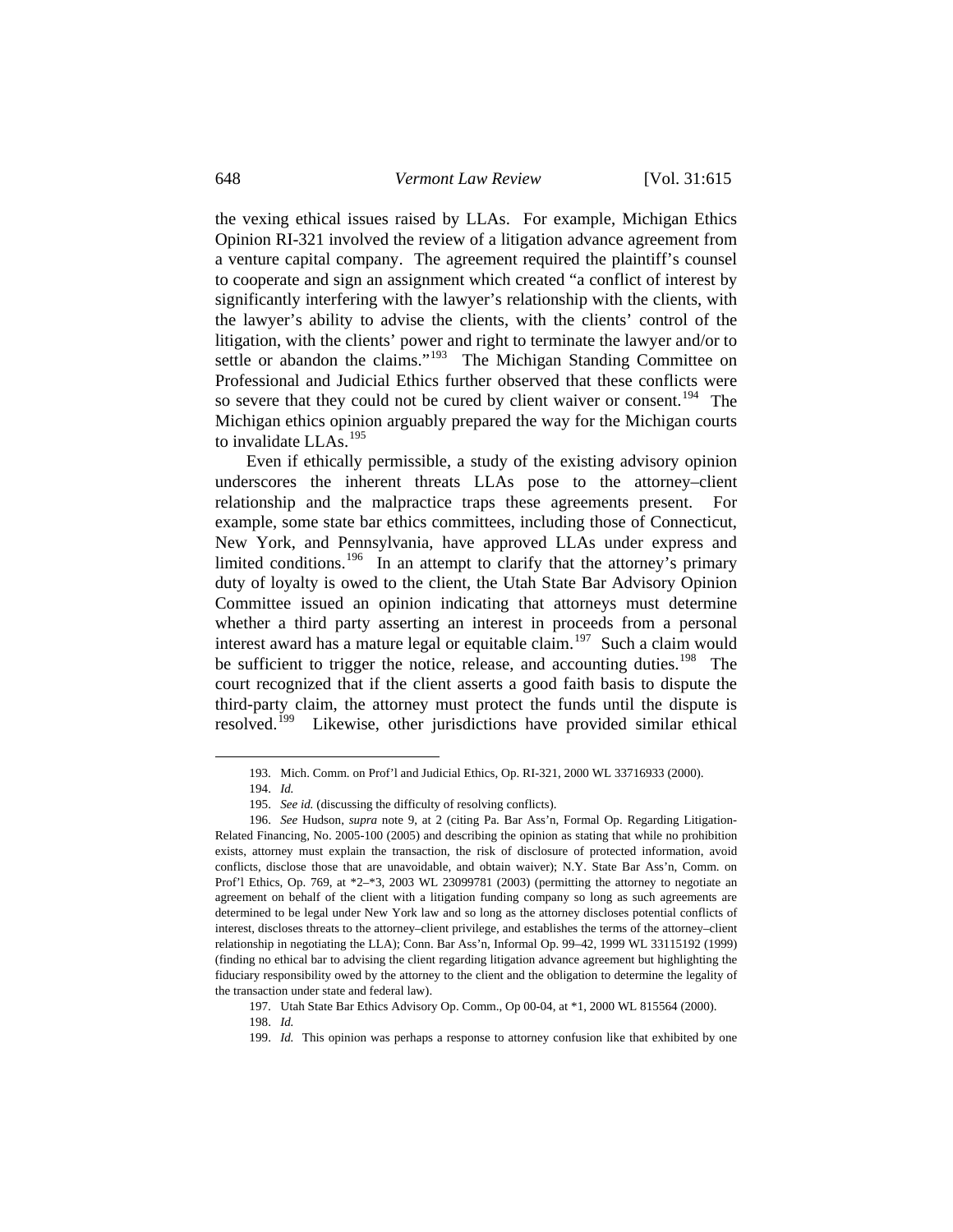the vexing ethical issues raised by LLAs. For example, Michigan Ethics Opinion RI-321 involved the review of a litigation advance agreement from a venture capital company. The agreement required the plaintiff's counsel to cooperate and sign an assignment which created "a conflict of interest by significantly interfering with the lawyer's relationship with the clients, with the lawyer's ability to advise the clients, with the clients' control of the litigation, with the clients' power and right to terminate the lawyer and/or to settle or abandon the claims."[193] The Michigan Standing Committee on Professional and Judicial Ethics further observed that these conflicts were so severe that they could not be cured by client waiver or consent.[194] The Michigan ethics opinion arguably prepared the way for the Michigan courts to invalidate LLAs.[195]

Even if ethically permissible, a study of the existing advisory opinion underscores the inherent threats LLAs pose to the attorney–client relationship and the malpractice traps these agreements present. For example, some state bar ethics committees, including those of Connecticut, New York, and Pennsylvania, have approved LLAs under express and limited conditions.[196] In an attempt to clarify that the attorney's primary duty of loyalty is owed to the client, the Utah State Bar Advisory Opinion Committee issued an opinion indicating that attorneys must determine whether a third party asserting an interest in proceeds from a personal interest award has a mature legal or equitable claim.[197] Such a claim would be sufficient to trigger the notice, release, and accounting duties.[198] The court recognized that if the client asserts a good faith basis to dispute the third-party claim, the attorney must protect the funds until the dispute is resolved.[199] Likewise, other jurisdictions have provided similar ethical

193. Mich. Comm. on Prof'l and Judicial Ethics, Op. RI-321, 2000 WL 33716933 (2000).

194. *Id.*

195. *See id.* (discussing the difficulty of resolving conflicts).

196. *See* Hudson, *supra* note 9, at 2 (citing Pa. Bar Ass'n, Formal Op. Regarding Litigation-Related Financing, No. 2005-100 (2005) and describing the opinion as stating that while no prohibition exists, attorney must explain the transaction, the risk of disclosure of protected information, avoid conflicts, disclose those that are unavoidable, and obtain waiver); N.Y. State Bar Ass'n, Comm. on Prof'l Ethics, Op. 769, at *2–*3, 2003 WL 23099781 (2003) (permitting the attorney to negotiate an agreement on behalf of the client with a litigation funding company so long as such agreements are determined to be legal under New York law and so long as the attorney discloses potential conflicts of interest, discloses threats to the attorney–client privilege, and establishes the terms of the attorney–client relationship in negotiating the LLA); Conn. Bar Ass'n, Informal Op. 99–42, 1999 WL 33115192 (1999) (finding no ethical bar to advising the client regarding litigation advance agreement but highlighting the fiduciary responsibility owed by the attorney to the client and the obligation to determine the legality of the transaction under state and federal law).

197. Utah State Bar Ethics Advisory Op. Comm., Op 00-04, at *1, 2000 WL 815564 (2000).

198. *Id.*

199. *Id.* This opinion was perhaps a response to attorney confusion like that exhibited by one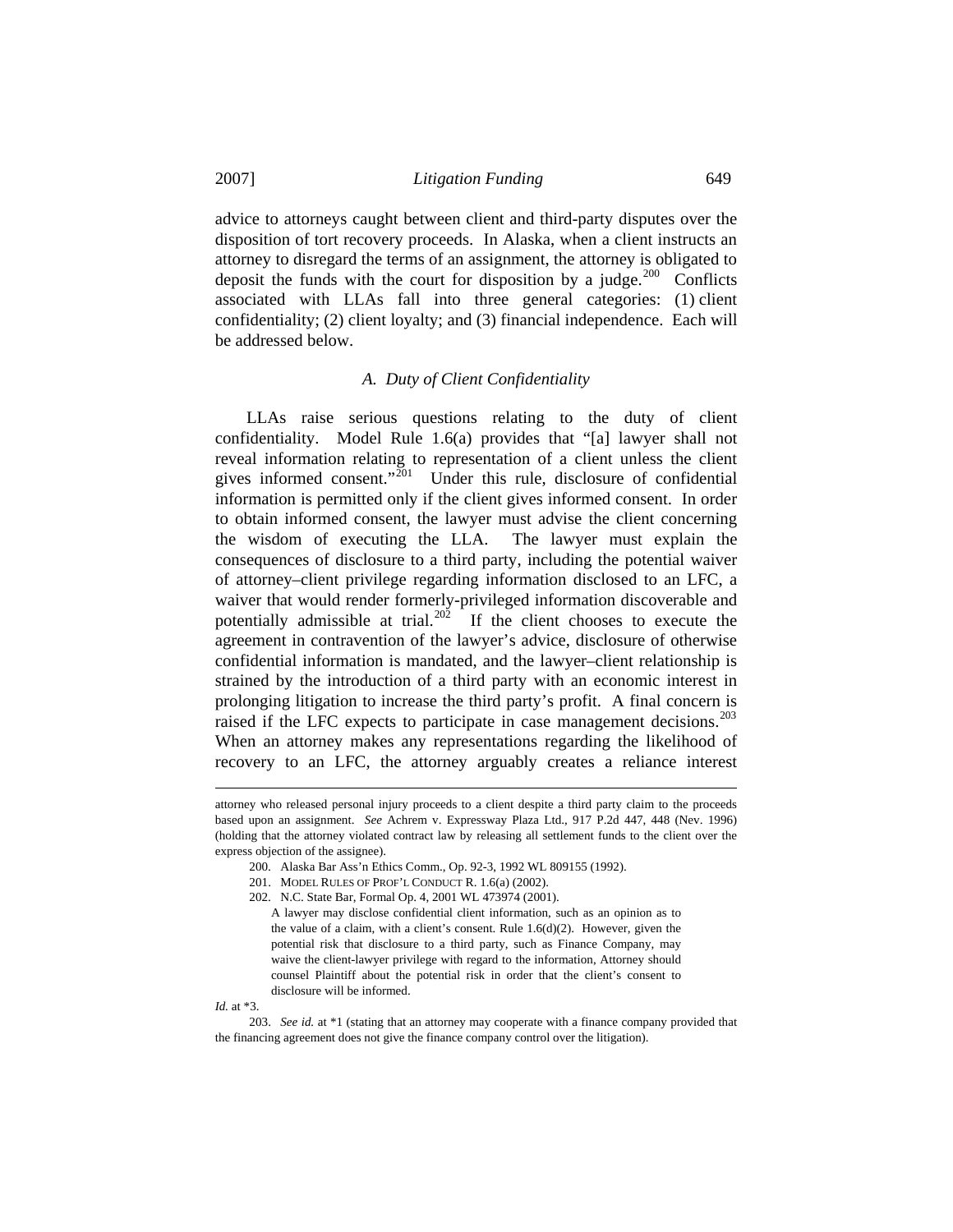advice to attorneys caught between client and third-party disputes over the disposition of tort recovery proceeds. In Alaska, when a client instructs an attorney to disregard the terms of an assignment, the attorney is obligated to deposit the funds with the court for disposition by a judge.[200] Conflicts associated with LLAs fall into three general categories: (1) client confidentiality; (2) client loyalty; and (3) financial independence. Each will be addressed below.

### *A. Duty of Client Confidentiality*

LLAs raise serious questions relating to the duty of client confidentiality. Model Rule 1.6(a) provides that "[a] lawyer shall not reveal information relating to representation of a client unless the client gives informed consent."[201] Under this rule, disclosure of confidential information is permitted only if the client gives informed consent. In order to obtain informed consent, the lawyer must advise the client concerning the wisdom of executing the LLA. The lawyer must explain the consequences of disclosure to a third party, including the potential waiver of attorney–client privilege regarding information disclosed to an LFC, a waiver that would render formerly-privileged information discoverable and potentially admissible at trial.[202] If the client chooses to execute the agreement in contravention of the lawyer's advice, disclosure of otherwise confidential information is mandated, and the lawyer–client relationship is strained by the introduction of a third party with an economic interest in prolonging litigation to increase the third party's profit. A final concern is raised if the LFC expects to participate in case management decisions.[203] When an attorney makes any representations regarding the likelihood of recovery to an LFC, the attorney arguably creates a reliance interest

---

attorney who released personal injury proceeds to a client despite a third party claim to the proceeds based upon an assignment. *See* Achrem v. Expressway Plaza Ltd., 917 P.2d 447, 448 (Nev. 1996) (holding that the attorney violated contract law by releasing all settlement funds to the client over the express objection of the assignee).

200. Alaska Bar Ass'n Ethics Comm., Op. 92-3, 1992 WL 809155 (1992).

201. MODEL RULES OF PROF'L CONDUCT R. 1.6(a) (2002).

202. N.C. State Bar, Formal Op. 4, 2001 WL 473974 (2001).

> A lawyer may disclose confidential client information, such as an opinion as to the value of a claim, with a client's consent. Rule 1.6(d)(2). However, given the potential risk that disclosure to a third party, such as Finance Company, may waive the client-lawyer privilege with regard to the information, Attorney should counsel Plaintiff about the potential risk in order that the client's consent to disclosure will be informed.

*Id.* at *3.

203. *See id.* at *1 (stating that an attorney may cooperate with a finance company provided that the financing agreement does not give the finance company control over the litigation).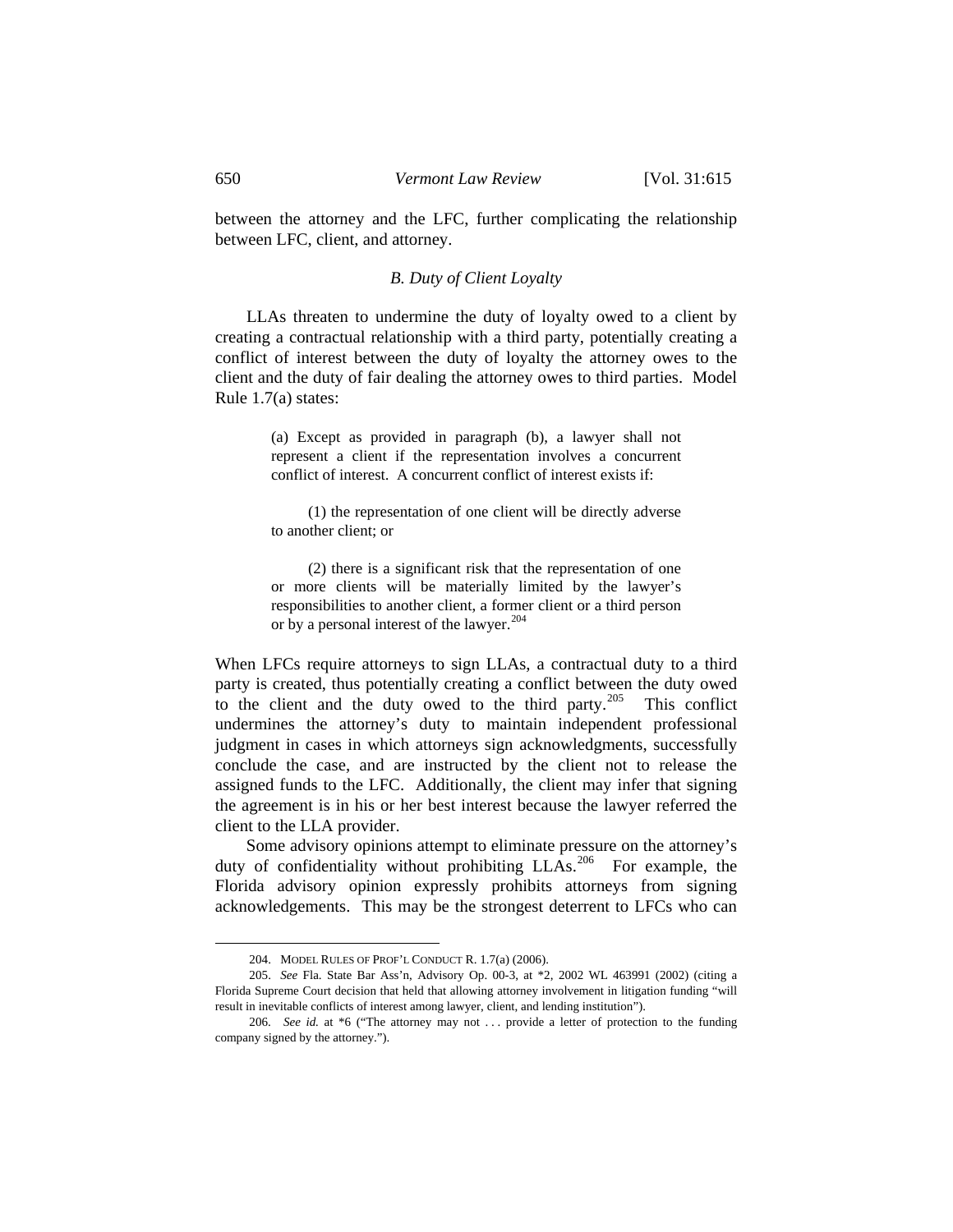between the attorney and the LFC, further complicating the relationship between LFC, client, and attorney.

### *B. Duty of Client Loyalty*

LLAs threaten to undermine the duty of loyalty owed to a client by creating a contractual relationship with a third party, potentially creating a conflict of interest between the duty of loyalty the attorney owes to the client and the duty of fair dealing the attorney owes to third parties. Model Rule 1.7(a) states:

> (a) Except as provided in paragraph (b), a lawyer shall not represent a client if the representation involves a concurrent conflict of interest. A concurrent conflict of interest exists if:
>
> (1) the representation of one client will be directly adverse to another client; or
>
> (2) there is a significant risk that the representation of one or more clients will be materially limited by the lawyer's responsibilities to another client, a former client or a third person or by a personal interest of the lawyer.[204]

When LFCs require attorneys to sign LLAs, a contractual duty to a third party is created, thus potentially creating a conflict between the duty owed to the client and the duty owed to the third party.[205] This conflict undermines the attorney's duty to maintain independent professional judgment in cases in which attorneys sign acknowledgments, successfully conclude the case, and are instructed by the client not to release the assigned funds to the LFC. Additionally, the client may infer that signing the agreement is in his or her best interest because the lawyer referred the client to the LLA provider.

Some advisory opinions attempt to eliminate pressure on the attorney's duty of confidentiality without prohibiting LLAs.[206] For example, the Florida advisory opinion expressly prohibits attorneys from signing acknowledgements. This may be the strongest deterrent to LFCs who can

---

204. MODEL RULES OF PROF'L CONDUCT R. 1.7(a) (2006).

205. *See* Fla. State Bar Ass'n, Advisory Op. 00-3, at *2, 2002 WL 463991 (2002) (citing a Florida Supreme Court decision that held that allowing attorney involvement in litigation funding "will result in inevitable conflicts of interest among lawyer, client, and lending institution").

206. *See id.* at *6 ("The attorney may not . . . provide a letter of protection to the funding company signed by the attorney.").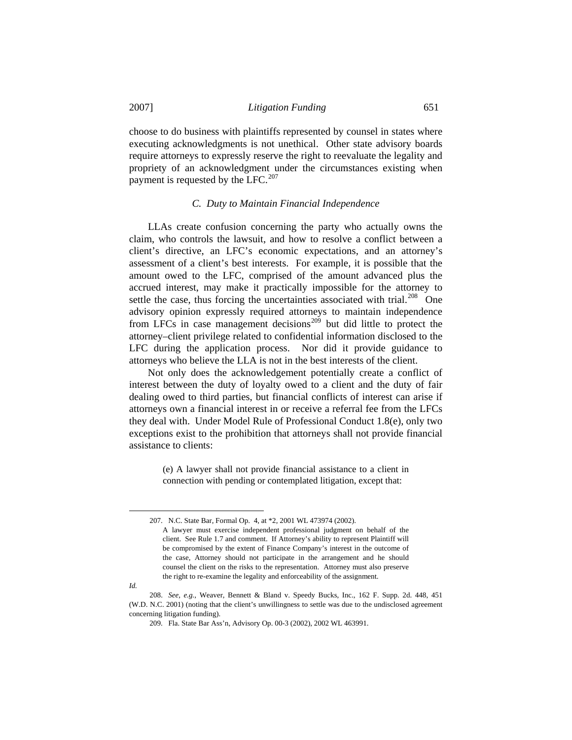choose to do business with plaintiffs represented by counsel in states where executing acknowledgments is not unethical. Other state advisory boards require attorneys to expressly reserve the right to reevaluate the legality and propriety of an acknowledgment under the circumstances existing when payment is requested by the LFC.[207]

### *C. Duty to Maintain Financial Independence*

LLAs create confusion concerning the party who actually owns the claim, who controls the lawsuit, and how to resolve a conflict between a client's directive, an LFC's economic expectations, and an attorney's assessment of a client's best interests. For example, it is possible that the amount owed to the LFC, comprised of the amount advanced plus the accrued interest, may make it practically impossible for the attorney to settle the case, thus forcing the uncertainties associated with trial.[208] One advisory opinion expressly required attorneys to maintain independence from LFCs in case management decisions[209] but did little to protect the attorney–client privilege related to confidential information disclosed to the LFC during the application process. Nor did it provide guidance to attorneys who believe the LLA is not in the best interests of the client.

Not only does the acknowledgement potentially create a conflict of interest between the duty of loyalty owed to a client and the duty of fair dealing owed to third parties, but financial conflicts of interest can arise if attorneys own a financial interest in or receive a referral fee from the LFCs they deal with. Under Model Rule of Professional Conduct 1.8(e), only two exceptions exist to the prohibition that attorneys shall not provide financial assistance to clients:

> (e) A lawyer shall not provide financial assistance to a client in connection with pending or contemplated litigation, except that:

---

207. N.C. State Bar, Formal Op. 4, at *2, 2001 WL 473974 (2002).

> A lawyer must exercise independent professional judgment on behalf of the client. See Rule 1.7 and comment. If Attorney's ability to represent Plaintiff will be compromised by the extent of Finance Company's interest in the outcome of the case, Attorney should not participate in the arrangement and he should counsel the client on the risks to the representation. Attorney must also preserve the right to re-examine the legality and enforceability of the assignment.

*Id.*

208. *See, e.g.*, Weaver, Bennett & Bland v. Speedy Bucks, Inc., 162 F. Supp. 2d. 448, 451 (W.D. N.C. 2001) (noting that the client's unwillingness to settle was due to the undisclosed agreement concerning litigation funding).

209. Fla. State Bar Ass'n, Advisory Op. 00-3 (2002), 2002 WL 463991.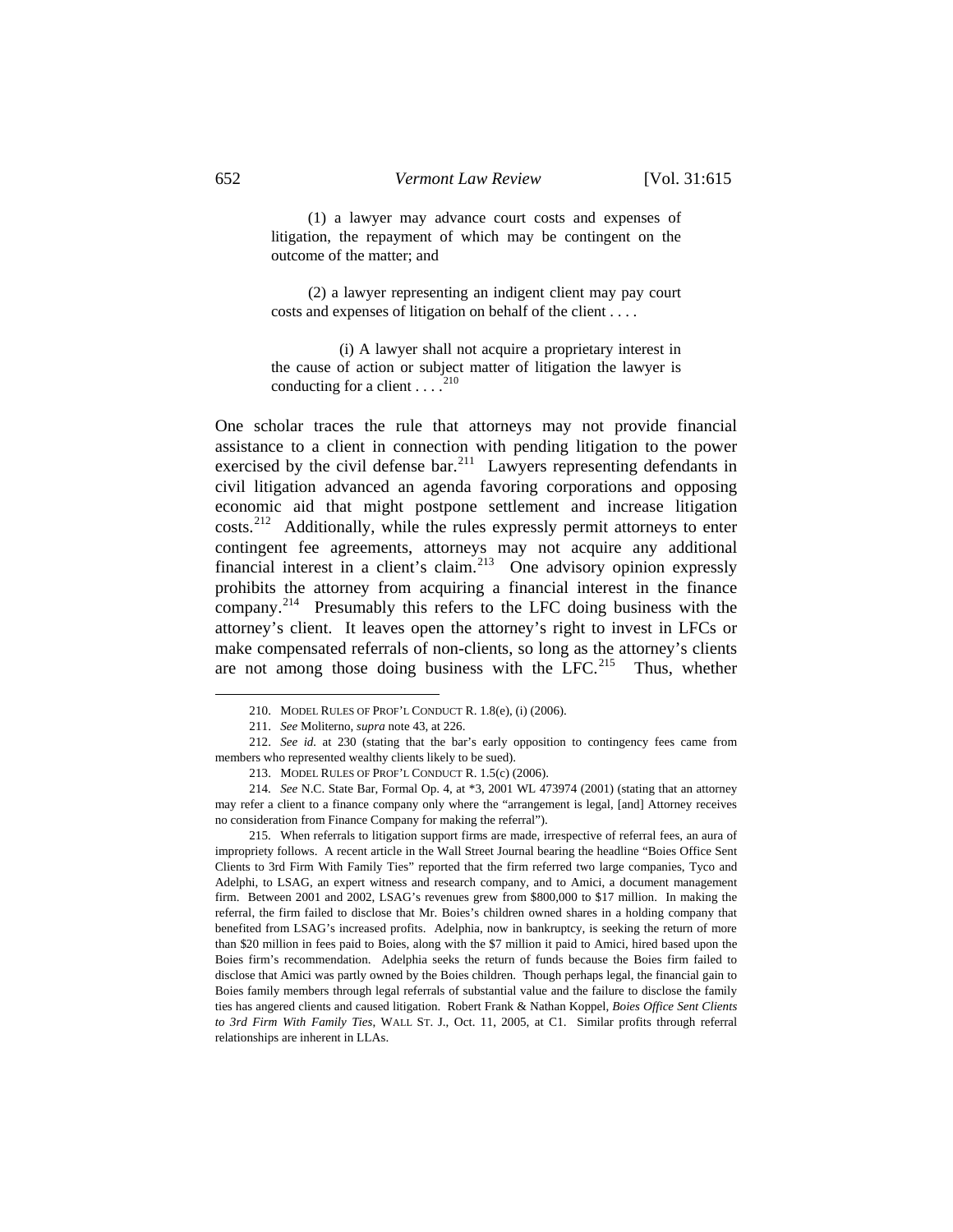> (1) a lawyer may advance court costs and expenses of litigation, the repayment of which may be contingent on the outcome of the matter; and
>
> (2) a lawyer representing an indigent client may pay court costs and expenses of litigation on behalf of the client . . . .
>
> (i) A lawyer shall not acquire a proprietary interest in the cause of action or subject matter of litigation the lawyer is conducting for a client . . . .[210]

One scholar traces the rule that attorneys may not provide financial assistance to a client in connection with pending litigation to the power exercised by the civil defense bar.[211] Lawyers representing defendants in civil litigation advanced an agenda favoring corporations and opposing economic aid that might postpone settlement and increase litigation costs.[212] Additionally, while the rules expressly permit attorneys to enter contingent fee agreements, attorneys may not acquire any additional financial interest in a client's claim.[213] One advisory opinion expressly prohibits the attorney from acquiring a financial interest in the finance company.[214] Presumably this refers to the LFC doing business with the attorney's client. It leaves open the attorney's right to invest in LFCs or make compensated referrals of non-clients, so long as the attorney's clients are not among those doing business with the LFC.[215] Thus, whether

---

210. MODEL RULES OF PROF'L CONDUCT R. 1.8(e), (i) (2006).

211. *See* Moliterno, *supra* note 43, at 226.

212. *See id.* at 230 (stating that the bar's early opposition to contingency fees came from members who represented wealthy clients likely to be sued).

213. MODEL RULES OF PROF'L CONDUCT R. 1.5(c) (2006).

214. *See* N.C. State Bar, Formal Op. 4, at *3, 2001 WL 473974 (2001) (stating that an attorney may refer a client to a finance company only where the "arrangement is legal, [and] Attorney receives no consideration from Finance Company for making the referral").

215. When referrals to litigation support firms are made, irrespective of referral fees, an aura of impropriety follows. A recent article in the Wall Street Journal bearing the headline "Boies Office Sent Clients to 3rd Firm With Family Ties" reported that the firm referred two large companies, Tyco and Adelphi, to LSAG, an expert witness and research company, and to Amici, a document management firm. Between 2001 and 2002, LSAG's revenues grew from $800,000 to $17 million. In making the referral, the firm failed to disclose that Mr. Boies's children owned shares in a holding company that benefited from LSAG's increased profits. Adelphia, now in bankruptcy, is seeking the return of more than $20 million in fees paid to Boies, along with the $7 million it paid to Amici, hired based upon the Boies firm's recommendation. Adelphia seeks the return of funds because the Boies firm failed to disclose that Amici was partly owned by the Boies children. Though perhaps legal, the financial gain to Boies family members through legal referrals of substantial value and the failure to disclose the family ties has angered clients and caused litigation. Robert Frank & Nathan Koppel, *Boies Office Sent Clients to 3rd Firm With Family Ties*, WALL ST. J., Oct. 11, 2005, at C1. Similar profits through referral relationships are inherent in LLAs.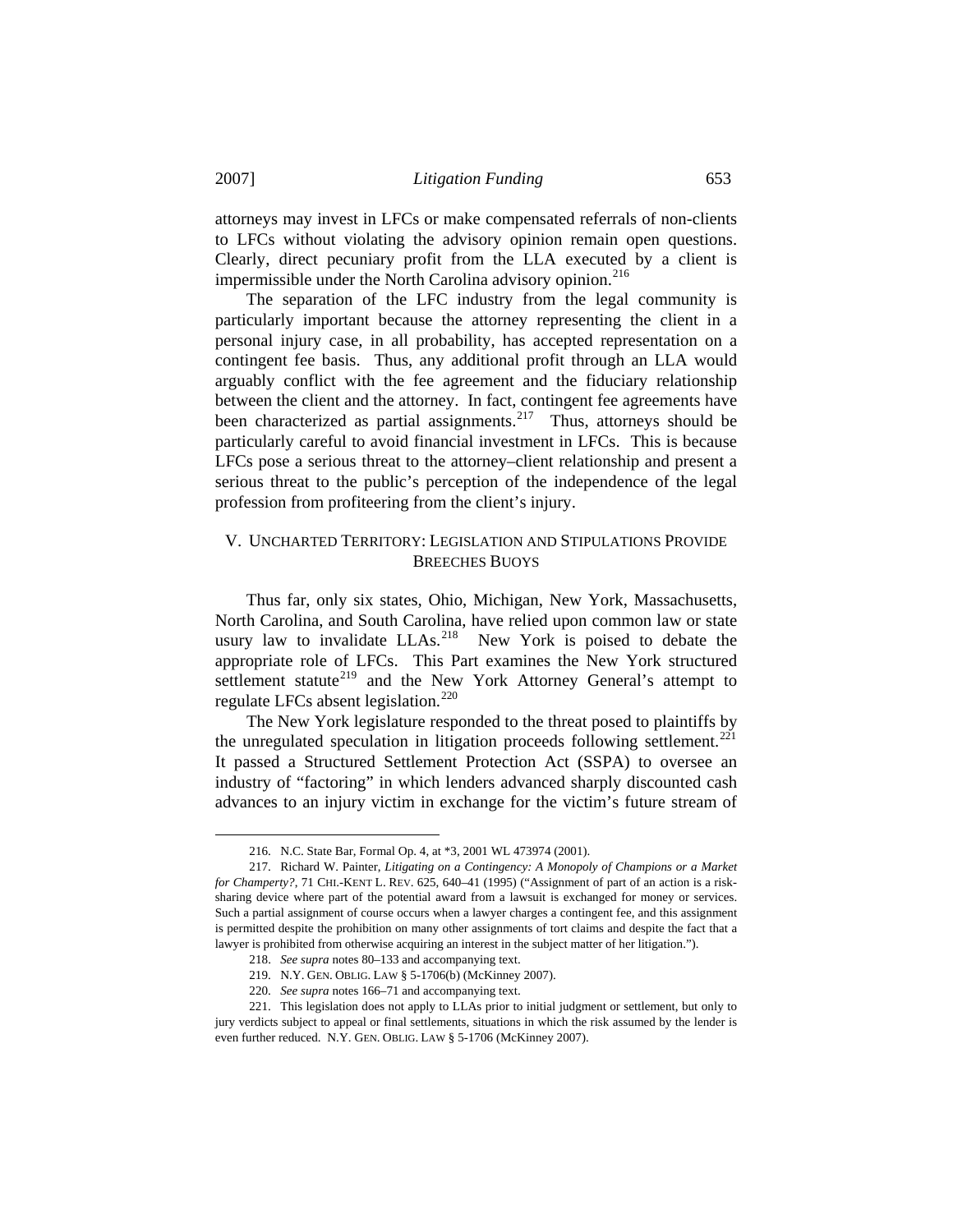attorneys may invest in LFCs or make compensated referrals of non-clients to LFCs without violating the advisory opinion remain open questions. Clearly, direct pecuniary profit from the LLA executed by a client is impermissible under the North Carolina advisory opinion.[216]

The separation of the LFC industry from the legal community is particularly important because the attorney representing the client in a personal injury case, in all probability, has accepted representation on a contingent fee basis. Thus, any additional profit through an LLA would arguably conflict with the fee agreement and the fiduciary relationship between the client and the attorney. In fact, contingent fee agreements have been characterized as partial assignments.[217] Thus, attorneys should be particularly careful to avoid financial investment in LFCs. This is because LFCs pose a serious threat to the attorney–client relationship and present a serious threat to the public's perception of the independence of the legal profession from profiteering from the client's injury.

## V. UNCHARTED TERRITORY: LEGISLATION AND STIPULATIONS PROVIDE BREECHES BUOYS

Thus far, only six states, Ohio, Michigan, New York, Massachusetts, North Carolina, and South Carolina, have relied upon common law or state usury law to invalidate LLAs.[218] New York is poised to debate the appropriate role of LFCs. This Part examines the New York structured settlement statute[219] and the New York Attorney General's attempt to regulate LFCs absent legislation.[220]

The New York legislature responded to the threat posed to plaintiffs by the unregulated speculation in litigation proceeds following settlement.[221] It passed a Structured Settlement Protection Act (SSPA) to oversee an industry of "factoring" in which lenders advanced sharply discounted cash advances to an injury victim in exchange for the victim's future stream of

---

216. N.C. State Bar, Formal Op. 4, at *3, 2001 WL 473974 (2001).

217. Richard W. Painter, *Litigating on a Contingency: A Monopoly of Champions or a Market for Champerty?*, 71 CHI.-KENT L. REV. 625, 640–41 (1995) ("Assignment of part of an action is a risk-sharing device where part of the potential award from a lawsuit is exchanged for money or services. Such a partial assignment of course occurs when a lawyer charges a contingent fee, and this assignment is permitted despite the prohibition on many other assignments of tort claims and despite the fact that a lawyer is prohibited from otherwise acquiring an interest in the subject matter of her litigation.").

218. *See supra* notes 80–133 and accompanying text.

219. N.Y. GEN. OBLIG. LAW § 5-1706(b) (McKinney 2007).

220. *See supra* notes 166–71 and accompanying text.

221. This legislation does not apply to LLAs prior to initial judgment or settlement, but only to jury verdicts subject to appeal or final settlements, situations in which the risk assumed by the lender is even further reduced. N.Y. GEN. OBLIG. LAW § 5-1706 (McKinney 2007).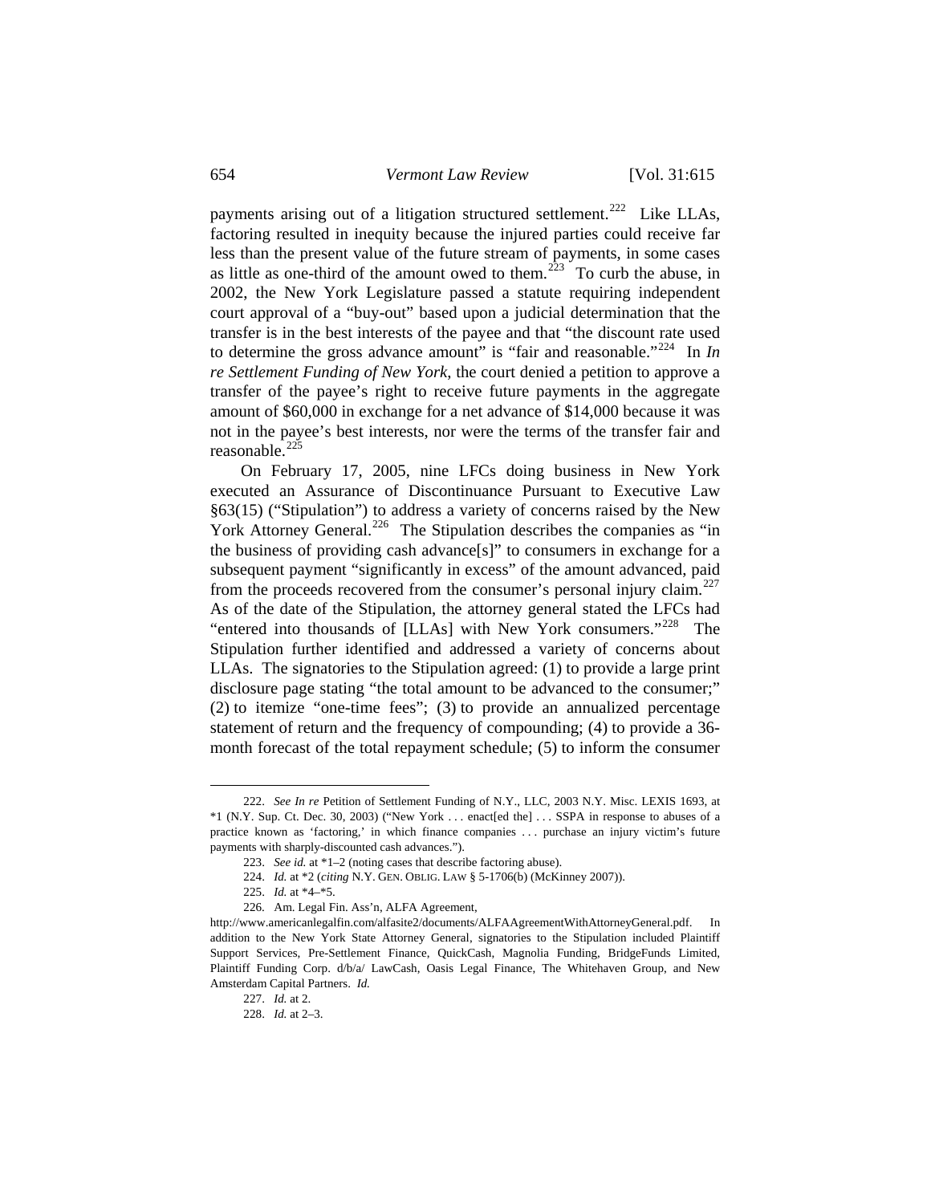payments arising out of a litigation structured settlement.[222] Like LLAs, factoring resulted in inequity because the injured parties could receive far less than the present value of the future stream of payments, in some cases as little as one-third of the amount owed to them.[223] To curb the abuse, in 2002, the New York Legislature passed a statute requiring independent court approval of a "buy-out" based upon a judicial determination that the transfer is in the best interests of the payee and that "the discount rate used to determine the gross advance amount" is "fair and reasonable."[224] In *In re Settlement Funding of New York*, the court denied a petition to approve a transfer of the payee's right to receive future payments in the aggregate amount of $60,000 in exchange for a net advance of $14,000 because it was not in the payee's best interests, nor were the terms of the transfer fair and reasonable.[225]

On February 17, 2005, nine LFCs doing business in New York executed an Assurance of Discontinuance Pursuant to Executive Law §63(15) ("Stipulation") to address a variety of concerns raised by the New York Attorney General.[226] The Stipulation describes the companies as "in the business of providing cash advance[s]" to consumers in exchange for a subsequent payment "significantly in excess" of the amount advanced, paid from the proceeds recovered from the consumer's personal injury claim.[227] As of the date of the Stipulation, the attorney general stated the LFCs had "entered into thousands of [LLAs] with New York consumers."[228] The Stipulation further identified and addressed a variety of concerns about LLAs. The signatories to the Stipulation agreed: (1) to provide a large print disclosure page stating "the total amount to be advanced to the consumer;" (2) to itemize "one-time fees"; (3) to provide an annualized percentage statement of return and the frequency of compounding; (4) to provide a 36-month forecast of the total repayment schedule; (5) to inform the consumer

---

222. *See In re* Petition of Settlement Funding of N.Y., LLC, 2003 N.Y. Misc. LEXIS 1693, at *1 (N.Y. Sup. Ct. Dec. 30, 2003) ("New York . . . enact[ed the] . . . SSPA in response to abuses of a practice known as 'factoring,' in which finance companies . . . purchase an injury victim's future payments with sharply-discounted cash advances.").

223. *See id.* at *1–2 (noting cases that describe factoring abuse).

224. *Id.* at *2 (*citing* N.Y. GEN. OBLIG. LAW § 5-1706(b) (McKinney 2007)).

225. *Id.* at *4–*5.

226. Am. Legal Fin. Ass'n, ALFA Agreement, http://www.americanlegalfin.com/alfasite2/documents/ALFAAgreementWithAttorneyGeneral.pdf. In addition to the New York State Attorney General, signatories to the Stipulation included Plaintiff Support Services, Pre-Settlement Finance, QuickCash, Magnolia Funding, BridgeFunds Limited, Plaintiff Funding Corp. d/b/a/ LawCash, Oasis Legal Finance, The Whitehaven Group, and New Amsterdam Capital Partners. *Id.*

227. *Id.* at 2.

228. *Id.* at 2–3.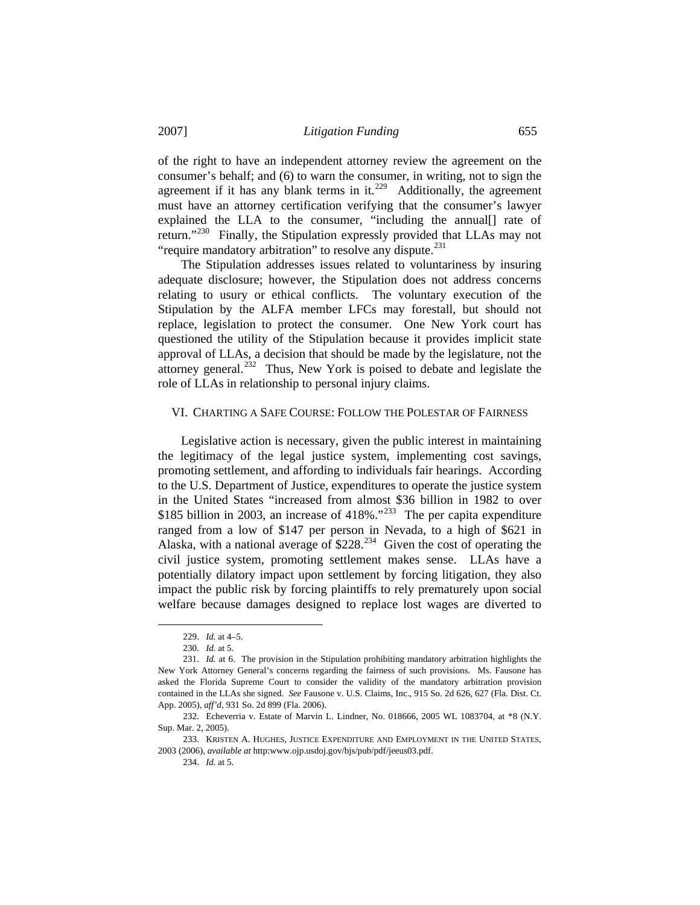of the right to have an independent attorney review the agreement on the consumer's behalf; and (6) to warn the consumer, in writing, not to sign the agreement if it has any blank terms in it.[229] Additionally, the agreement must have an attorney certification verifying that the consumer's lawyer explained the LLA to the consumer, "including the annual[] rate of return."[230] Finally, the Stipulation expressly provided that LLAs may not "require mandatory arbitration" to resolve any dispute.[231]

The Stipulation addresses issues related to voluntariness by insuring adequate disclosure; however, the Stipulation does not address concerns relating to usury or ethical conflicts. The voluntary execution of the Stipulation by the ALFA member LFCs may forestall, but should not replace, legislation to protect the consumer. One New York court has questioned the utility of the Stipulation because it provides implicit state approval of LLAs, a decision that should be made by the legislature, not the attorney general.[232] Thus, New York is poised to debate and legislate the role of LLAs in relationship to personal injury claims.

## VI. CHARTING A SAFE COURSE: FOLLOW THE POLESTAR OF FAIRNESS

Legislative action is necessary, given the public interest in maintaining the legitimacy of the legal justice system, implementing cost savings, promoting settlement, and affording to individuals fair hearings. According to the U.S. Department of Justice, expenditures to operate the justice system in the United States "increased from almost $36 billion in 1982 to over $185 billion in 2003, an increase of 418%."[233] The per capita expenditure ranged from a low of $147 per person in Nevada, to a high of $621 in Alaska, with a national average of $228.[234] Given the cost of operating the civil justice system, promoting settlement makes sense. LLAs have a potentially dilatory impact upon settlement by forcing litigation, they also impact the public risk by forcing plaintiffs to rely prematurely upon social welfare because damages designed to replace lost wages are diverted to

---

229. *Id.* at 4–5.

230. *Id.* at 5.

231. *Id.* at 6. The provision in the Stipulation prohibiting mandatory arbitration highlights the New York Attorney General's concerns regarding the fairness of such provisions. Ms. Fausone has asked the Florida Supreme Court to consider the validity of the mandatory arbitration provision contained in the LLAs she signed. *See* Fausone v. U.S. Claims, Inc., 915 So. 2d 626, 627 (Fla. Dist. Ct. App. 2005), *aff'd*, 931 So. 2d 899 (Fla. 2006).

232. Echeverria v. Estate of Marvin L. Lindner, No. 018666, 2005 WL 1083704, at *8 (N.Y. Sup. Mar. 2, 2005).

233. KRISTEN A. HUGHES, JUSTICE EXPENDITURE AND EMPLOYMENT IN THE UNITED STATES, 2003 (2006), *available at* http:www.ojp.usdoj.gov/bjs/pub/pdf/jeeus03.pdf.

234. *Id.* at 5.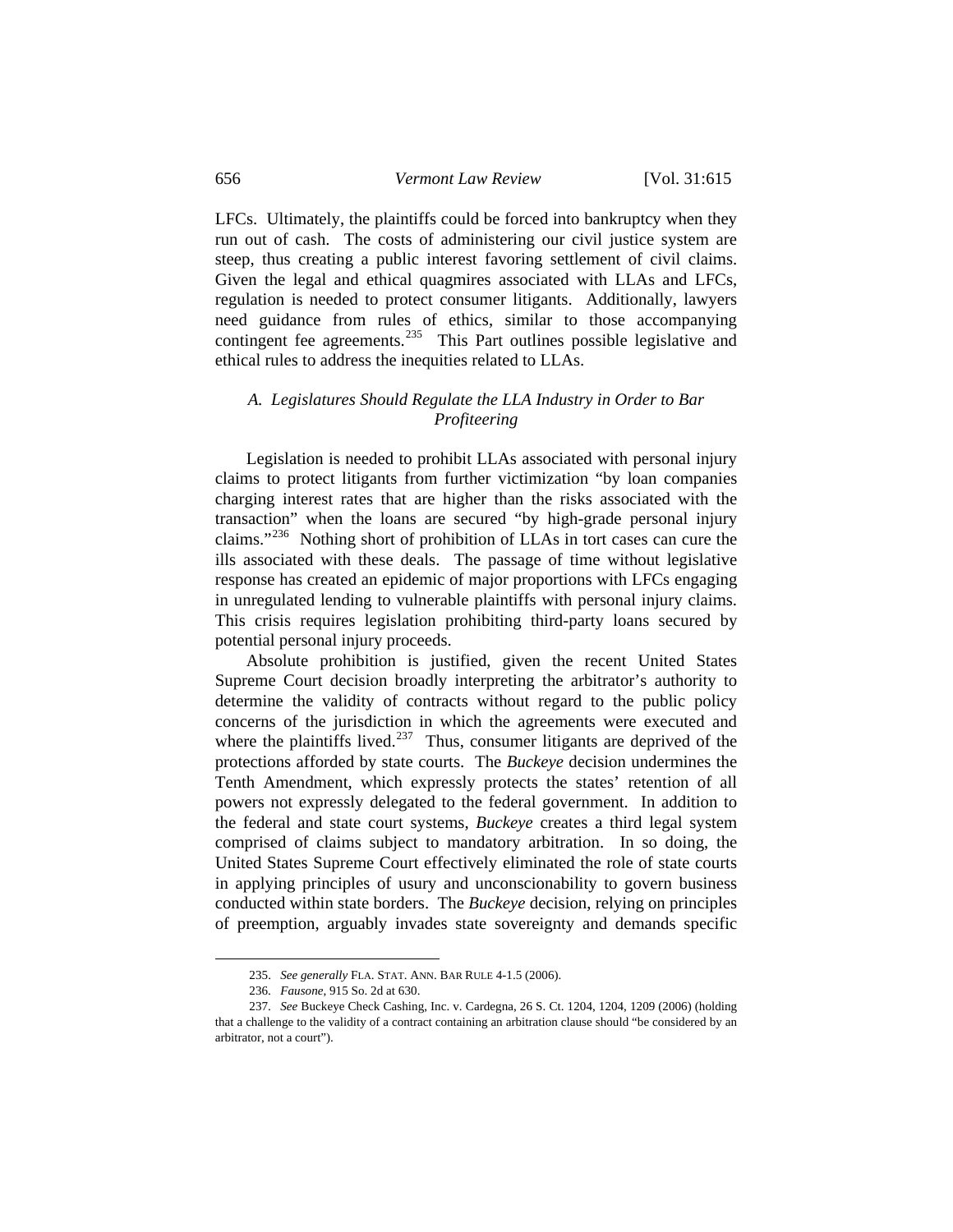LFCs. Ultimately, the plaintiffs could be forced into bankruptcy when they run out of cash. The costs of administering our civil justice system are steep, thus creating a public interest favoring settlement of civil claims. Given the legal and ethical quagmires associated with LLAs and LFCs, regulation is needed to protect consumer litigants. Additionally, lawyers need guidance from rules of ethics, similar to those accompanying contingent fee agreements.[235] This Part outlines possible legislative and ethical rules to address the inequities related to LLAs.

### *A. Legislatures Should Regulate the LLA Industry in Order to Bar Profiteering*

Legislation is needed to prohibit LLAs associated with personal injury claims to protect litigants from further victimization "by loan companies charging interest rates that are higher than the risks associated with the transaction" when the loans are secured "by high-grade personal injury claims."[236] Nothing short of prohibition of LLAs in tort cases can cure the ills associated with these deals. The passage of time without legislative response has created an epidemic of major proportions with LFCs engaging in unregulated lending to vulnerable plaintiffs with personal injury claims. This crisis requires legislation prohibiting third-party loans secured by potential personal injury proceeds.

Absolute prohibition is justified, given the recent United States Supreme Court decision broadly interpreting the arbitrator's authority to determine the validity of contracts without regard to the public policy concerns of the jurisdiction in which the agreements were executed and where the plaintiffs lived.[237] Thus, consumer litigants are deprived of the protections afforded by state courts. The *Buckeye* decision undermines the Tenth Amendment, which expressly protects the states' retention of all powers not expressly delegated to the federal government. In addition to the federal and state court systems, *Buckeye* creates a third legal system comprised of claims subject to mandatory arbitration. In so doing, the United States Supreme Court effectively eliminated the role of state courts in applying principles of usury and unconscionability to govern business conducted within state borders. The *Buckeye* decision, relying on principles of preemption, arguably invades state sovereignty and demands specific

---

235. *See generally* FLA. STAT. ANN. BAR RULE 4-1.5 (2006).

236. *Fausone*, 915 So. 2d at 630.

237. *See* Buckeye Check Cashing, Inc. v. Cardegna, 26 S. Ct. 1204, 1204, 1209 (2006) (holding that a challenge to the validity of a contract containing an arbitration clause should "be considered by an arbitrator, not a court").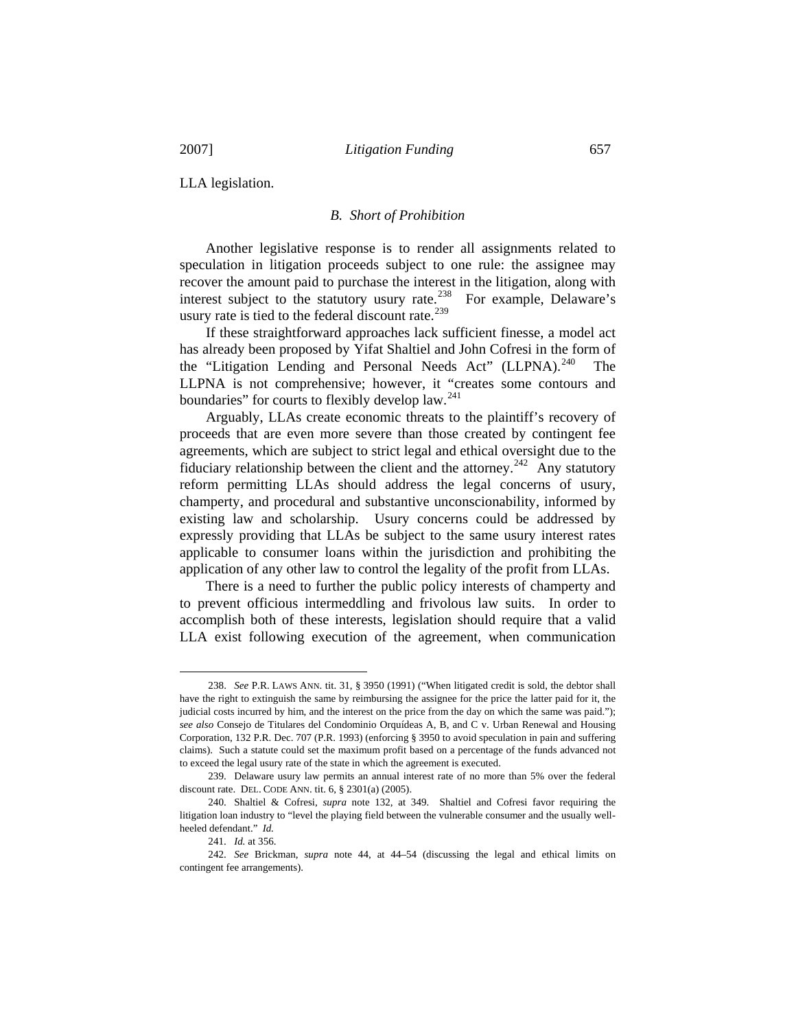LLA legislation.

### *B. Short of Prohibition*

Another legislative response is to render all assignments related to speculation in litigation proceeds subject to one rule: the assignee may recover the amount paid to purchase the interest in the litigation, along with interest subject to the statutory usury rate.[238] For example, Delaware's usury rate is tied to the federal discount rate.[239]

If these straightforward approaches lack sufficient finesse, a model act has already been proposed by Yifat Shaltiel and John Cofresi in the form of the "Litigation Lending and Personal Needs Act" (LLPNA).[240] The LLPNA is not comprehensive; however, it "creates some contours and boundaries" for courts to flexibly develop law.[241]

Arguably, LLAs create economic threats to the plaintiff's recovery of proceeds that are even more severe than those created by contingent fee agreements, which are subject to strict legal and ethical oversight due to the fiduciary relationship between the client and the attorney.[242] Any statutory reform permitting LLAs should address the legal concerns of usury, champerty, and procedural and substantive unconscionability, informed by existing law and scholarship. Usury concerns could be addressed by expressly providing that LLAs be subject to the same usury interest rates applicable to consumer loans within the jurisdiction and prohibiting the application of any other law to control the legality of the profit from LLAs.

There is a need to further the public policy interests of champerty and to prevent officious intermeddling and frivolous law suits. In order to accomplish both of these interests, legislation should require that a valid LLA exist following execution of the agreement, when communication

---

238. *See* P.R. LAWS ANN. tit. 31, § 3950 (1991) ("When litigated credit is sold, the debtor shall have the right to extinguish the same by reimbursing the assignee for the price the latter paid for it, the judicial costs incurred by him, and the interest on the price from the day on which the same was paid."); *see also* Consejo de Titulares del Condominio Orquídeas A, B, and C v. Urban Renewal and Housing Corporation, 132 P.R. Dec. 707 (P.R. 1993) (enforcing § 3950 to avoid speculation in pain and suffering claims). Such a statute could set the maximum profit based on a percentage of the funds advanced not to exceed the legal usury rate of the state in which the agreement is executed.

239. Delaware usury law permits an annual interest rate of no more than 5% over the federal discount rate. DEL. CODE ANN. tit. 6, § 2301(a) (2005).

240. Shaltiel & Cofresi, *supra* note 132, at 349. Shaltiel and Cofresi favor requiring the litigation loan industry to "level the playing field between the vulnerable consumer and the usually well-heeled defendant." *Id.*

241. *Id.* at 356.

242. *See* Brickman, *supra* note 44, at 44–54 (discussing the legal and ethical limits on contingent fee arrangements).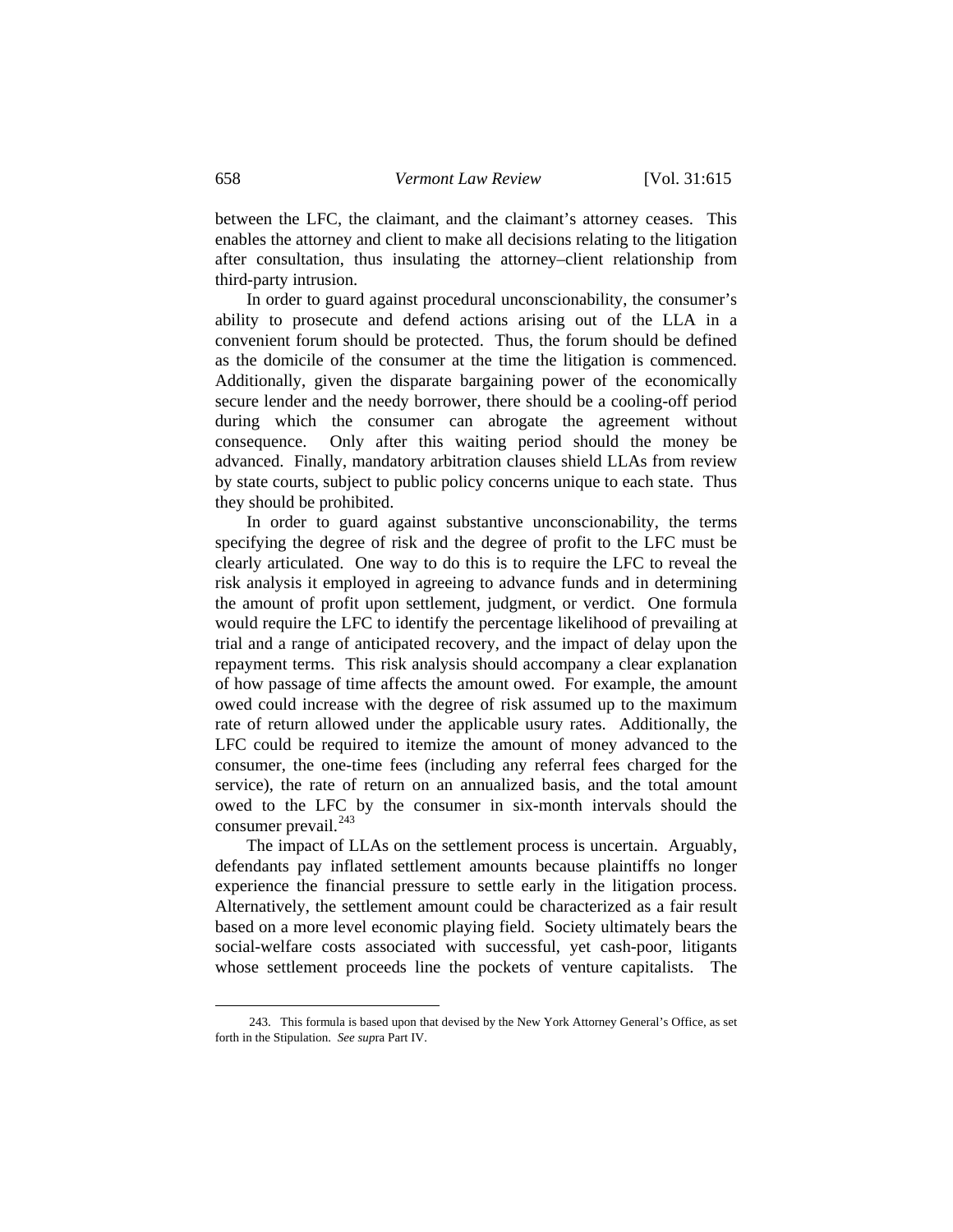between the LFC, the claimant, and the claimant's attorney ceases. This enables the attorney and client to make all decisions relating to the litigation after consultation, thus insulating the attorney–client relationship from third-party intrusion.

In order to guard against procedural unconscionability, the consumer's ability to prosecute and defend actions arising out of the LLA in a convenient forum should be protected. Thus, the forum should be defined as the domicile of the consumer at the time the litigation is commenced. Additionally, given the disparate bargaining power of the economically secure lender and the needy borrower, there should be a cooling-off period during which the consumer can abrogate the agreement without consequence. Only after this waiting period should the money be advanced. Finally, mandatory arbitration clauses shield LLAs from review by state courts, subject to public policy concerns unique to each state. Thus they should be prohibited.

In order to guard against substantive unconscionability, the terms specifying the degree of risk and the degree of profit to the LFC must be clearly articulated. One way to do this is to require the LFC to reveal the risk analysis it employed in agreeing to advance funds and in determining the amount of profit upon settlement, judgment, or verdict. One formula would require the LFC to identify the percentage likelihood of prevailing at trial and a range of anticipated recovery, and the impact of delay upon the repayment terms. This risk analysis should accompany a clear explanation of how passage of time affects the amount owed. For example, the amount owed could increase with the degree of risk assumed up to the maximum rate of return allowed under the applicable usury rates. Additionally, the LFC could be required to itemize the amount of money advanced to the consumer, the one-time fees (including any referral fees charged for the service), the rate of return on an annualized basis, and the total amount owed to the LFC by the consumer in six-month intervals should the consumer prevail.[243]

The impact of LLAs on the settlement process is uncertain. Arguably, defendants pay inflated settlement amounts because plaintiffs no longer experience the financial pressure to settle early in the litigation process. Alternatively, the settlement amount could be characterized as a fair result based on a more level economic playing field. Society ultimately bears the social-welfare costs associated with successful, yet cash-poor, litigants whose settlement proceeds line the pockets of venture capitalists. The

---

243. This formula is based upon that devised by the New York Attorney General's Office, as set forth in the Stipulation. *See supra* Part IV.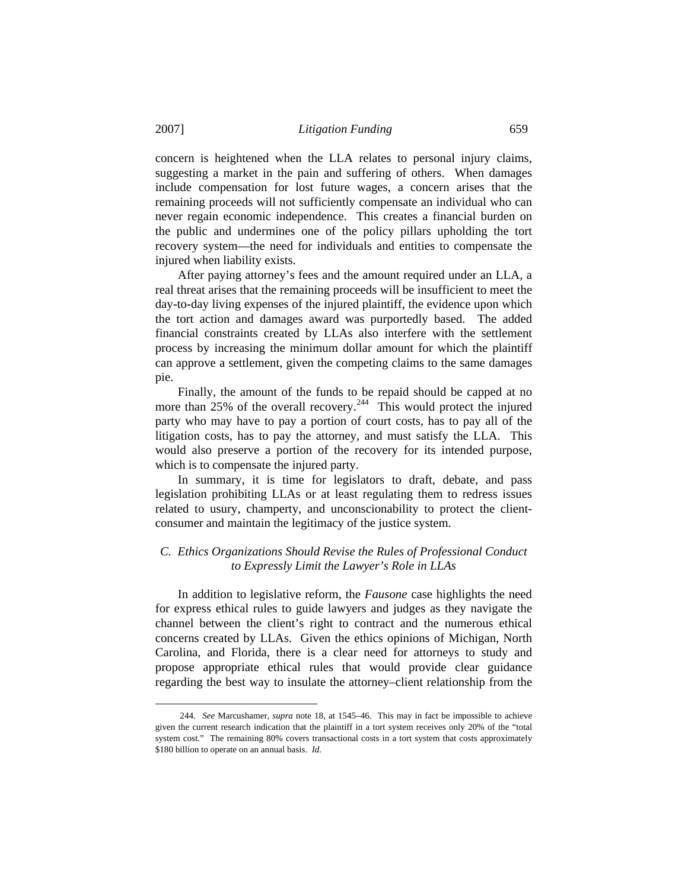concern is heightened when the LLA relates to personal injury claims, suggesting a market in the pain and suffering of others. When damages include compensation for lost future wages, a concern arises that the remaining proceeds will not sufficiently compensate an individual who can never regain economic independence. This creates a financial burden on the public and undermines one of the policy pillars upholding the tort recovery system—the need for individuals and entities to compensate the injured when liability exists.

After paying attorney's fees and the amount required under an LLA, a real threat arises that the remaining proceeds will be insufficient to meet the day-to-day living expenses of the injured plaintiff, the evidence upon which the tort action and damages award was purportedly based. The added financial constraints created by LLAs also interfere with the settlement process by increasing the minimum dollar amount for which the plaintiff can approve a settlement, given the competing claims to the same damages pie.

Finally, the amount of the funds to be repaid should be capped at no more than 25% of the overall recovery.[244] This would protect the injured party who may have to pay a portion of court costs, has to pay all of the litigation costs, has to pay the attorney, and must satisfy the LLA. This would also preserve a portion of the recovery for its intended purpose, which is to compensate the injured party.

In summary, it is time for legislators to draft, debate, and pass legislation prohibiting LLAs or at least regulating them to redress issues related to usury, champerty, and unconscionability to protect the client-consumer and maintain the legitimacy of the justice system.

### *C. Ethics Organizations Should Revise the Rules of Professional Conduct to Expressly Limit the Lawyer's Role in LLAs*

In addition to legislative reform, the *Fausone* case highlights the need for express ethical rules to guide lawyers and judges as they navigate the channel between the client's right to contract and the numerous ethical concerns created by LLAs. Given the ethics opinions of Michigan, North Carolina, and Florida, there is a clear need for attorneys to study and propose appropriate ethical rules that would provide clear guidance regarding the best way to insulate the attorney–client relationship from the

---

244. *See* Marcushamer, *supra* note 18, at 1545–46. This may in fact be impossible to achieve given the current research indication that the plaintiff in a tort system receives only 20% of the "total system cost." The remaining 80% covers transactional costs in a tort system that costs approximately $180 billion to operate on an annual basis. *Id.*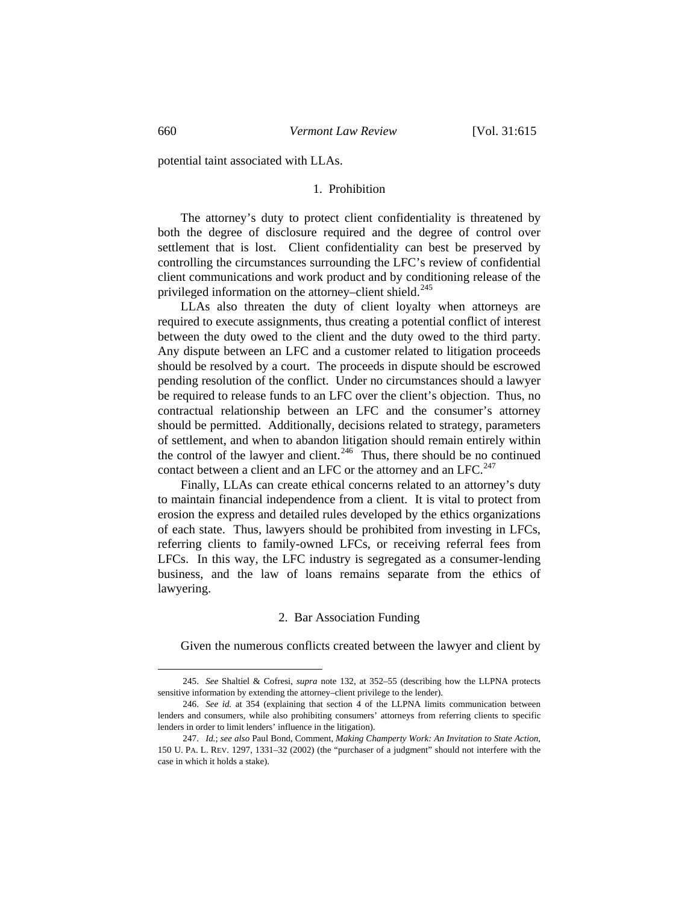potential taint associated with LLAs.

### 1. Prohibition

The attorney's duty to protect client confidentiality is threatened by both the degree of disclosure required and the degree of control over settlement that is lost. Client confidentiality can best be preserved by controlling the circumstances surrounding the LFC's review of confidential client communications and work product and by conditioning release of the privileged information on the attorney–client shield.[245]

LLAs also threaten the duty of client loyalty when attorneys are required to execute assignments, thus creating a potential conflict of interest between the duty owed to the client and the duty owed to the third party. Any dispute between an LFC and a customer related to litigation proceeds should be resolved by a court. The proceeds in dispute should be escrowed pending resolution of the conflict. Under no circumstances should a lawyer be required to release funds to an LFC over the client's objection. Thus, no contractual relationship between an LFC and the consumer's attorney should be permitted. Additionally, decisions related to strategy, parameters of settlement, and when to abandon litigation should remain entirely within the control of the lawyer and client.[246] Thus, there should be no continued contact between a client and an LFC or the attorney and an LFC.[247]

Finally, LLAs can create ethical concerns related to an attorney's duty to maintain financial independence from a client. It is vital to protect from erosion the express and detailed rules developed by the ethics organizations of each state. Thus, lawyers should be prohibited from investing in LFCs, referring clients to family-owned LFCs, or receiving referral fees from LFCs. In this way, the LFC industry is segregated as a consumer-lending business, and the law of loans remains separate from the ethics of lawyering.

### 2. Bar Association Funding

Given the numerous conflicts created between the lawyer and client by

---

245. *See* Shaltiel & Cofresi, *supra* note 132, at 352–55 (describing how the LLPNA protects sensitive information by extending the attorney–client privilege to the lender).

246. *See id.* at 354 (explaining that section 4 of the LLPNA limits communication between lenders and consumers, while also prohibiting consumers' attorneys from referring clients to specific lenders in order to limit lenders' influence in the litigation).

247. *Id.*; *see also* Paul Bond, Comment, *Making Champerty Work: An Invitation to State Action*, 150 U. PA. L. REV. 1297, 1331–32 (2002) (the "purchaser of a judgment" should not interfere with the case in which it holds a stake).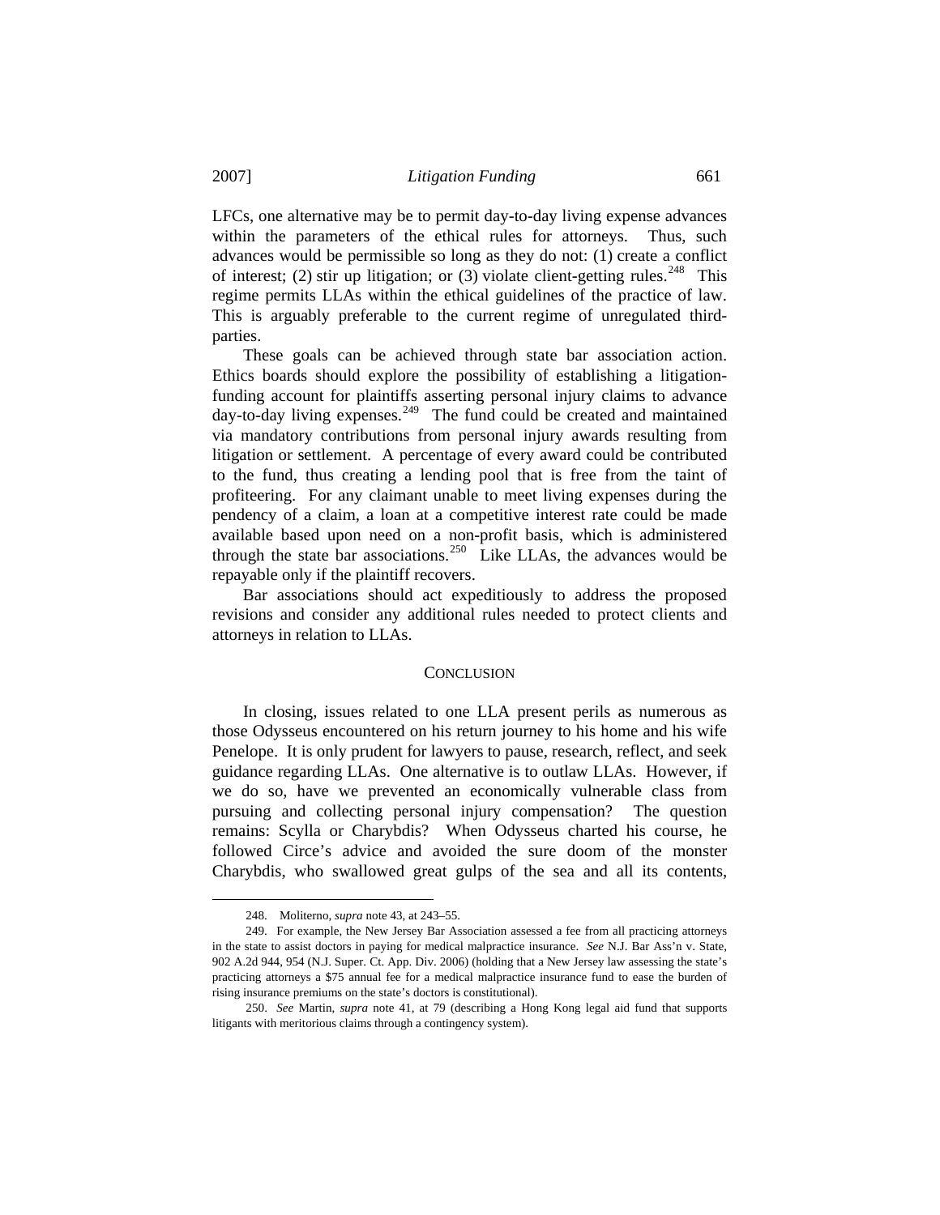LFCs, one alternative may be to permit day-to-day living expense advances within the parameters of the ethical rules for attorneys. Thus, such advances would be permissible so long as they do not: (1) create a conflict of interest; (2) stir up litigation; or (3) violate client-getting rules.[248] This regime permits LLAs within the ethical guidelines of the practice of law. This is arguably preferable to the current regime of unregulated third-parties.

These goals can be achieved through state bar association action. Ethics boards should explore the possibility of establishing a litigation-funding account for plaintiffs asserting personal injury claims to advance day-to-day living expenses.[249] The fund could be created and maintained via mandatory contributions from personal injury awards resulting from litigation or settlement. A percentage of every award could be contributed to the fund, thus creating a lending pool that is free from the taint of profiteering. For any claimant unable to meet living expenses during the pendency of a claim, a loan at a competitive interest rate could be made available based upon need on a non-profit basis, which is administered through the state bar associations.[250] Like LLAs, the advances would be repayable only if the plaintiff recovers.

Bar associations should act expeditiously to address the proposed revisions and consider any additional rules needed to protect clients and attorneys in relation to LLAs.

## CONCLUSION

In closing, issues related to one LLA present perils as numerous as those Odysseus encountered on his return journey to his home and his wife Penelope. It is only prudent for lawyers to pause, research, reflect, and seek guidance regarding LLAs. One alternative is to outlaw LLAs. However, if we do so, have we prevented an economically vulnerable class from pursuing and collecting personal injury compensation? The question remains: Scylla or Charybdis? When Odysseus charted his course, he followed Circe's advice and avoided the sure doom of the monster Charybdis, who swallowed great gulps of the sea and all its contents,

---

248. Moliterno, *supra* note 43, at 243–55.

249. For example, the New Jersey Bar Association assessed a fee from all practicing attorneys in the state to assist doctors in paying for medical malpractice insurance. *See* N.J. Bar Ass'n v. State, 902 A.2d 944, 954 (N.J. Super. Ct. App. Div. 2006) (holding that a New Jersey law assessing the state's practicing attorneys a $75 annual fee for a medical malpractice insurance fund to ease the burden of rising insurance premiums on the state's doctors is constitutional).

250. *See* Martin, *supra* note 41, at 79 (describing a Hong Kong legal aid fund that supports litigants with meritorious claims through a contingency system).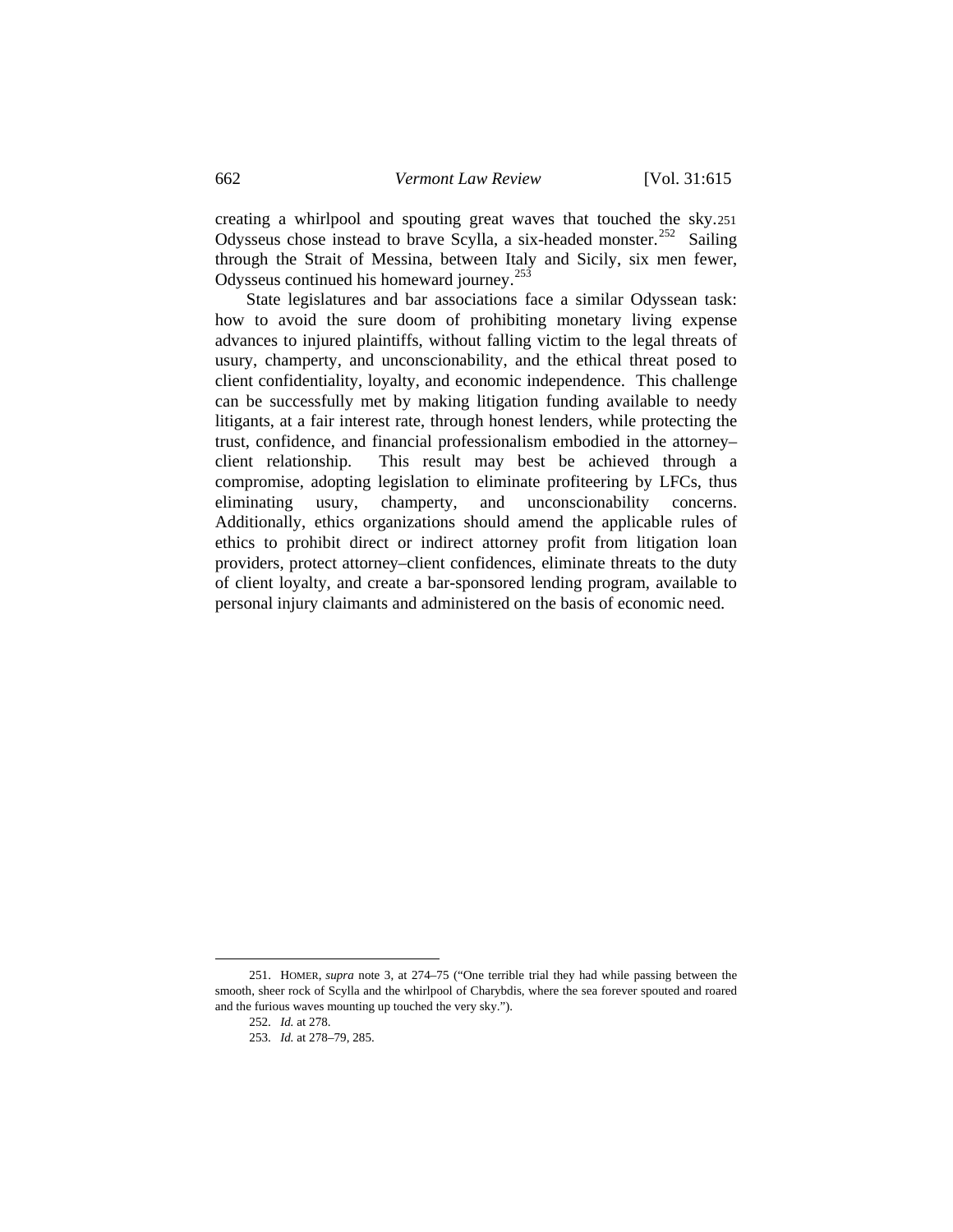creating a whirlpool and spouting great waves that touched the sky.[251] Odysseus chose instead to brave Scylla, a six-headed monster.[252] Sailing through the Strait of Messina, between Italy and Sicily, six men fewer, Odysseus continued his homeward journey.[253]

State legislatures and bar associations face a similar Odyssean task: how to avoid the sure doom of prohibiting monetary living expense advances to injured plaintiffs, without falling victim to the legal threats of usury, champerty, and unconscionability, and the ethical threat posed to client confidentiality, loyalty, and economic independence. This challenge can be successfully met by making litigation funding available to needy litigants, at a fair interest rate, through honest lenders, while protecting the trust, confidence, and financial professionalism embodied in the attorney–client relationship. This result may best be achieved through a compromise, adopting legislation to eliminate profiteering by LFCs, thus eliminating usury, champerty, and unconscionability concerns. Additionally, ethics organizations should amend the applicable rules of ethics to prohibit direct or indirect attorney profit from litigation loan providers, protect attorney–client confidences, eliminate threats to the duty of client loyalty, and create a bar-sponsored lending program, available to personal injury claimants and administered on the basis of economic need.

---

251. HOMER, *supra* note 3, at 274–75 ("One terrible trial they had while passing between the smooth, sheer rock of Scylla and the whirlpool of Charybdis, where the sea forever spouted and roared and the furious waves mounting up touched the very sky.").

252. *Id.* at 278.

253. *Id.* at 278–79, 285.